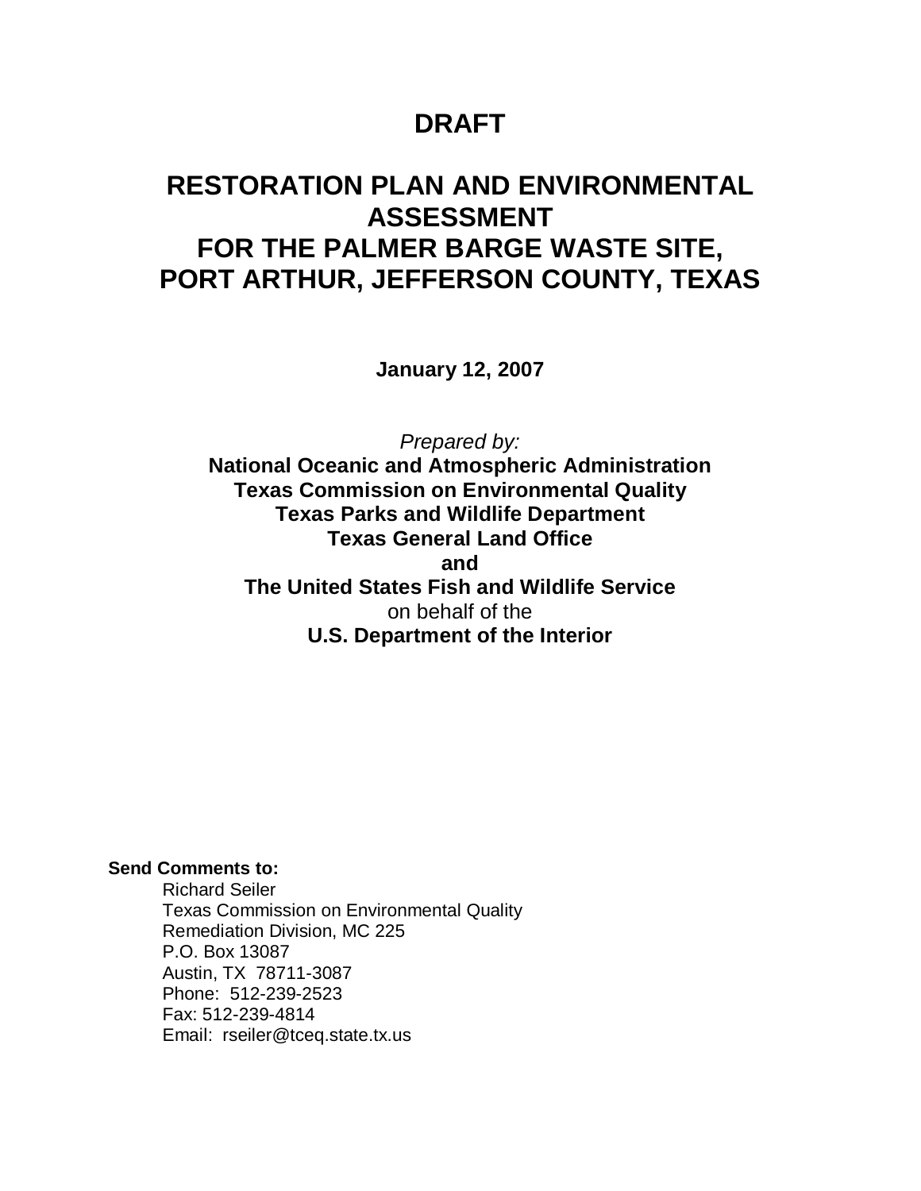# DRAFT

# RESTORATION PLAN AND ENVIRONMENTAL ASSESSMENT FOR THE PALMER BARGE WASTE SITE, PORT ARTHUR, JEFFERSON COUNTY, TEXAS

**January 12, 2007**

*Prepared by:*

**National Oceanic and Atmospheric Administration**
**Texas Commission on Environmental Quality**
**Texas Parks and Wildlife Department**
**Texas General Land Office**
**and**
**The United States Fish and Wildlife Service**
on behalf of the
**U.S. Department of the Interior**

**Send Comments to:**

Richard Seiler
Texas Commission on Environmental Quality
Remediation Division, MC 225
P.O. Box 13087
Austin, TX 78711-3087
Phone: 512-239-2523
Fax: 512-239-4814
Email: rseiler@tceq.state.tx.us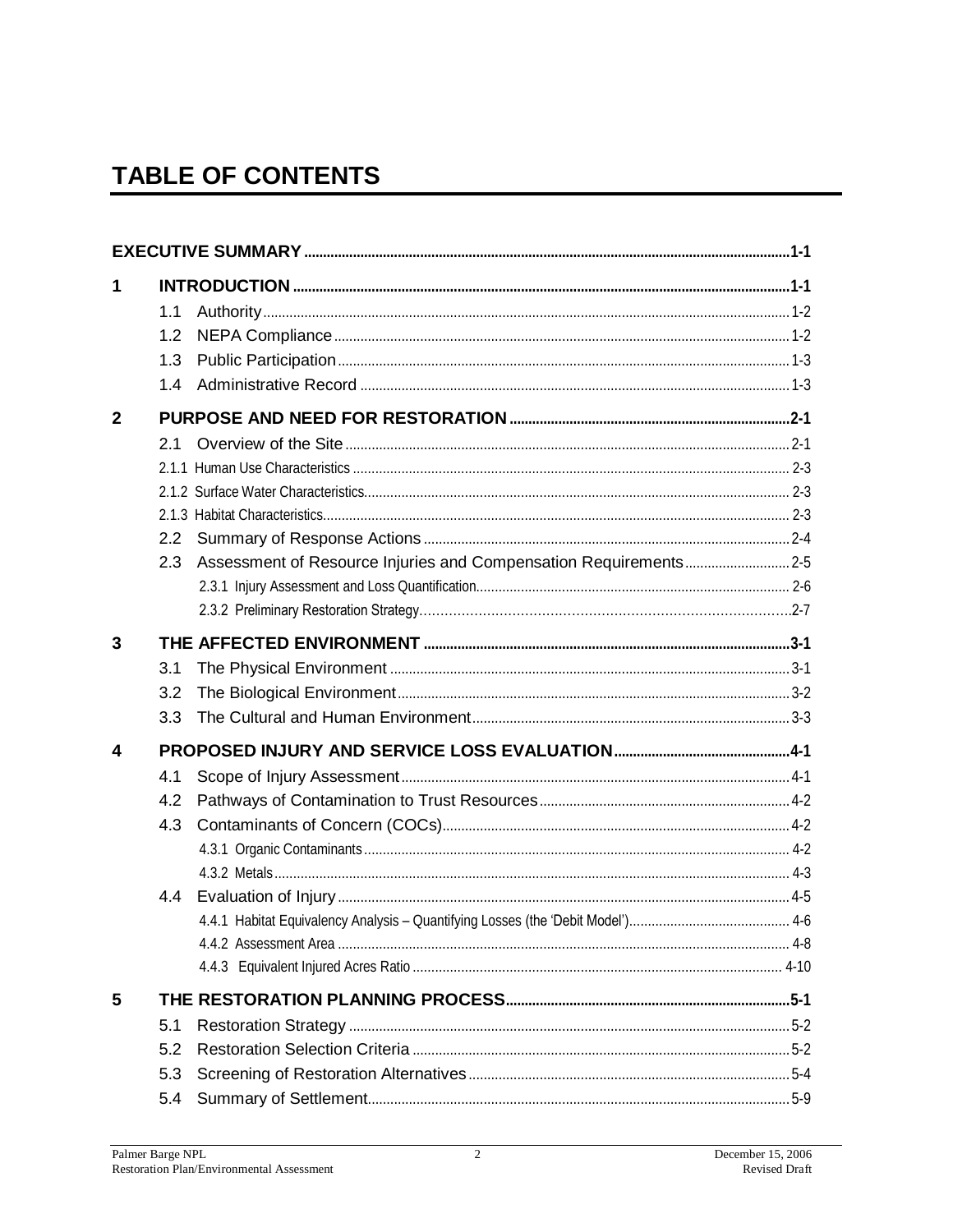# TABLE OF CONTENTS

EXECUTIVE SUMMARY ...................................................... 1-1

1 INTRODUCTION ...................................................... 1-1

- 1.1 Authority ...................................................... 1-2
- 1.2 NEPA Compliance ...................................................... 1-2
- 1.3 Public Participation ...................................................... 1-3
- 1.4 Administrative Record ...................................................... 1-3

2 PURPOSE AND NEED FOR RESTORATION ...................................................... 2-1

- 2.1 Overview of the Site ...................................................... 2-1
  - 2.1.1 Human Use Characteristics ...................................................... 2-3
  - 2.1.2 Surface Water Characteristics ...................................................... 2-3
  - 2.1.3 Habitat Characteristics ...................................................... 2-3
- 2.2 Summary of Response Actions ...................................................... 2-4
- 2.3 Assessment of Resource Injuries and Compensation Requirements ...................................................... 2-5
  - 2.3.1 Injury Assessment and Loss Quantification ...................................................... 2-6
  - 2.3.2 Preliminary Restoration Strategy ...................................................... 2-7

3 THE AFFECTED ENVIRONMENT ...................................................... 3-1

- 3.1 The Physical Environment ...................................................... 3-1
- 3.2 The Biological Environment ...................................................... 3-2
- 3.3 The Cultural and Human Environment ...................................................... 3-3

4 PROPOSED INJURY AND SERVICE LOSS EVALUATION ...................................................... 4-1

- 4.1 Scope of Injury Assessment ...................................................... 4-1
- 4.2 Pathways of Contamination to Trust Resources ...................................................... 4-2
- 4.3 Contaminants of Concern (COCs) ...................................................... 4-2
  - 4.3.1 Organic Contaminants ...................................................... 4-2
  - 4.3.2 Metals ...................................................... 4-3
- 4.4 Evaluation of Injury ...................................................... 4-5
  - 4.4.1 Habitat Equivalency Analysis – Quantifying Losses (the 'Debit Model') ...................................................... 4-6
  - 4.4.2 Assessment Area ...................................................... 4-8
  - 4.4.3 Equivalent Injured Acres Ratio ...................................................... 4-10

5 THE RESTORATION PLANNING PROCESS ...................................................... 5-1

- 5.1 Restoration Strategy ...................................................... 5-2
- 5.2 Restoration Selection Criteria ...................................................... 5-2
- 5.3 Screening of Restoration Alternatives ...................................................... 5-4
- 5.4 Summary of Settlement ...................................................... 5-9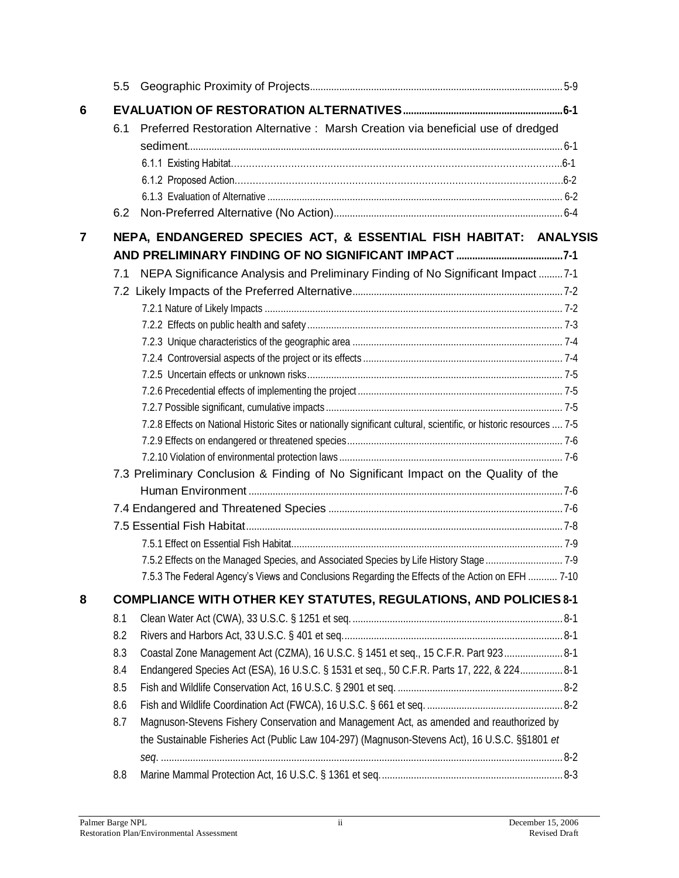5.5 Geographic Proximity of Projects ..... 5-9

**6 EVALUATION OF RESTORATION ALTERNATIVES ..... 6-1**

6.1 Preferred Restoration Alternative : Marsh Creation via beneficial use of dredged sediment ..... 6-1

6.1.1 Existing Habitat ..... 6-1

6.1.2 Proposed Action ..... 6-2

6.1.3 Evaluation of Alternative ..... 6-2

6.2 Non-Preferred Alternative (No Action) ..... 6-4

**7 NEPA, ENDANGERED SPECIES ACT, & ESSENTIAL FISH HABITAT: ANALYSIS AND PRELIMINARY FINDING OF NO SIGNIFICANT IMPACT ..... 7-1**

7.1 NEPA Significance Analysis and Preliminary Finding of No Significant Impact ..... 7-1

7.2 Likely Impacts of the Preferred Alternative ..... 7-2

7.2.1 Nature of Likely Impacts ..... 7-2

7.2.2 Effects on public health and safety ..... 7-3

7.2.3 Unique characteristics of the geographic area ..... 7-4

7.2.4 Controversial aspects of the project or its effects ..... 7-4

7.2.5 Uncertain effects or unknown risks ..... 7-5

7.2.6 Precedential effects of implementing the project ..... 7-5

7.2.7 Possible significant, cumulative impacts ..... 7-5

7.2.8 Effects on National Historic Sites or nationally significant cultural, scientific, or historic resources ..... 7-5

7.2.9 Effects on endangered or threatened species ..... 7-6

7.2.10 Violation of environmental protection laws ..... 7-6

7.3 Preliminary Conclusion & Finding of No Significant Impact on the Quality of the Human Environment ..... 7-6

7.4 Endangered and Threatened Species ..... 7-6

7.5 Essential Fish Habitat ..... 7-8

7.5.1 Effect on Essential Fish Habitat ..... 7-9

7.5.2 Effects on the Managed Species, and Associated Species by Life History Stage ..... 7-9

7.5.3 The Federal Agency's Views and Conclusions Regarding the Effects of the Action on EFH ..... 7-10

**8 COMPLIANCE WITH OTHER KEY STATUTES, REGULATIONS, AND POLICIES 8-1**

8.1 Clean Water Act (CWA), 33 U.S.C. § 1251 et seq. ..... 8-1

8.2 Rivers and Harbors Act, 33 U.S.C. § 401 et seq. ..... 8-1

8.3 Coastal Zone Management Act (CZMA), 16 U.S.C. § 1451 et seq., 15 C.F.R. Part 923 ..... 8-1

8.4 Endangered Species Act (ESA), 16 U.S.C. § 1531 et seq., 50 C.F.R. Parts 17, 222, & 224 ..... 8-1

8.5 Fish and Wildlife Conservation Act, 16 U.S.C. § 2901 et seq. ..... 8-2

8.6 Fish and Wildlife Coordination Act (FWCA), 16 U.S.C. § 661 et seq. ..... 8-2

8.7 Magnuson-Stevens Fishery Conservation and Management Act, as amended and reauthorized by the Sustainable Fisheries Act (Public Law 104-297) (Magnuson-Stevens Act), 16 U.S.C. §§1801 *et seq*. ..... 8-2

8.8 Marine Mammal Protection Act, 16 U.S.C. § 1361 et seq. ..... 8-3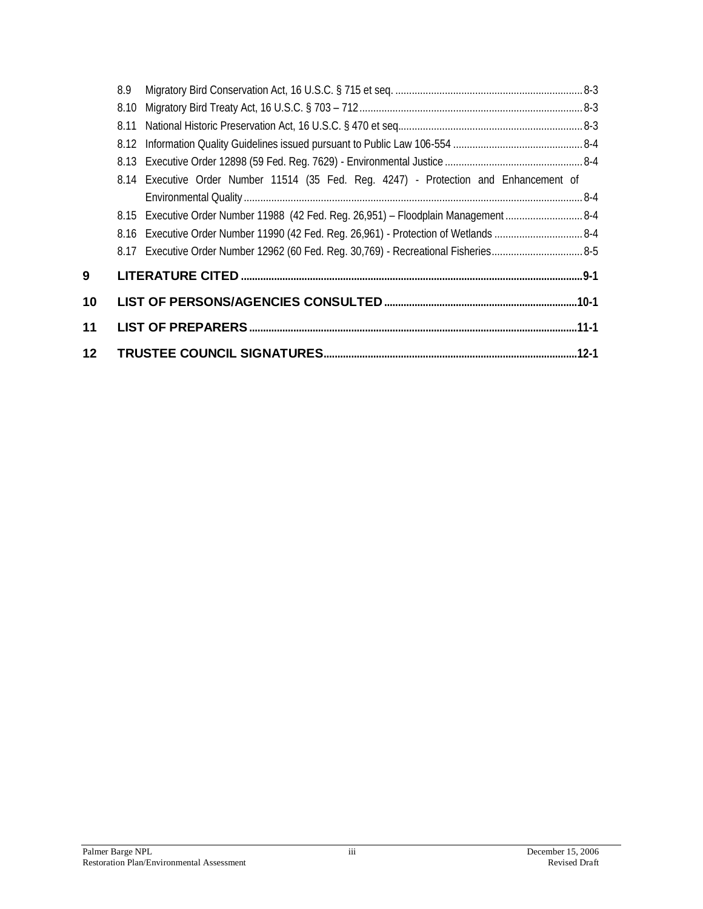8.9 Migratory Bird Conservation Act, 16 U.S.C. § 715 et seq. .................... 8-3

8.10 Migratory Bird Treaty Act, 16 U.S.C. § 703 – 712 .................... 8-3

8.11 National Historic Preservation Act, 16 U.S.C. § 470 et seq. .................... 8-3

8.12 Information Quality Guidelines issued pursuant to Public Law 106-554 .................... 8-4

8.13 Executive Order 12898 (59 Fed. Reg. 7629) - Environmental Justice .................... 8-4

8.14 Executive Order Number 11514 (35 Fed. Reg. 4247) - Protection and Enhancement of Environmental Quality .................... 8-4

8.15 Executive Order Number 11988 (42 Fed. Reg. 26,951) – Floodplain Management .................... 8-4

8.16 Executive Order Number 11990 (42 Fed. Reg. 26,961) - Protection of Wetlands .................... 8-4

8.17 Executive Order Number 12962 (60 Fed. Reg. 30,769) - Recreational Fisheries .................... 8-5

**9 LITERATURE CITED .................... 9-1**

**10 LIST OF PERSONS/AGENCIES CONSULTED .................... 10-1**

**11 LIST OF PREPARERS .................... 11-1**

**12 TRUSTEE COUNCIL SIGNATURES .................... 12-1**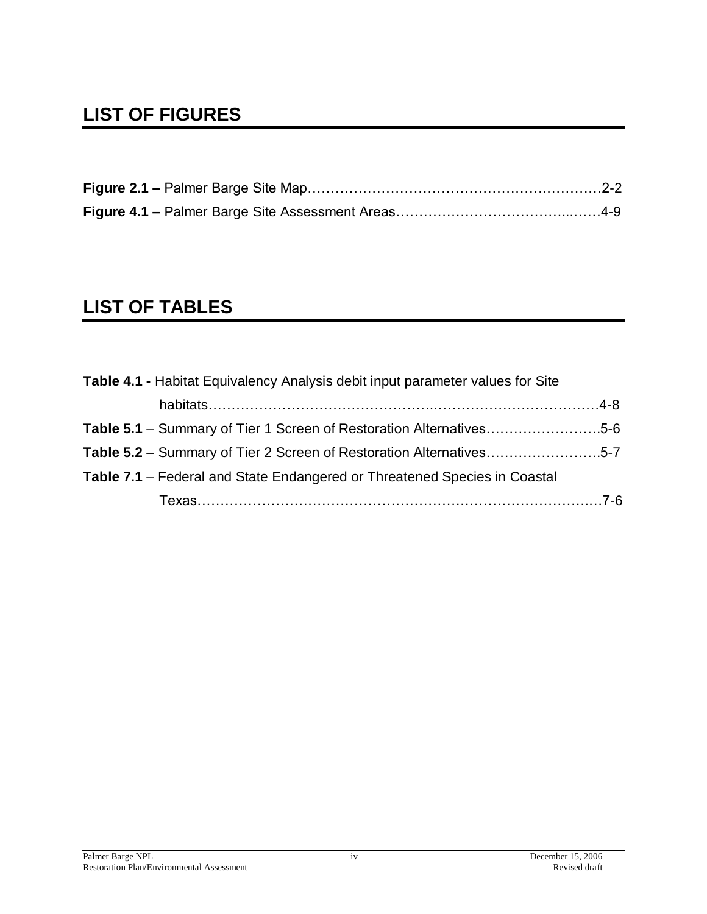## LIST OF FIGURES

**Figure 2.1 –** Palmer Barge Site Map……………………………………………..…………2-2

**Figure 4.1 –** Palmer Barge Site Assessment Areas……………………………….....……4-9

## LIST OF TABLES

**Table 4.1 -** Habitat Equivalency Analysis debit input parameter values for Site habitats………………………………………..………………………………4-8

**Table 5.1** – Summary of Tier 1 Screen of Restoration Alternatives…………………….5-6

**Table 5.2** – Summary of Tier 2 Screen of Restoration Alternatives…………………….5-7

**Table 7.1** – Federal and State Endangered or Threatened Species in Coastal Texas……………………………………………………………………….…7-6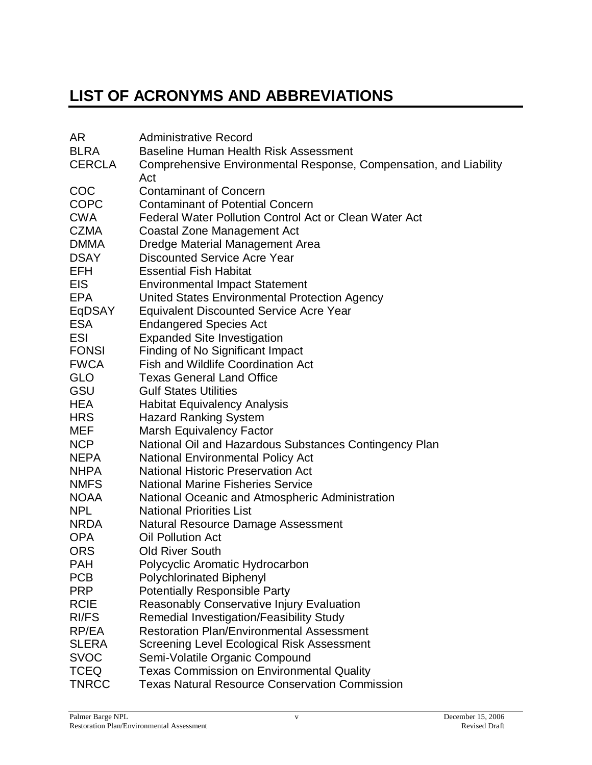# LIST OF ACRONYMS AND ABBREVIATIONS

| | |
|---|---|
| AR | Administrative Record |
| BLRA | Baseline Human Health Risk Assessment |
| CERCLA | Comprehensive Environmental Response, Compensation, and Liability Act |
| COC | Contaminant of Concern |
| COPC | Contaminant of Potential Concern |
| CWA | Federal Water Pollution Control Act or Clean Water Act |
| CZMA | Coastal Zone Management Act |
| DMMA | Dredge Material Management Area |
| DSAY | Discounted Service Acre Year |
| EFH | Essential Fish Habitat |
| EIS | Environmental Impact Statement |
| EPA | United States Environmental Protection Agency |
| EqDSAY | Equivalent Discounted Service Acre Year |
| ESA | Endangered Species Act |
| ESI | Expanded Site Investigation |
| FONSI | Finding of No Significant Impact |
| FWCA | Fish and Wildlife Coordination Act |
| GLO | Texas General Land Office |
| GSU | Gulf States Utilities |
| HEA | Habitat Equivalency Analysis |
| HRS | Hazard Ranking System |
| MEF | Marsh Equivalency Factor |
| NCP | National Oil and Hazardous Substances Contingency Plan |
| NEPA | National Environmental Policy Act |
| NHPA | National Historic Preservation Act |
| NMFS | National Marine Fisheries Service |
| NOAA | National Oceanic and Atmospheric Administration |
| NPL | National Priorities List |
| NRDA | Natural Resource Damage Assessment |
| OPA | Oil Pollution Act |
| ORS | Old River South |
| PAH | Polycyclic Aromatic Hydrocarbon |
| PCB | Polychlorinated Biphenyl |
| PRP | Potentially Responsible Party |
| RCIE | Reasonably Conservative Injury Evaluation |
| RI/FS | Remedial Investigation/Feasibility Study |
| RP/EA | Restoration Plan/Environmental Assessment |
| SLERA | Screening Level Ecological Risk Assessment |
| SVOC | Semi-Volatile Organic Compound |
| TCEQ | Texas Commission on Environmental Quality |
| TNRCC | Texas Natural Resource Conservation Commission |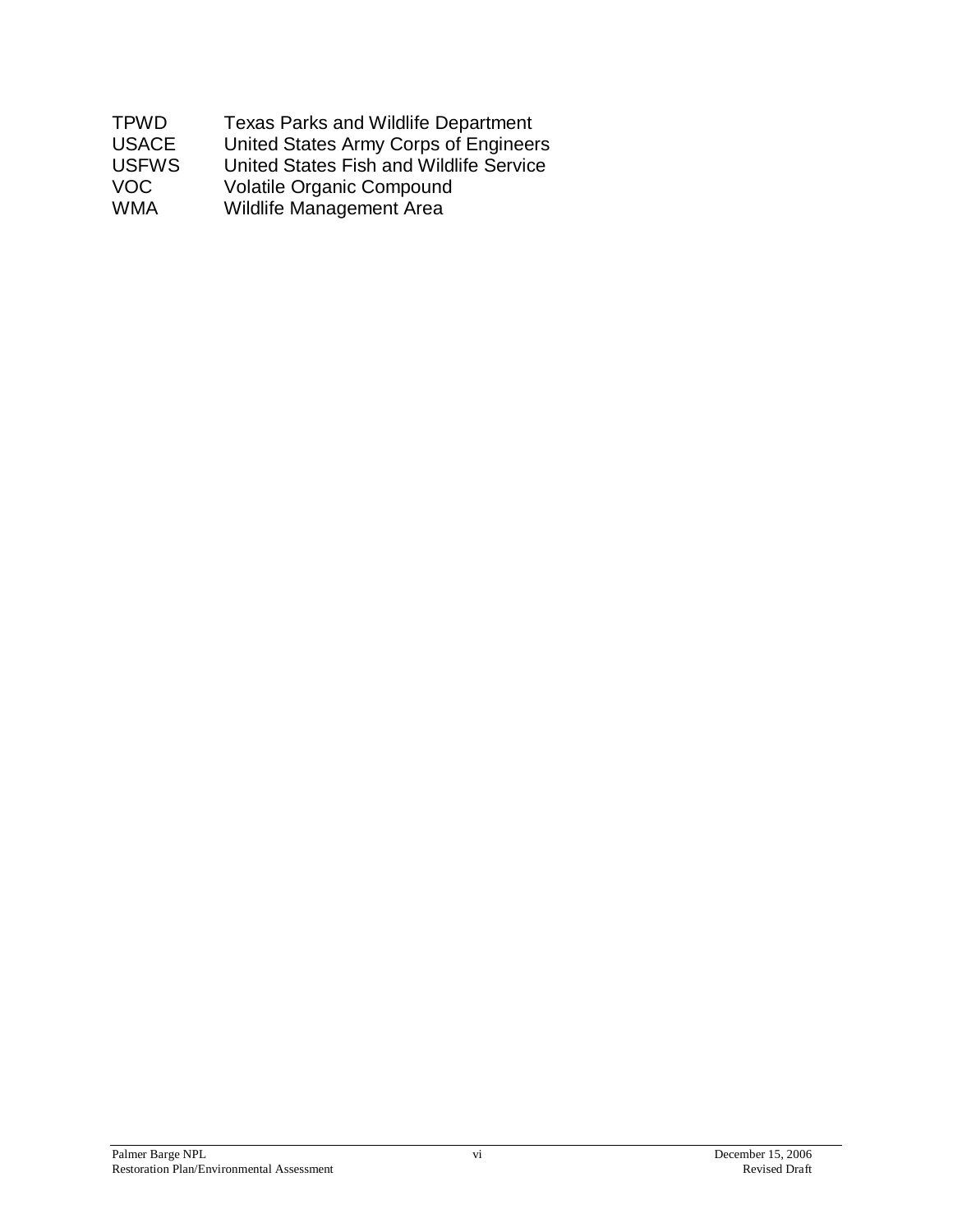| | |
|---|---|
| TPWD | Texas Parks and Wildlife Department |
| USACE | United States Army Corps of Engineers |
| USFWS | United States Fish and Wildlife Service |
| VOC | Volatile Organic Compound |
| WMA | Wildlife Management Area |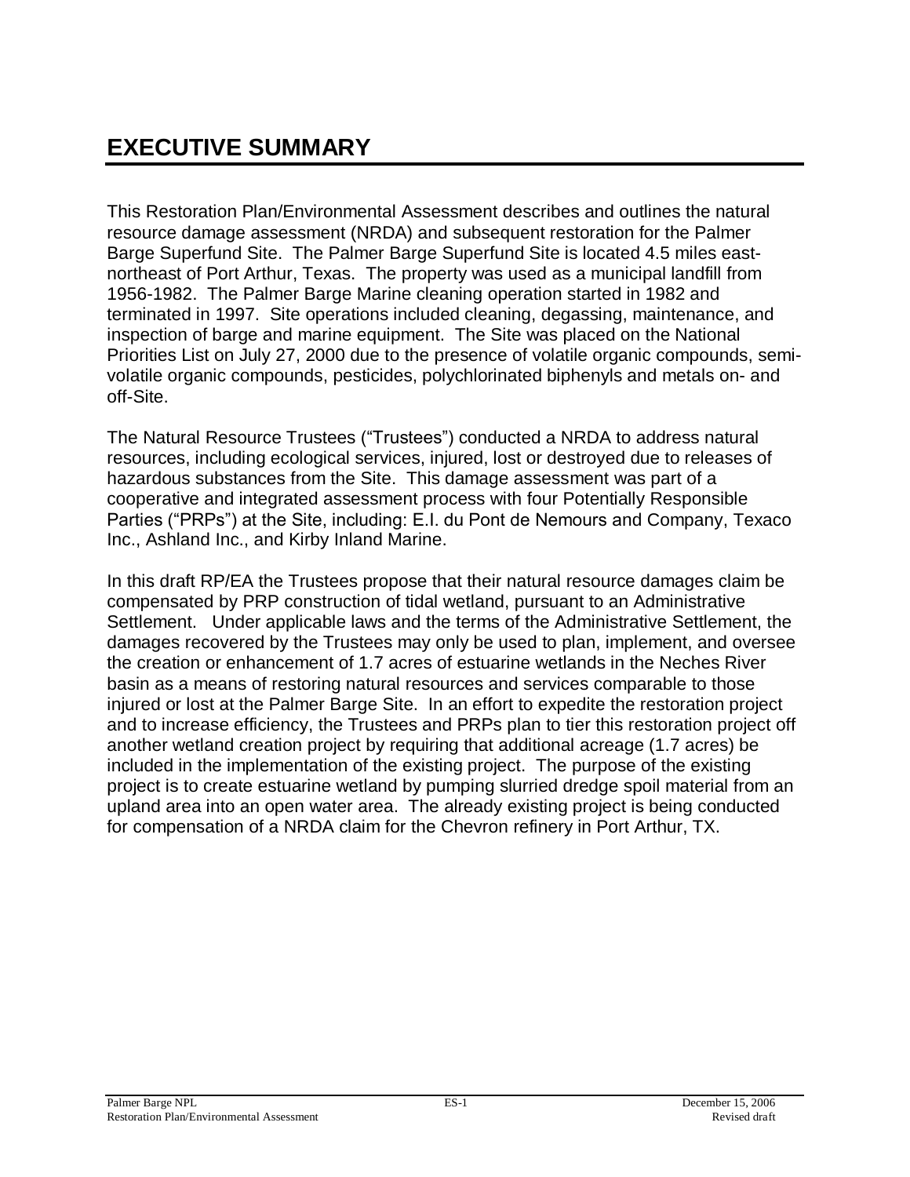# EXECUTIVE SUMMARY

This Restoration Plan/Environmental Assessment describes and outlines the natural resource damage assessment (NRDA) and subsequent restoration for the Palmer Barge Superfund Site. The Palmer Barge Superfund Site is located 4.5 miles east-northeast of Port Arthur, Texas. The property was used as a municipal landfill from 1956-1982. The Palmer Barge Marine cleaning operation started in 1982 and terminated in 1997. Site operations included cleaning, degassing, maintenance, and inspection of barge and marine equipment. The Site was placed on the National Priorities List on July 27, 2000 due to the presence of volatile organic compounds, semi-volatile organic compounds, pesticides, polychlorinated biphenyls and metals on- and off-Site.

The Natural Resource Trustees ("Trustees") conducted a NRDA to address natural resources, including ecological services, injured, lost or destroyed due to releases of hazardous substances from the Site. This damage assessment was part of a cooperative and integrated assessment process with four Potentially Responsible Parties ("PRPs") at the Site, including: E.I. du Pont de Nemours and Company, Texaco Inc., Ashland Inc., and Kirby Inland Marine.

In this draft RP/EA the Trustees propose that their natural resource damages claim be compensated by PRP construction of tidal wetland, pursuant to an Administrative Settlement. Under applicable laws and the terms of the Administrative Settlement, the damages recovered by the Trustees may only be used to plan, implement, and oversee the creation or enhancement of 1.7 acres of estuarine wetlands in the Neches River basin as a means of restoring natural resources and services comparable to those injured or lost at the Palmer Barge Site. In an effort to expedite the restoration project and to increase efficiency, the Trustees and PRPs plan to tier this restoration project off another wetland creation project by requiring that additional acreage (1.7 acres) be included in the implementation of the existing project. The purpose of the existing project is to create estuarine wetland by pumping slurried dredge spoil material from an upland area into an open water area. The already existing project is being conducted for compensation of a NRDA claim for the Chevron refinery in Port Arthur, TX.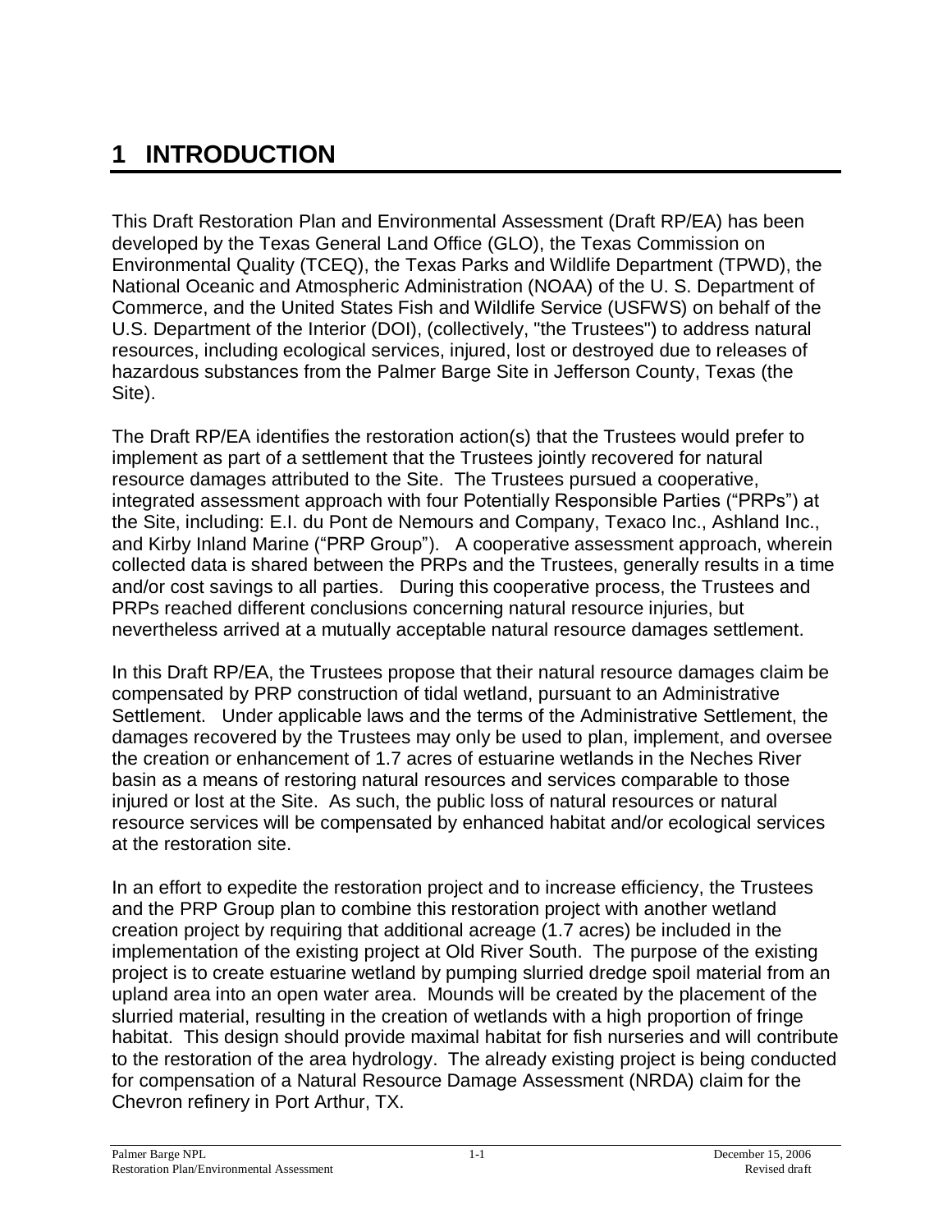# 1 INTRODUCTION

This Draft Restoration Plan and Environmental Assessment (Draft RP/EA) has been developed by the Texas General Land Office (GLO), the Texas Commission on Environmental Quality (TCEQ), the Texas Parks and Wildlife Department (TPWD), the National Oceanic and Atmospheric Administration (NOAA) of the U. S. Department of Commerce, and the United States Fish and Wildlife Service (USFWS) on behalf of the U.S. Department of the Interior (DOI), (collectively, "the Trustees") to address natural resources, including ecological services, injured, lost or destroyed due to releases of hazardous substances from the Palmer Barge Site in Jefferson County, Texas (the Site).

The Draft RP/EA identifies the restoration action(s) that the Trustees would prefer to implement as part of a settlement that the Trustees jointly recovered for natural resource damages attributed to the Site. The Trustees pursued a cooperative, integrated assessment approach with four Potentially Responsible Parties ("PRPs") at the Site, including: E.I. du Pont de Nemours and Company, Texaco Inc., Ashland Inc., and Kirby Inland Marine ("PRP Group"). A cooperative assessment approach, wherein collected data is shared between the PRPs and the Trustees, generally results in a time and/or cost savings to all parties. During this cooperative process, the Trustees and PRPs reached different conclusions concerning natural resource injuries, but nevertheless arrived at a mutually acceptable natural resource damages settlement.

In this Draft RP/EA, the Trustees propose that their natural resource damages claim be compensated by PRP construction of tidal wetland, pursuant to an Administrative Settlement. Under applicable laws and the terms of the Administrative Settlement, the damages recovered by the Trustees may only be used to plan, implement, and oversee the creation or enhancement of 1.7 acres of estuarine wetlands in the Neches River basin as a means of restoring natural resources and services comparable to those injured or lost at the Site. As such, the public loss of natural resources or natural resource services will be compensated by enhanced habitat and/or ecological services at the restoration site.

In an effort to expedite the restoration project and to increase efficiency, the Trustees and the PRP Group plan to combine this restoration project with another wetland creation project by requiring that additional acreage (1.7 acres) be included in the implementation of the existing project at Old River South. The purpose of the existing project is to create estuarine wetland by pumping slurried dredge spoil material from an upland area into an open water area. Mounds will be created by the placement of the slurried material, resulting in the creation of wetlands with a high proportion of fringe habitat. This design should provide maximal habitat for fish nurseries and will contribute to the restoration of the area hydrology. The already existing project is being conducted for compensation of a Natural Resource Damage Assessment (NRDA) claim for the Chevron refinery in Port Arthur, TX.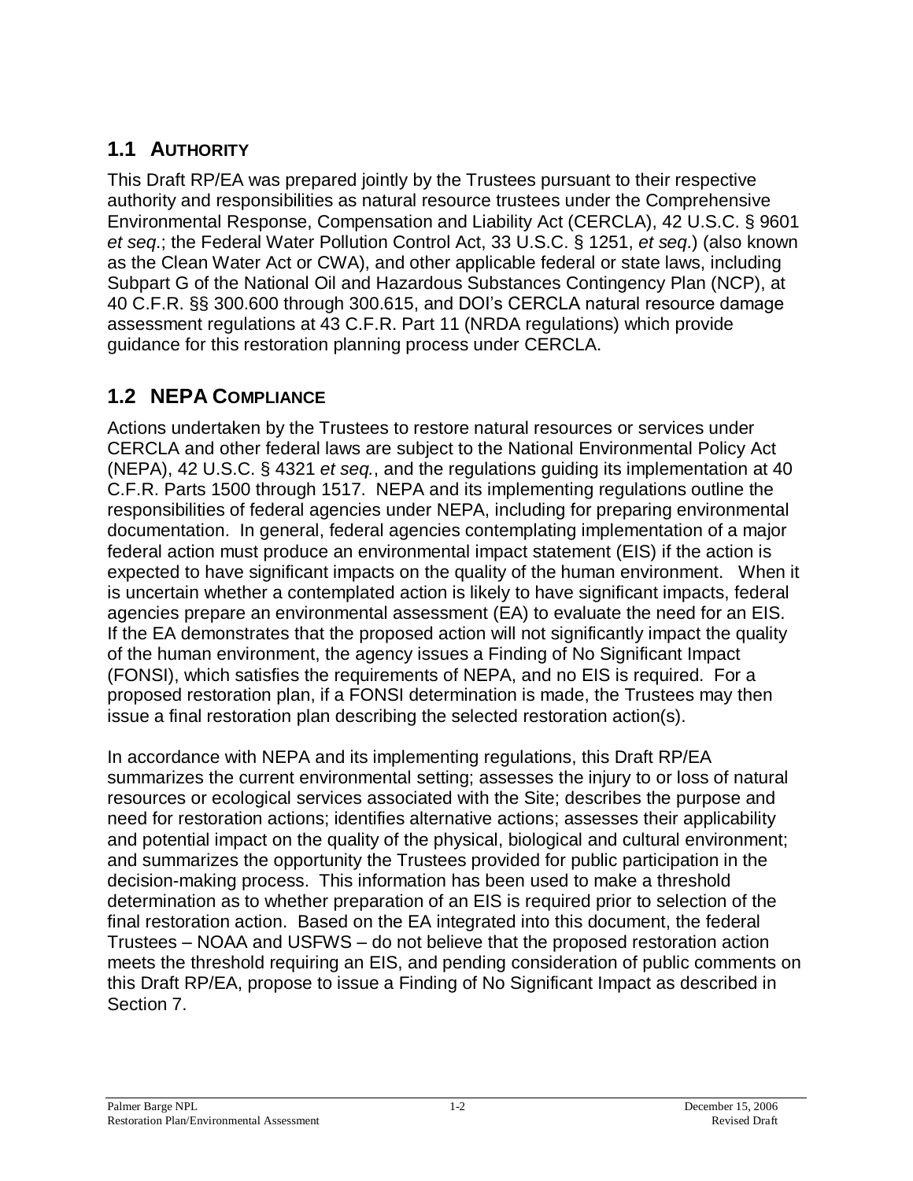## 1.1 AUTHORITY

This Draft RP/EA was prepared jointly by the Trustees pursuant to their respective authority and responsibilities as natural resource trustees under the Comprehensive Environmental Response, Compensation and Liability Act (CERCLA), 42 U.S.C. § 9601 *et seq*.; the Federal Water Pollution Control Act, 33 U.S.C. § 1251, *et seq*.) (also known as the Clean Water Act or CWA), and other applicable federal or state laws, including Subpart G of the National Oil and Hazardous Substances Contingency Plan (NCP), at 40 C.F.R. §§ 300.600 through 300.615, and DOI's CERCLA natural resource damage assessment regulations at 43 C.F.R. Part 11 (NRDA regulations) which provide guidance for this restoration planning process under CERCLA.

## 1.2 NEPA COMPLIANCE

Actions undertaken by the Trustees to restore natural resources or services under CERCLA and other federal laws are subject to the National Environmental Policy Act (NEPA), 42 U.S.C. § 4321 *et seq.*, and the regulations guiding its implementation at 40 C.F.R. Parts 1500 through 1517. NEPA and its implementing regulations outline the responsibilities of federal agencies under NEPA, including for preparing environmental documentation. In general, federal agencies contemplating implementation of a major federal action must produce an environmental impact statement (EIS) if the action is expected to have significant impacts on the quality of the human environment. When it is uncertain whether a contemplated action is likely to have significant impacts, federal agencies prepare an environmental assessment (EA) to evaluate the need for an EIS. If the EA demonstrates that the proposed action will not significantly impact the quality of the human environment, the agency issues a Finding of No Significant Impact (FONSI), which satisfies the requirements of NEPA, and no EIS is required. For a proposed restoration plan, if a FONSI determination is made, the Trustees may then issue a final restoration plan describing the selected restoration action(s).

In accordance with NEPA and its implementing regulations, this Draft RP/EA summarizes the current environmental setting; assesses the injury to or loss of natural resources or ecological services associated with the Site; describes the purpose and need for restoration actions; identifies alternative actions; assesses their applicability and potential impact on the quality of the physical, biological and cultural environment; and summarizes the opportunity the Trustees provided for public participation in the decision-making process. This information has been used to make a threshold determination as to whether preparation of an EIS is required prior to selection of the final restoration action. Based on the EA integrated into this document, the federal Trustees – NOAA and USFWS – do not believe that the proposed restoration action meets the threshold requiring an EIS, and pending consideration of public comments on this Draft RP/EA, propose to issue a Finding of No Significant Impact as described in Section 7.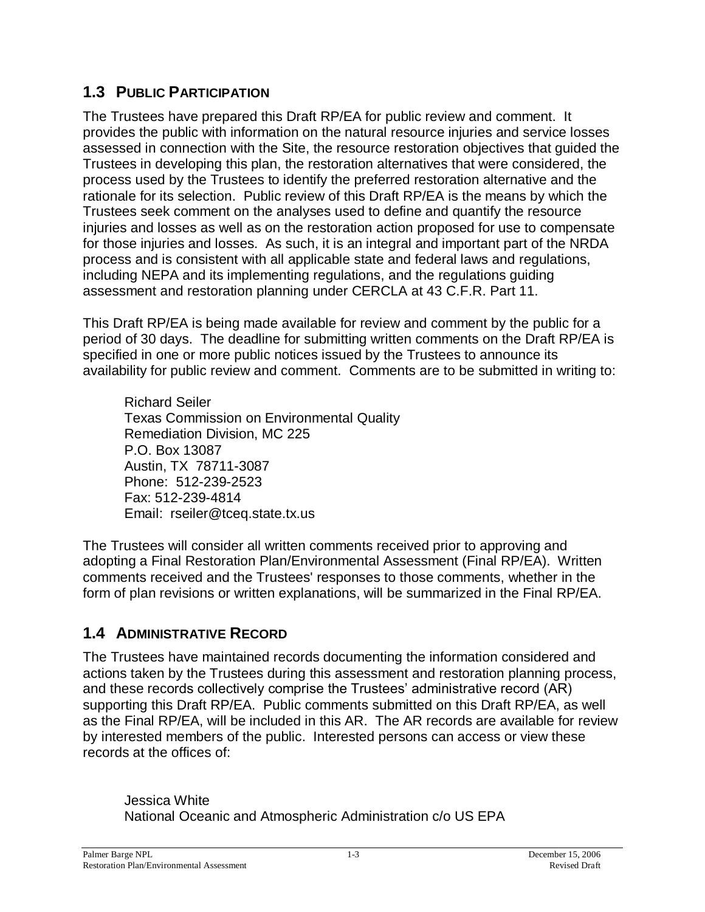## 1.3 PUBLIC PARTICIPATION

The Trustees have prepared this Draft RP/EA for public review and comment. It provides the public with information on the natural resource injuries and service losses assessed in connection with the Site, the resource restoration objectives that guided the Trustees in developing this plan, the restoration alternatives that were considered, the process used by the Trustees to identify the preferred restoration alternative and the rationale for its selection. Public review of this Draft RP/EA is the means by which the Trustees seek comment on the analyses used to define and quantify the resource injuries and losses as well as on the restoration action proposed for use to compensate for those injuries and losses. As such, it is an integral and important part of the NRDA process and is consistent with all applicable state and federal laws and regulations, including NEPA and its implementing regulations, and the regulations guiding assessment and restoration planning under CERCLA at 43 C.F.R. Part 11.

This Draft RP/EA is being made available for review and comment by the public for a period of 30 days. The deadline for submitting written comments on the Draft RP/EA is specified in one or more public notices issued by the Trustees to announce its availability for public review and comment. Comments are to be submitted in writing to:

Richard Seiler
Texas Commission on Environmental Quality
Remediation Division, MC 225
P.O. Box 13087
Austin, TX 78711-3087
Phone: 512-239-2523
Fax: 512-239-4814
Email: rseiler@tceq.state.tx.us

The Trustees will consider all written comments received prior to approving and adopting a Final Restoration Plan/Environmental Assessment (Final RP/EA). Written comments received and the Trustees' responses to those comments, whether in the form of plan revisions or written explanations, will be summarized in the Final RP/EA.

## 1.4 ADMINISTRATIVE RECORD

The Trustees have maintained records documenting the information considered and actions taken by the Trustees during this assessment and restoration planning process, and these records collectively comprise the Trustees' administrative record (AR) supporting this Draft RP/EA. Public comments submitted on this Draft RP/EA, as well as the Final RP/EA, will be included in this AR. The AR records are available for review by interested members of the public. Interested persons can access or view these records at the offices of:

Jessica White
National Oceanic and Atmospheric Administration c/o US EPA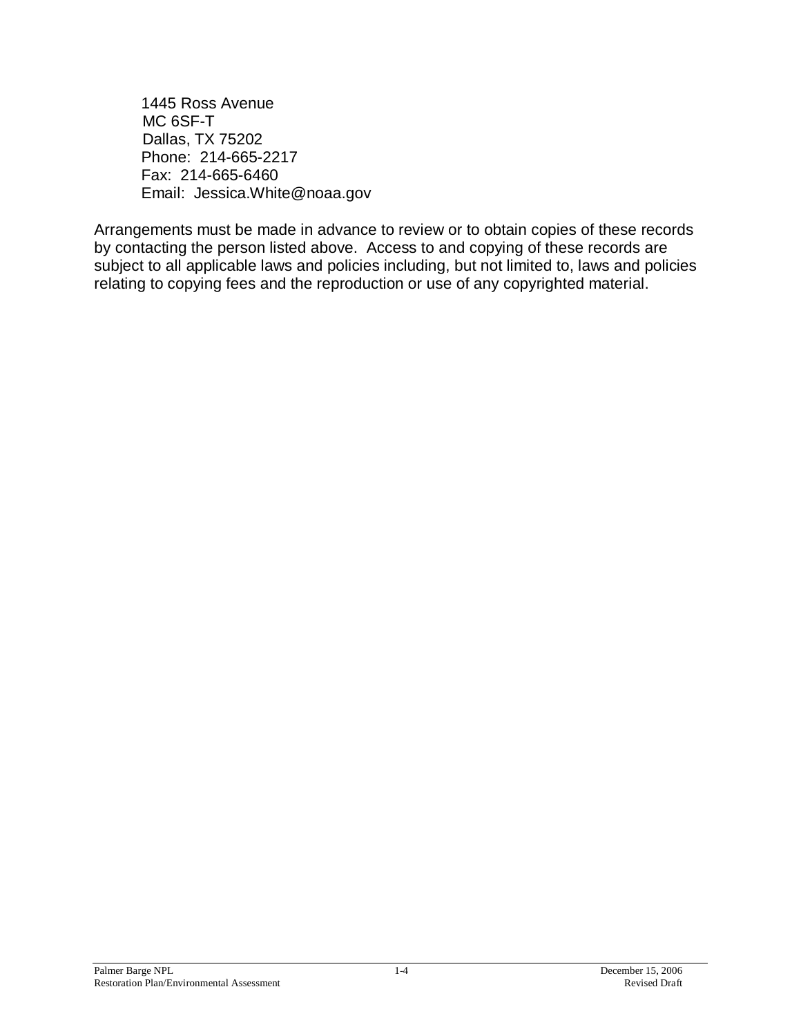1445 Ross Avenue  
MC 6SF-T  
Dallas, TX 75202  
Phone: 214-665-2217  
Fax: 214-665-6460  
Email: Jessica.White@noaa.gov

Arrangements must be made in advance to review or to obtain copies of these records by contacting the person listed above. Access to and copying of these records are subject to all applicable laws and policies including, but not limited to, laws and policies relating to copying fees and the reproduction or use of any copyrighted material.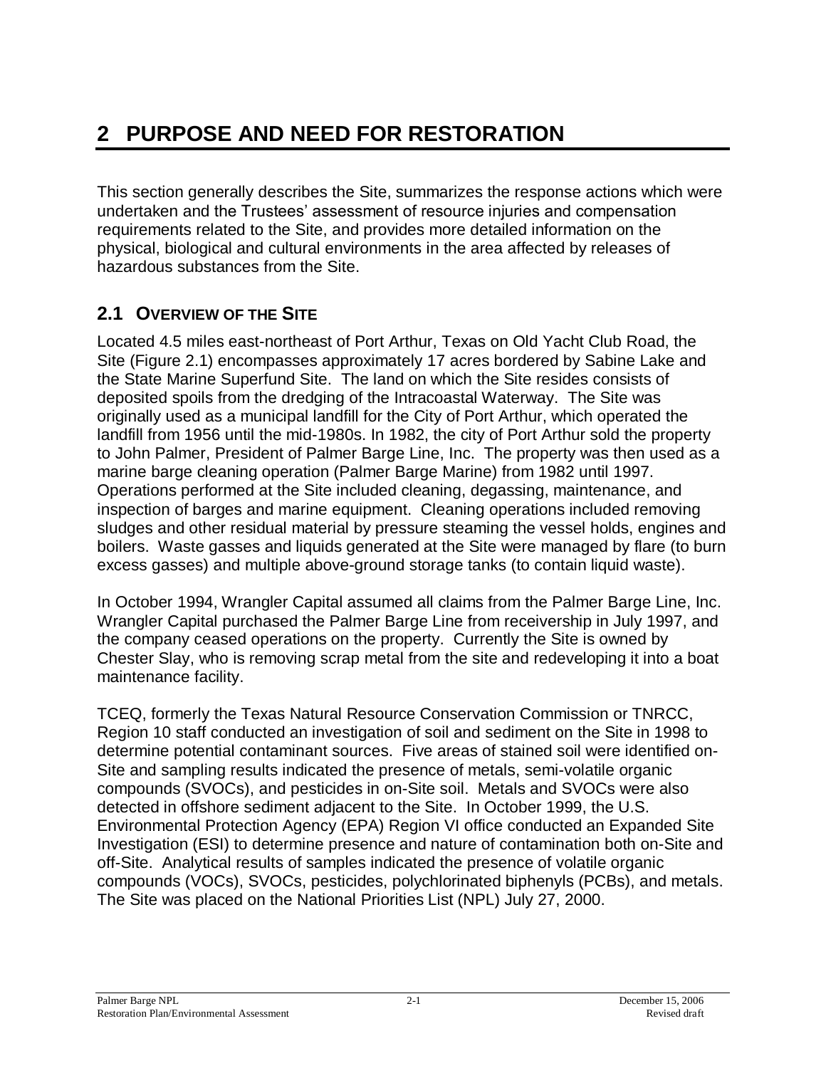# 2 PURPOSE AND NEED FOR RESTORATION

This section generally describes the Site, summarizes the response actions which were undertaken and the Trustees' assessment of resource injuries and compensation requirements related to the Site, and provides more detailed information on the physical, biological and cultural environments in the area affected by releases of hazardous substances from the Site.

## 2.1 OVERVIEW OF THE SITE

Located 4.5 miles east-northeast of Port Arthur, Texas on Old Yacht Club Road, the Site (Figure 2.1) encompasses approximately 17 acres bordered by Sabine Lake and the State Marine Superfund Site. The land on which the Site resides consists of deposited spoils from the dredging of the Intracoastal Waterway. The Site was originally used as a municipal landfill for the City of Port Arthur, which operated the landfill from 1956 until the mid-1980s. In 1982, the city of Port Arthur sold the property to John Palmer, President of Palmer Barge Line, Inc. The property was then used as a marine barge cleaning operation (Palmer Barge Marine) from 1982 until 1997. Operations performed at the Site included cleaning, degassing, maintenance, and inspection of barges and marine equipment. Cleaning operations included removing sludges and other residual material by pressure steaming the vessel holds, engines and boilers. Waste gasses and liquids generated at the Site were managed by flare (to burn excess gasses) and multiple above-ground storage tanks (to contain liquid waste).

In October 1994, Wrangler Capital assumed all claims from the Palmer Barge Line, Inc. Wrangler Capital purchased the Palmer Barge Line from receivership in July 1997, and the company ceased operations on the property. Currently the Site is owned by Chester Slay, who is removing scrap metal from the site and redeveloping it into a boat maintenance facility.

TCEQ, formerly the Texas Natural Resource Conservation Commission or TNRCC, Region 10 staff conducted an investigation of soil and sediment on the Site in 1998 to determine potential contaminant sources. Five areas of stained soil were identified on-Site and sampling results indicated the presence of metals, semi-volatile organic compounds (SVOCs), and pesticides in on-Site soil. Metals and SVOCs were also detected in offshore sediment adjacent to the Site. In October 1999, the U.S. Environmental Protection Agency (EPA) Region VI office conducted an Expanded Site Investigation (ESI) to determine presence and nature of contamination both on-Site and off-Site. Analytical results of samples indicated the presence of volatile organic compounds (VOCs), SVOCs, pesticides, polychlorinated biphenyls (PCBs), and metals. The Site was placed on the National Priorities List (NPL) July 27, 2000.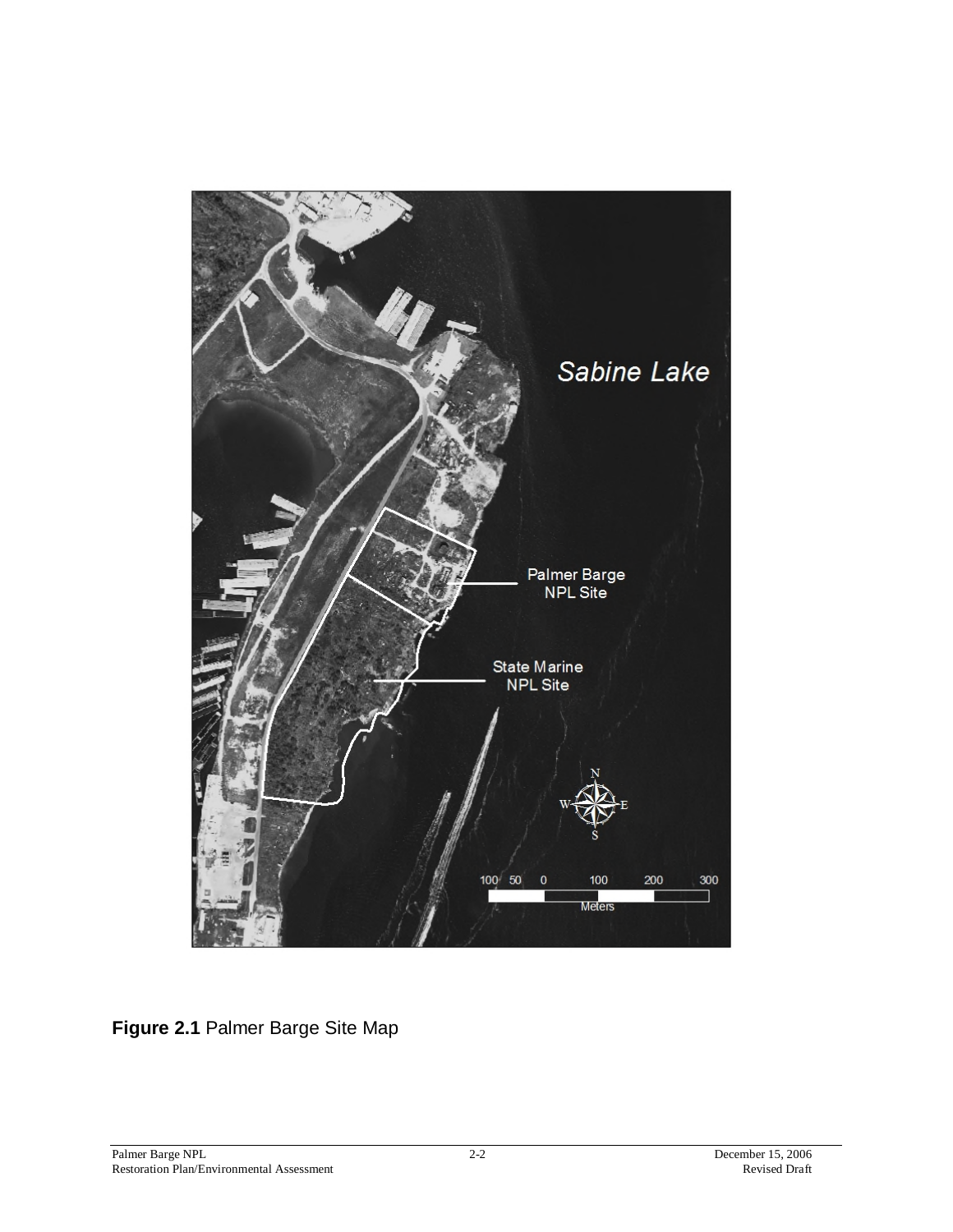**Figure 2.1** Palmer Barge Site Map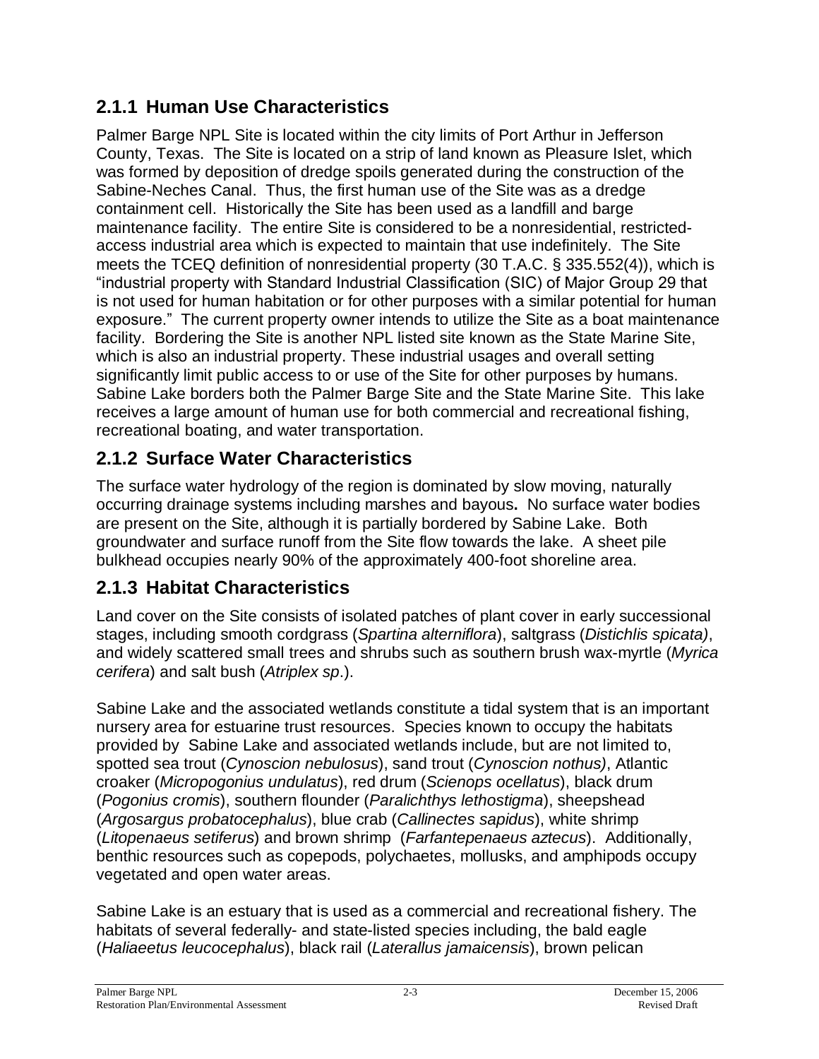## 2.1.1 Human Use Characteristics

Palmer Barge NPL Site is located within the city limits of Port Arthur in Jefferson County, Texas. The Site is located on a strip of land known as Pleasure Islet, which was formed by deposition of dredge spoils generated during the construction of the Sabine-Neches Canal. Thus, the first human use of the Site was as a dredge containment cell. Historically the Site has been used as a landfill and barge maintenance facility. The entire Site is considered to be a nonresidential, restricted-access industrial area which is expected to maintain that use indefinitely. The Site meets the TCEQ definition of nonresidential property (30 T.A.C. § 335.552(4)), which is "industrial property with Standard Industrial Classification (SIC) of Major Group 29 that is not used for human habitation or for other purposes with a similar potential for human exposure." The current property owner intends to utilize the Site as a boat maintenance facility. Bordering the Site is another NPL listed site known as the State Marine Site, which is also an industrial property. These industrial usages and overall setting significantly limit public access to or use of the Site for other purposes by humans. Sabine Lake borders both the Palmer Barge Site and the State Marine Site. This lake receives a large amount of human use for both commercial and recreational fishing, recreational boating, and water transportation.

## 2.1.2 Surface Water Characteristics

The surface water hydrology of the region is dominated by slow moving, naturally occurring drainage systems including marshes and bayous**.** No surface water bodies are present on the Site, although it is partially bordered by Sabine Lake. Both groundwater and surface runoff from the Site flow towards the lake. A sheet pile bulkhead occupies nearly 90% of the approximately 400-foot shoreline area.

## 2.1.3 Habitat Characteristics

Land cover on the Site consists of isolated patches of plant cover in early successional stages, including smooth cordgrass (*Spartina alterniflora*), saltgrass (*Distichlis spicata)*, and widely scattered small trees and shrubs such as southern brush wax-myrtle (*Myrica cerifera*) and salt bush (*Atriplex sp*.).

Sabine Lake and the associated wetlands constitute a tidal system that is an important nursery area for estuarine trust resources. Species known to occupy the habitats provided by Sabine Lake and associated wetlands include, but are not limited to, spotted sea trout (*Cynoscion nebulosus*), sand trout (*Cynoscion nothus)*, Atlantic croaker (*Micropogonius undulatus*), red drum (*Scienops ocellatus*), black drum (*Pogonius cromis*), southern flounder (*Paralichthys lethostigma*), sheepshead (*Argosargus probatocephalus*), blue crab (*Callinectes sapidus*), white shrimp (*Litopenaeus setiferus*) and brown shrimp (*Farfantepenaeus aztecus*). Additionally, benthic resources such as copepods, polychaetes, mollusks, and amphipods occupy vegetated and open water areas.

Sabine Lake is an estuary that is used as a commercial and recreational fishery. The habitats of several federally- and state-listed species including, the bald eagle (*Haliaeetus leucocephalus*), black rail (*Laterallus jamaicensis*), brown pelican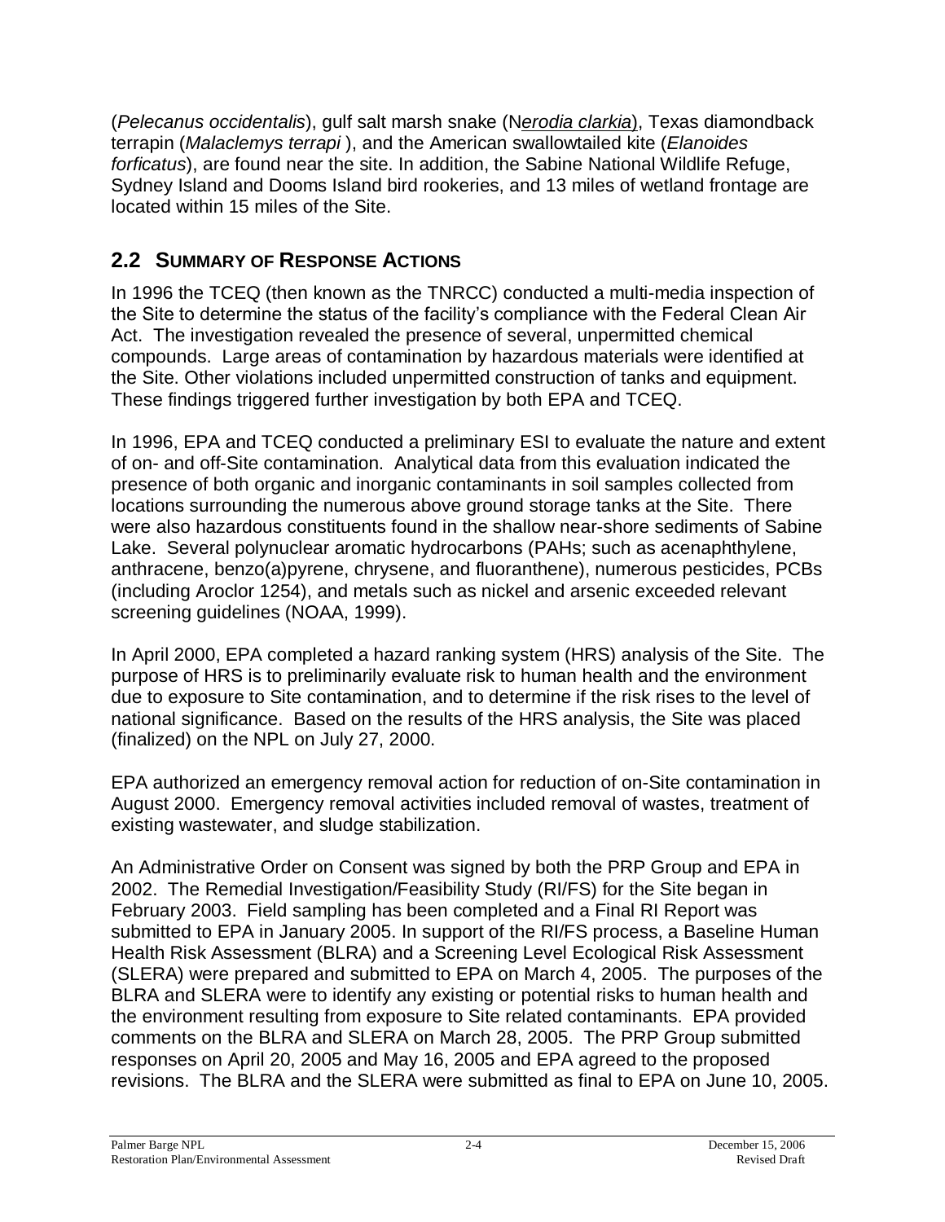(*Pelecanus occidentalis*), gulf salt marsh snake (N*erodia clarkia*), Texas diamondback terrapin (*Malaclemys terrapi* ), and the American swallowtailed kite (*Elanoides forficatus*), are found near the site. In addition, the Sabine National Wildlife Refuge, Sydney Island and Dooms Island bird rookeries, and 13 miles of wetland frontage are located within 15 miles of the Site.

## 2.2 SUMMARY OF RESPONSE ACTIONS

In 1996 the TCEQ (then known as the TNRCC) conducted a multi-media inspection of the Site to determine the status of the facility's compliance with the Federal Clean Air Act. The investigation revealed the presence of several, unpermitted chemical compounds. Large areas of contamination by hazardous materials were identified at the Site. Other violations included unpermitted construction of tanks and equipment. These findings triggered further investigation by both EPA and TCEQ.

In 1996, EPA and TCEQ conducted a preliminary ESI to evaluate the nature and extent of on- and off-Site contamination. Analytical data from this evaluation indicated the presence of both organic and inorganic contaminants in soil samples collected from locations surrounding the numerous above ground storage tanks at the Site. There were also hazardous constituents found in the shallow near-shore sediments of Sabine Lake. Several polynuclear aromatic hydrocarbons (PAHs; such as acenaphthylene, anthracene, benzo(a)pyrene, chrysene, and fluoranthene), numerous pesticides, PCBs (including Aroclor 1254), and metals such as nickel and arsenic exceeded relevant screening guidelines (NOAA, 1999).

In April 2000, EPA completed a hazard ranking system (HRS) analysis of the Site. The purpose of HRS is to preliminarily evaluate risk to human health and the environment due to exposure to Site contamination, and to determine if the risk rises to the level of national significance. Based on the results of the HRS analysis, the Site was placed (finalized) on the NPL on July 27, 2000.

EPA authorized an emergency removal action for reduction of on-Site contamination in August 2000. Emergency removal activities included removal of wastes, treatment of existing wastewater, and sludge stabilization.

An Administrative Order on Consent was signed by both the PRP Group and EPA in 2002. The Remedial Investigation/Feasibility Study (RI/FS) for the Site began in February 2003. Field sampling has been completed and a Final RI Report was submitted to EPA in January 2005. In support of the RI/FS process, a Baseline Human Health Risk Assessment (BLRA) and a Screening Level Ecological Risk Assessment (SLERA) were prepared and submitted to EPA on March 4, 2005. The purposes of the BLRA and SLERA were to identify any existing or potential risks to human health and the environment resulting from exposure to Site related contaminants. EPA provided comments on the BLRA and SLERA on March 28, 2005. The PRP Group submitted responses on April 20, 2005 and May 16, 2005 and EPA agreed to the proposed revisions. The BLRA and the SLERA were submitted as final to EPA on June 10, 2005.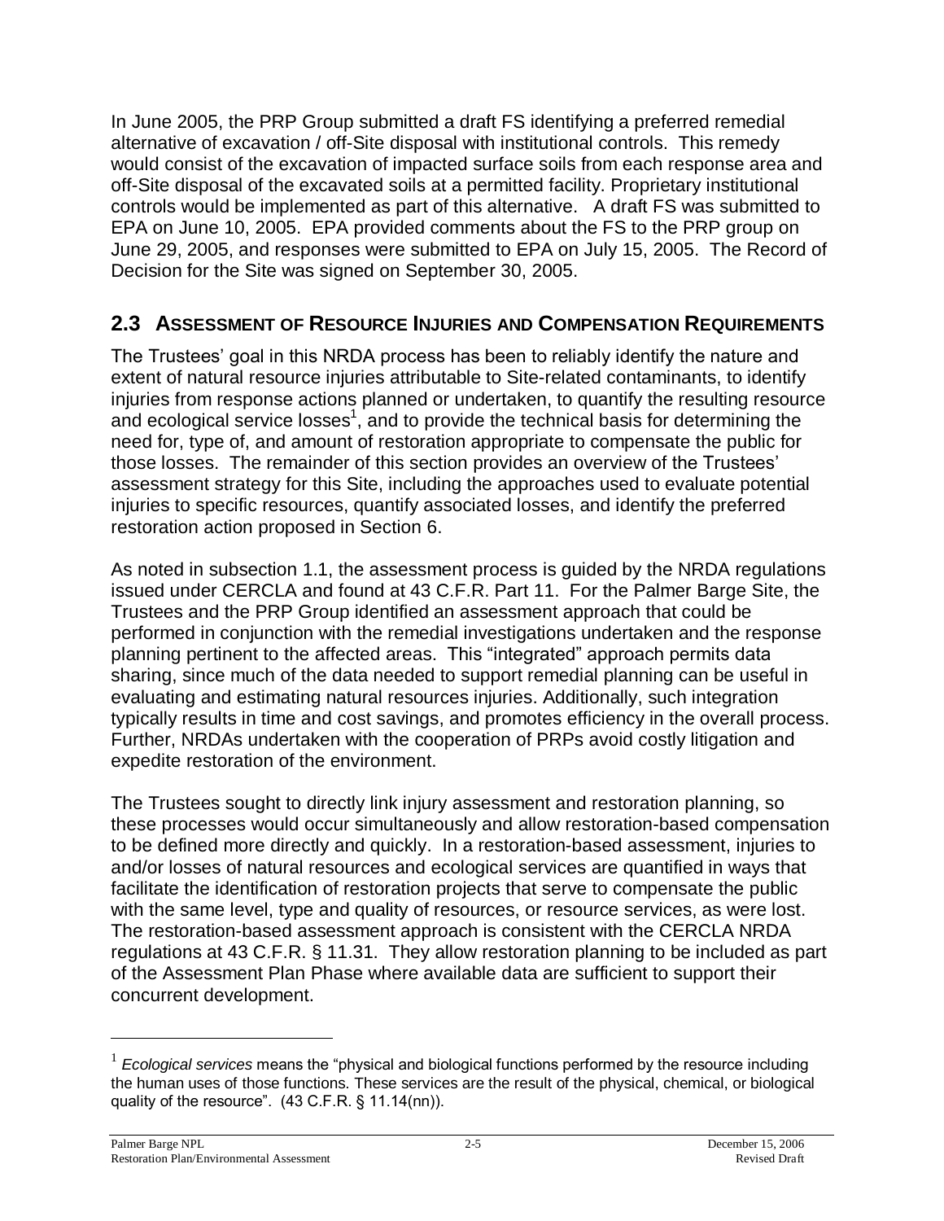In June 2005, the PRP Group submitted a draft FS identifying a preferred remedial alternative of excavation / off-Site disposal with institutional controls. This remedy would consist of the excavation of impacted surface soils from each response area and off-Site disposal of the excavated soils at a permitted facility. Proprietary institutional controls would be implemented as part of this alternative. A draft FS was submitted to EPA on June 10, 2005. EPA provided comments about the FS to the PRP group on June 29, 2005, and responses were submitted to EPA on July 15, 2005. The Record of Decision for the Site was signed on September 30, 2005.

## 2.3 Assessment of Resource Injuries and Compensation Requirements

The Trustees' goal in this NRDA process has been to reliably identify the nature and extent of natural resource injuries attributable to Site-related contaminants, to identify injuries from response actions planned or undertaken, to quantify the resulting resource and ecological service losses[1], and to provide the technical basis for determining the need for, type of, and amount of restoration appropriate to compensate the public for those losses. The remainder of this section provides an overview of the Trustees' assessment strategy for this Site, including the approaches used to evaluate potential injuries to specific resources, quantify associated losses, and identify the preferred restoration action proposed in Section 6.

As noted in subsection 1.1, the assessment process is guided by the NRDA regulations issued under CERCLA and found at 43 C.F.R. Part 11. For the Palmer Barge Site, the Trustees and the PRP Group identified an assessment approach that could be performed in conjunction with the remedial investigations undertaken and the response planning pertinent to the affected areas. This "integrated" approach permits data sharing, since much of the data needed to support remedial planning can be useful in evaluating and estimating natural resources injuries. Additionally, such integration typically results in time and cost savings, and promotes efficiency in the overall process. Further, NRDAs undertaken with the cooperation of PRPs avoid costly litigation and expedite restoration of the environment.

The Trustees sought to directly link injury assessment and restoration planning, so these processes would occur simultaneously and allow restoration-based compensation to be defined more directly and quickly. In a restoration-based assessment, injuries to and/or losses of natural resources and ecological services are quantified in ways that facilitate the identification of restoration projects that serve to compensate the public with the same level, type and quality of resources, or resource services, as were lost. The restoration-based assessment approach is consistent with the CERCLA NRDA regulations at 43 C.F.R. § 11.31. They allow restoration planning to be included as part of the Assessment Plan Phase where available data are sufficient to support their concurrent development.

[1] *Ecological services* means the "physical and biological functions performed by the resource including the human uses of those functions. These services are the result of the physical, chemical, or biological quality of the resource". (43 C.F.R. § 11.14(nn)).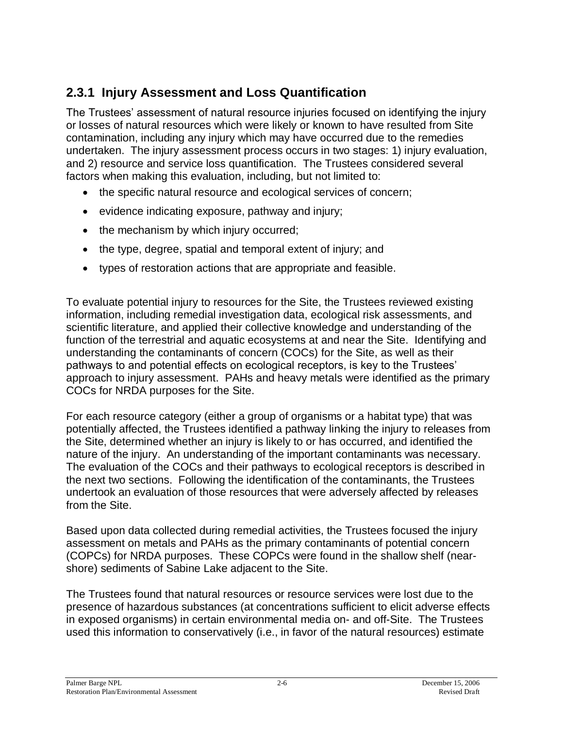### 2.3.1 Injury Assessment and Loss Quantification

The Trustees' assessment of natural resource injuries focused on identifying the injury or losses of natural resources which were likely or known to have resulted from Site contamination, including any injury which may have occurred due to the remedies undertaken. The injury assessment process occurs in two stages: 1) injury evaluation, and 2) resource and service loss quantification. The Trustees considered several factors when making this evaluation, including, but not limited to:

- the specific natural resource and ecological services of concern;
- evidence indicating exposure, pathway and injury;
- the mechanism by which injury occurred;
- the type, degree, spatial and temporal extent of injury; and
- types of restoration actions that are appropriate and feasible.

To evaluate potential injury to resources for the Site, the Trustees reviewed existing information, including remedial investigation data, ecological risk assessments, and scientific literature, and applied their collective knowledge and understanding of the function of the terrestrial and aquatic ecosystems at and near the Site. Identifying and understanding the contaminants of concern (COCs) for the Site, as well as their pathways to and potential effects on ecological receptors, is key to the Trustees' approach to injury assessment. PAHs and heavy metals were identified as the primary COCs for NRDA purposes for the Site.

For each resource category (either a group of organisms or a habitat type) that was potentially affected, the Trustees identified a pathway linking the injury to releases from the Site, determined whether an injury is likely to or has occurred, and identified the nature of the injury. An understanding of the important contaminants was necessary. The evaluation of the COCs and their pathways to ecological receptors is described in the next two sections. Following the identification of the contaminants, the Trustees undertook an evaluation of those resources that were adversely affected by releases from the Site.

Based upon data collected during remedial activities, the Trustees focused the injury assessment on metals and PAHs as the primary contaminants of potential concern (COPCs) for NRDA purposes. These COPCs were found in the shallow shelf (near-shore) sediments of Sabine Lake adjacent to the Site.

The Trustees found that natural resources or resource services were lost due to the presence of hazardous substances (at concentrations sufficient to elicit adverse effects in exposed organisms) in certain environmental media on- and off-Site. The Trustees used this information to conservatively (i.e., in favor of the natural resources) estimate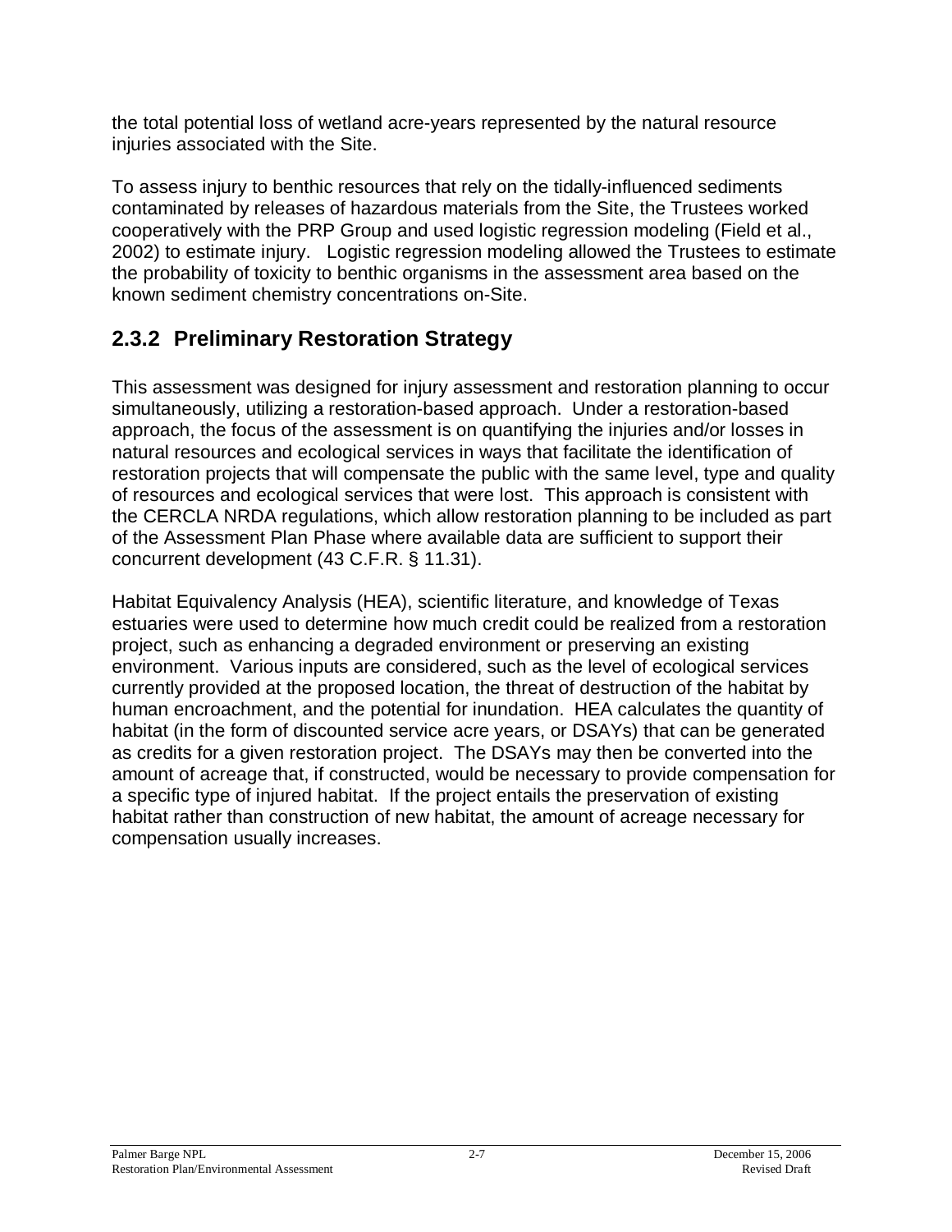the total potential loss of wetland acre-years represented by the natural resource injuries associated with the Site.

To assess injury to benthic resources that rely on the tidally-influenced sediments contaminated by releases of hazardous materials from the Site, the Trustees worked cooperatively with the PRP Group and used logistic regression modeling (Field et al., 2002) to estimate injury. Logistic regression modeling allowed the Trustees to estimate the probability of toxicity to benthic organisms in the assessment area based on the known sediment chemistry concentrations on-Site.

### 2.3.2 Preliminary Restoration Strategy

This assessment was designed for injury assessment and restoration planning to occur simultaneously, utilizing a restoration-based approach. Under a restoration-based approach, the focus of the assessment is on quantifying the injuries and/or losses in natural resources and ecological services in ways that facilitate the identification of restoration projects that will compensate the public with the same level, type and quality of resources and ecological services that were lost. This approach is consistent with the CERCLA NRDA regulations, which allow restoration planning to be included as part of the Assessment Plan Phase where available data are sufficient to support their concurrent development (43 C.F.R. § 11.31).

Habitat Equivalency Analysis (HEA), scientific literature, and knowledge of Texas estuaries were used to determine how much credit could be realized from a restoration project, such as enhancing a degraded environment or preserving an existing environment. Various inputs are considered, such as the level of ecological services currently provided at the proposed location, the threat of destruction of the habitat by human encroachment, and the potential for inundation. HEA calculates the quantity of habitat (in the form of discounted service acre years, or DSAYs) that can be generated as credits for a given restoration project. The DSAYs may then be converted into the amount of acreage that, if constructed, would be necessary to provide compensation for a specific type of injured habitat. If the project entails the preservation of existing habitat rather than construction of new habitat, the amount of acreage necessary for compensation usually increases.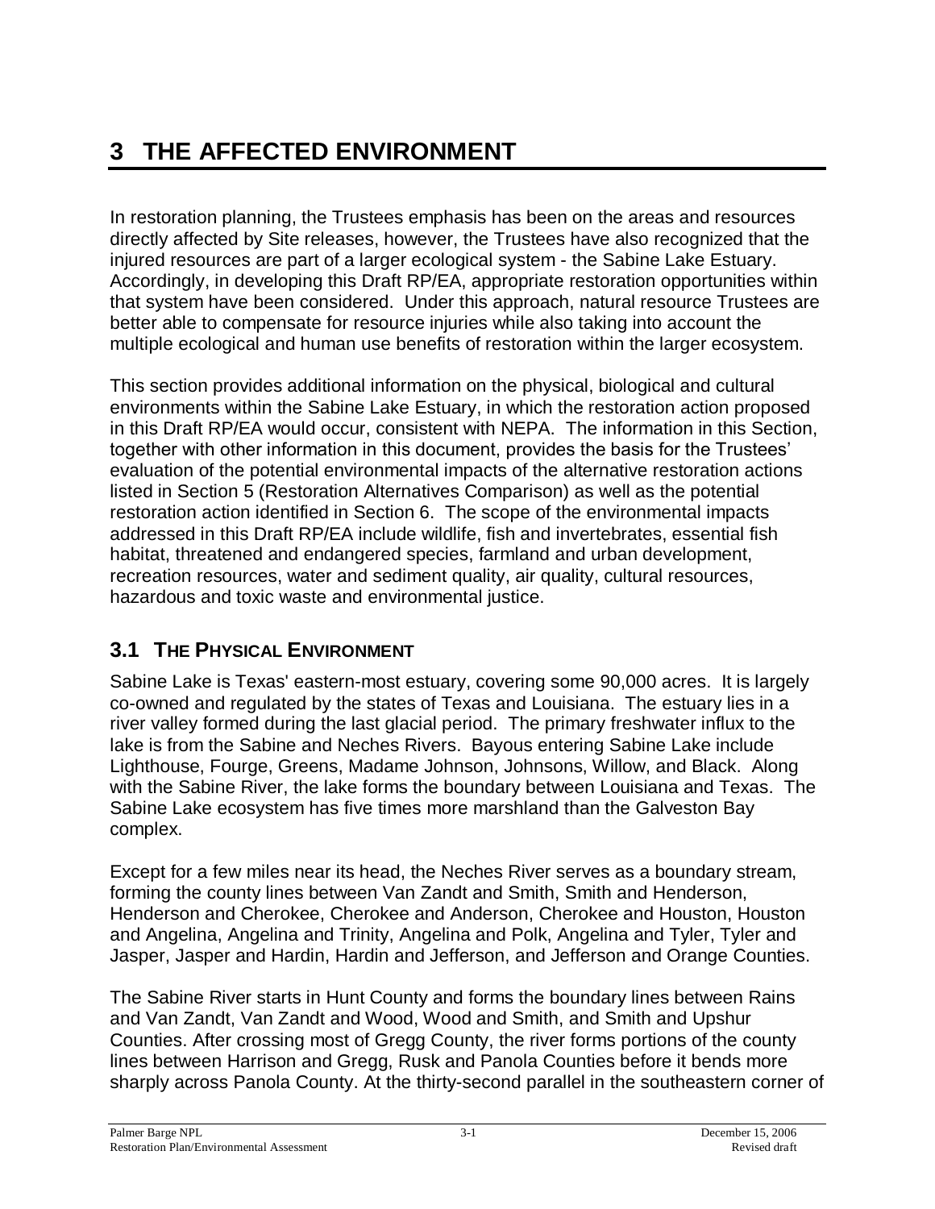# 3 THE AFFECTED ENVIRONMENT

In restoration planning, the Trustees emphasis has been on the areas and resources directly affected by Site releases, however, the Trustees have also recognized that the injured resources are part of a larger ecological system - the Sabine Lake Estuary. Accordingly, in developing this Draft RP/EA, appropriate restoration opportunities within that system have been considered. Under this approach, natural resource Trustees are better able to compensate for resource injuries while also taking into account the multiple ecological and human use benefits of restoration within the larger ecosystem.

This section provides additional information on the physical, biological and cultural environments within the Sabine Lake Estuary, in which the restoration action proposed in this Draft RP/EA would occur, consistent with NEPA. The information in this Section, together with other information in this document, provides the basis for the Trustees' evaluation of the potential environmental impacts of the alternative restoration actions listed in Section 5 (Restoration Alternatives Comparison) as well as the potential restoration action identified in Section 6. The scope of the environmental impacts addressed in this Draft RP/EA include wildlife, fish and invertebrates, essential fish habitat, threatened and endangered species, farmland and urban development, recreation resources, water and sediment quality, air quality, cultural resources, hazardous and toxic waste and environmental justice.

## 3.1 THE PHYSICAL ENVIRONMENT

Sabine Lake is Texas' eastern-most estuary, covering some 90,000 acres. It is largely co-owned and regulated by the states of Texas and Louisiana. The estuary lies in a river valley formed during the last glacial period. The primary freshwater influx to the lake is from the Sabine and Neches Rivers. Bayous entering Sabine Lake include Lighthouse, Fourge, Greens, Madame Johnson, Johnsons, Willow, and Black. Along with the Sabine River, the lake forms the boundary between Louisiana and Texas. The Sabine Lake ecosystem has five times more marshland than the Galveston Bay complex.

Except for a few miles near its head, the Neches River serves as a boundary stream, forming the county lines between Van Zandt and Smith, Smith and Henderson, Henderson and Cherokee, Cherokee and Anderson, Cherokee and Houston, Houston and Angelina, Angelina and Trinity, Angelina and Polk, Angelina and Tyler, Tyler and Jasper, Jasper and Hardin, Hardin and Jefferson, and Jefferson and Orange Counties.

The Sabine River starts in Hunt County and forms the boundary lines between Rains and Van Zandt, Van Zandt and Wood, Wood and Smith, and Smith and Upshur Counties. After crossing most of Gregg County, the river forms portions of the county lines between Harrison and Gregg, Rusk and Panola Counties before it bends more sharply across Panola County. At the thirty-second parallel in the southeastern corner of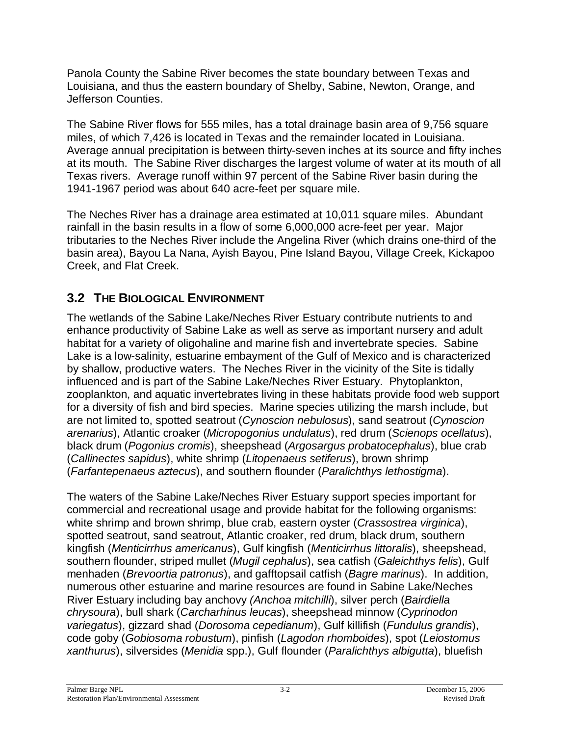Panola County the Sabine River becomes the state boundary between Texas and Louisiana, and thus the eastern boundary of Shelby, Sabine, Newton, Orange, and Jefferson Counties.

The Sabine River flows for 555 miles, has a total drainage basin area of 9,756 square miles, of which 7,426 is located in Texas and the remainder located in Louisiana. Average annual precipitation is between thirty-seven inches at its source and fifty inches at its mouth. The Sabine River discharges the largest volume of water at its mouth of all Texas rivers. Average runoff within 97 percent of the Sabine River basin during the 1941-1967 period was about 640 acre-feet per square mile.

The Neches River has a drainage area estimated at 10,011 square miles. Abundant rainfall in the basin results in a flow of some 6,000,000 acre-feet per year. Major tributaries to the Neches River include the Angelina River (which drains one-third of the basin area), Bayou La Nana, Ayish Bayou, Pine Island Bayou, Village Creek, Kickapoo Creek, and Flat Creek.

## 3.2 THE BIOLOGICAL ENVIRONMENT

The wetlands of the Sabine Lake/Neches River Estuary contribute nutrients to and enhance productivity of Sabine Lake as well as serve as important nursery and adult habitat for a variety of oligohaline and marine fish and invertebrate species. Sabine Lake is a low-salinity, estuarine embayment of the Gulf of Mexico and is characterized by shallow, productive waters. The Neches River in the vicinity of the Site is tidally influenced and is part of the Sabine Lake/Neches River Estuary. Phytoplankton, zooplankton, and aquatic invertebrates living in these habitats provide food web support for a diversity of fish and bird species. Marine species utilizing the marsh include, but are not limited to, spotted seatrout (*Cynoscion nebulosus*), sand seatrout (*Cynoscion arenarius*), Atlantic croaker (*Micropogonius undulatus*), red drum (*Scienops ocellatus*), black drum (*Pogonius cromis*), sheepshead (*Argosargus probatocephalus*), blue crab (*Callinectes sapidus*), white shrimp (*Litopenaeus setiferus*), brown shrimp (*Farfantepenaeus aztecus*), and southern flounder (*Paralichthys lethostigma*).

The waters of the Sabine Lake/Neches River Estuary support species important for commercial and recreational usage and provide habitat for the following organisms: white shrimp and brown shrimp, blue crab, eastern oyster (*Crassostrea virginica*), spotted seatrout, sand seatrout, Atlantic croaker, red drum, black drum, southern kingfish (*Menticirrhus americanus*), Gulf kingfish (*Menticirrhus littoralis*), sheepshead, southern flounder, striped mullet (*Mugil cephalus*), sea catfish (*Galeichthys felis*), Gulf menhaden (*Brevoortia patronus*), and gafftopsail catfish (*Bagre marinus*). In addition, numerous other estuarine and marine resources are found in Sabine Lake/Neches River Estuary including bay anchovy *(Anchoa mitchilli*), silver perch (*Bairdiella chrysoura*), bull shark (*Carcharhinus leucas*), sheepshead minnow (*Cyprinodon variegatus*), gizzard shad (*Dorosoma cepedianum*), Gulf killifish (*Fundulus grandis*), code goby (*Gobiosoma robustum*), pinfish (*Lagodon rhomboides*), spot (*Leiostomus xanthurus*), silversides (*Menidia* spp.), Gulf flounder (*Paralichthys albigutta*), bluefish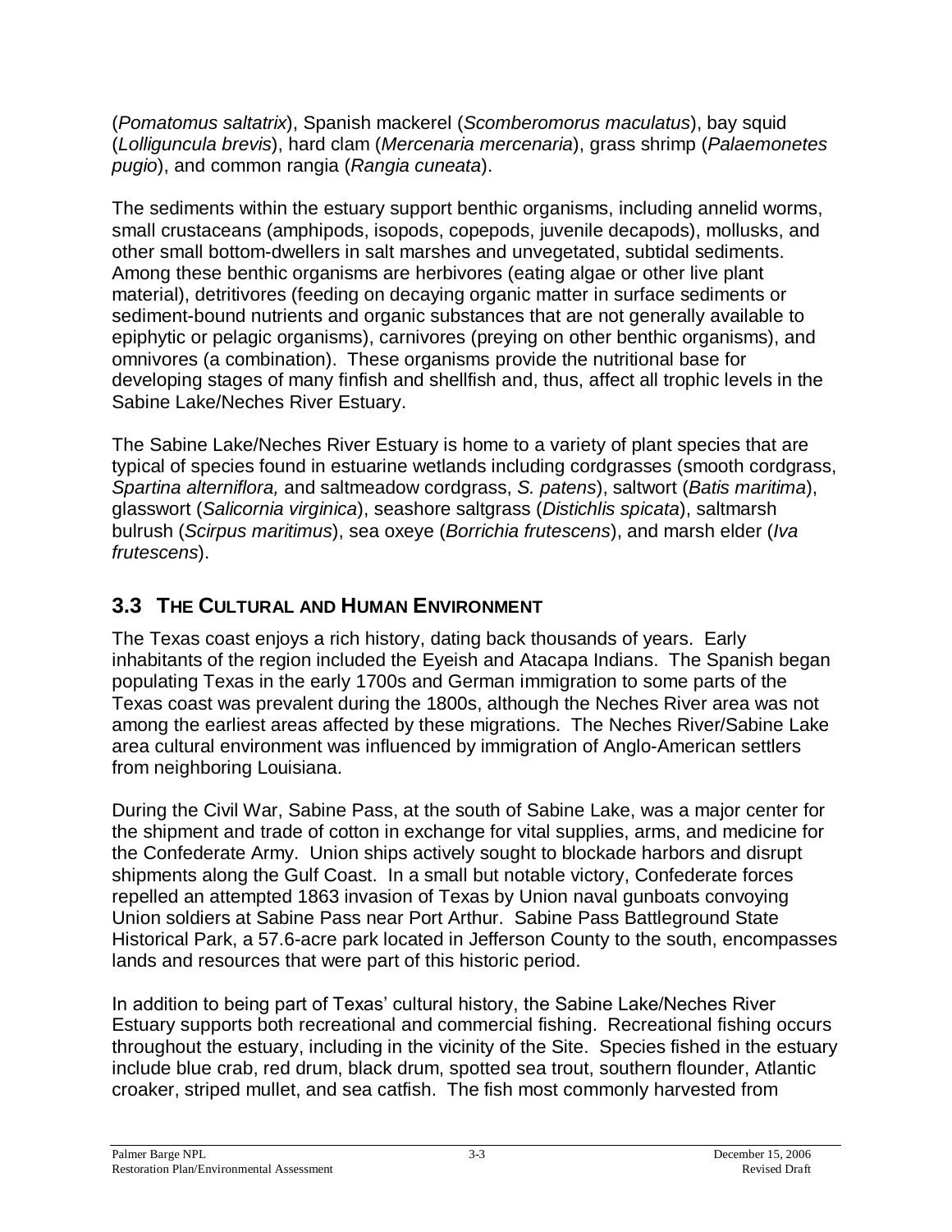(*Pomatomus saltatrix*), Spanish mackerel (*Scomberomorus maculatus*), bay squid (*Lolliguncula brevis*), hard clam (*Mercenaria mercenaria*), grass shrimp (*Palaemonetes pugio*), and common rangia (*Rangia cuneata*).

The sediments within the estuary support benthic organisms, including annelid worms, small crustaceans (amphipods, isopods, copepods, juvenile decapods), mollusks, and other small bottom-dwellers in salt marshes and unvegetated, subtidal sediments. Among these benthic organisms are herbivores (eating algae or other live plant material), detritivores (feeding on decaying organic matter in surface sediments or sediment-bound nutrients and organic substances that are not generally available to epiphytic or pelagic organisms), carnivores (preying on other benthic organisms), and omnivores (a combination). These organisms provide the nutritional base for developing stages of many finfish and shellfish and, thus, affect all trophic levels in the Sabine Lake/Neches River Estuary.

The Sabine Lake/Neches River Estuary is home to a variety of plant species that are typical of species found in estuarine wetlands including cordgrasses (smooth cordgrass, *Spartina alterniflora,* and saltmeadow cordgrass, *S. patens*), saltwort (*Batis maritima*), glasswort (*Salicornia virginica*), seashore saltgrass (*Distichlis spicata*), saltmarsh bulrush (*Scirpus maritimus*), sea oxeye (*Borrichia frutescens*), and marsh elder (*Iva frutescens*).

## 3.3 THE CULTURAL AND HUMAN ENVIRONMENT

The Texas coast enjoys a rich history, dating back thousands of years. Early inhabitants of the region included the Eyeish and Atacapa Indians. The Spanish began populating Texas in the early 1700s and German immigration to some parts of the Texas coast was prevalent during the 1800s, although the Neches River area was not among the earliest areas affected by these migrations. The Neches River/Sabine Lake area cultural environment was influenced by immigration of Anglo-American settlers from neighboring Louisiana.

During the Civil War, Sabine Pass, at the south of Sabine Lake, was a major center for the shipment and trade of cotton in exchange for vital supplies, arms, and medicine for the Confederate Army. Union ships actively sought to blockade harbors and disrupt shipments along the Gulf Coast. In a small but notable victory, Confederate forces repelled an attempted 1863 invasion of Texas by Union naval gunboats convoying Union soldiers at Sabine Pass near Port Arthur. Sabine Pass Battleground State Historical Park, a 57.6-acre park located in Jefferson County to the south, encompasses lands and resources that were part of this historic period.

In addition to being part of Texas' cultural history, the Sabine Lake/Neches River Estuary supports both recreational and commercial fishing. Recreational fishing occurs throughout the estuary, including in the vicinity of the Site. Species fished in the estuary include blue crab, red drum, black drum, spotted sea trout, southern flounder, Atlantic croaker, striped mullet, and sea catfish. The fish most commonly harvested from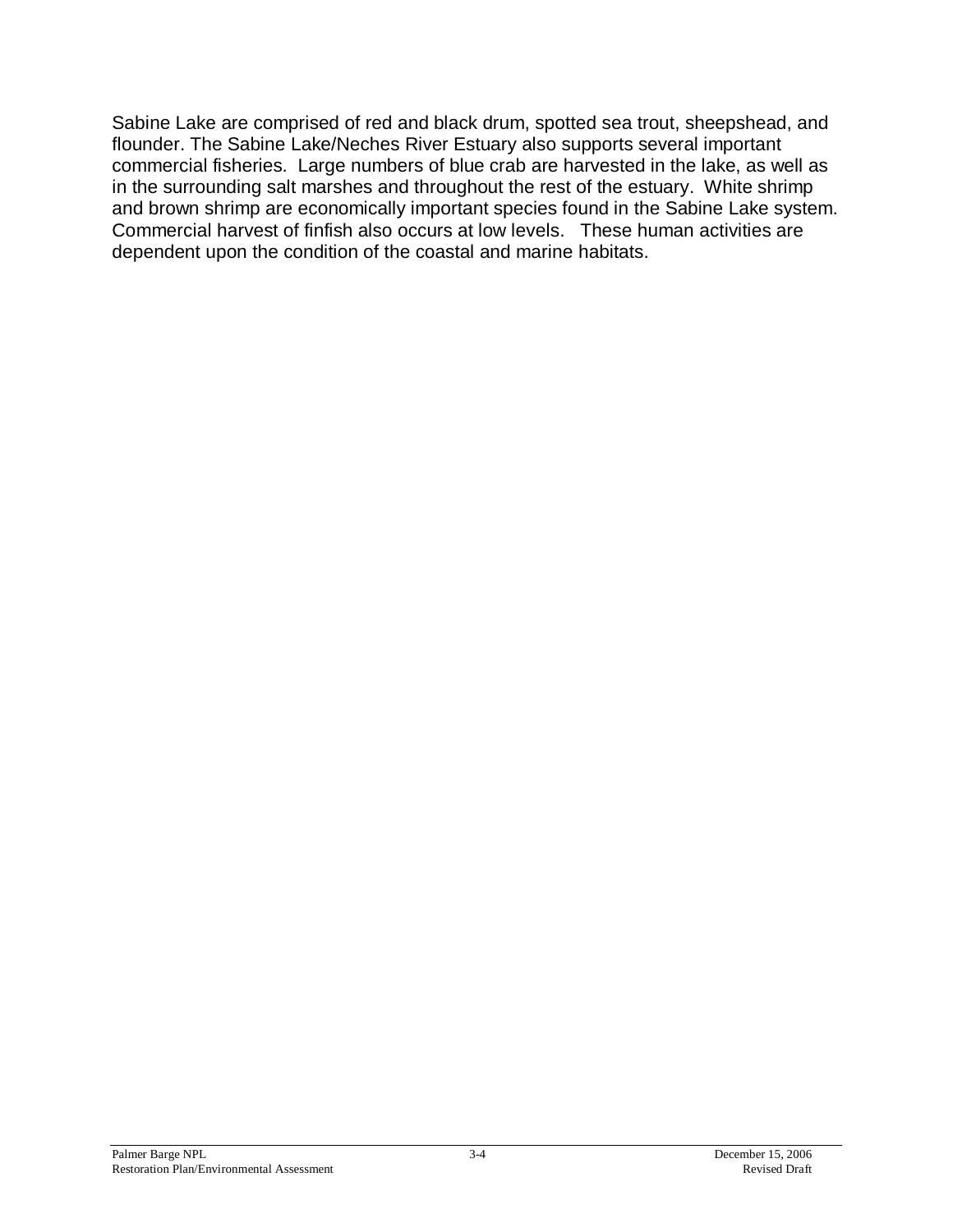Sabine Lake are comprised of red and black drum, spotted sea trout, sheepshead, and flounder. The Sabine Lake/Neches River Estuary also supports several important commercial fisheries. Large numbers of blue crab are harvested in the lake, as well as in the surrounding salt marshes and throughout the rest of the estuary. White shrimp and brown shrimp are economically important species found in the Sabine Lake system. Commercial harvest of finfish also occurs at low levels. These human activities are dependent upon the condition of the coastal and marine habitats.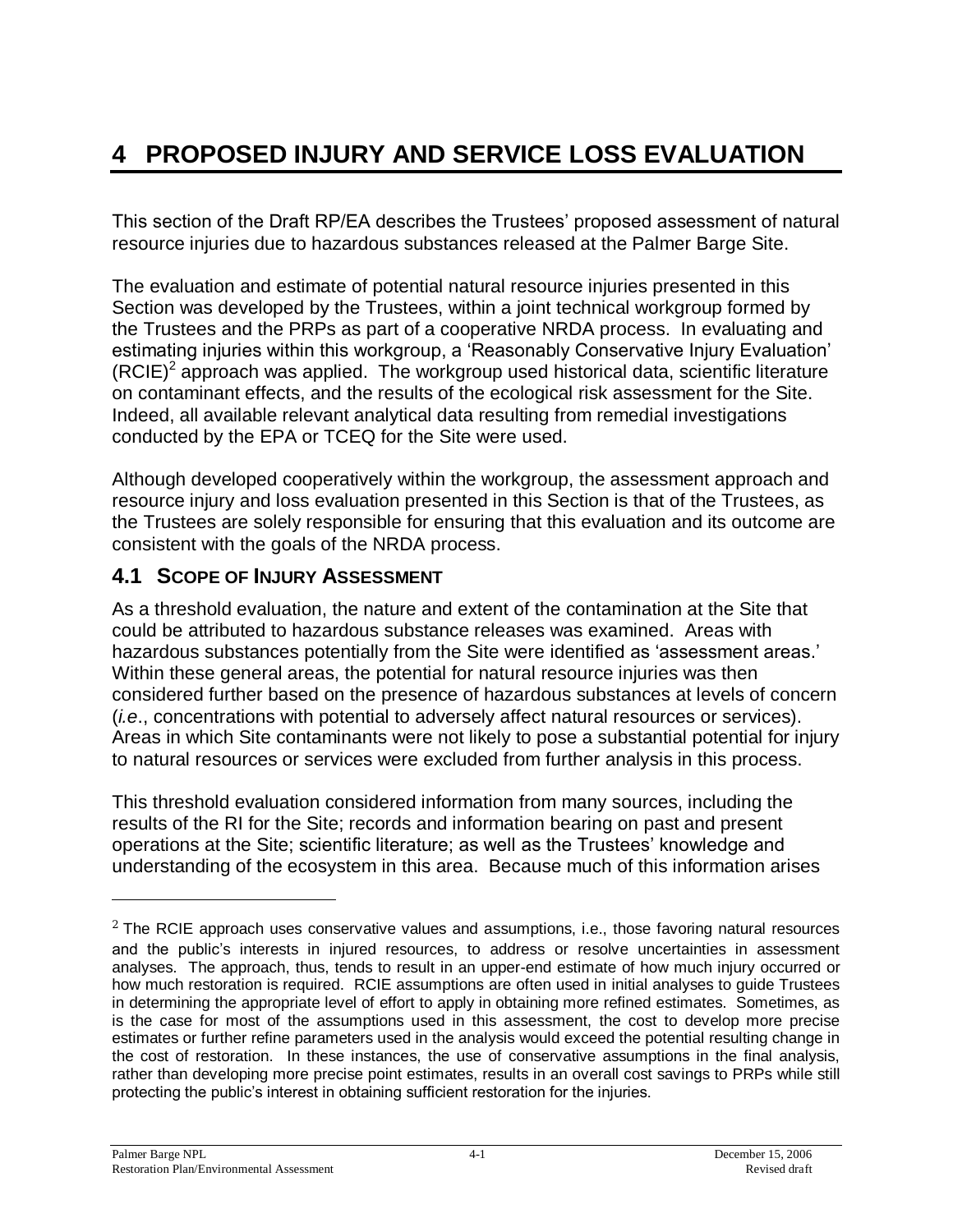# 4 PROPOSED INJURY AND SERVICE LOSS EVALUATION

This section of the Draft RP/EA describes the Trustees' proposed assessment of natural resource injuries due to hazardous substances released at the Palmer Barge Site.

The evaluation and estimate of potential natural resource injuries presented in this Section was developed by the Trustees, within a joint technical workgroup formed by the Trustees and the PRPs as part of a cooperative NRDA process. In evaluating and estimating injuries within this workgroup, a 'Reasonably Conservative Injury Evaluation' (RCIE)[2] approach was applied. The workgroup used historical data, scientific literature on contaminant effects, and the results of the ecological risk assessment for the Site. Indeed, all available relevant analytical data resulting from remedial investigations conducted by the EPA or TCEQ for the Site were used.

Although developed cooperatively within the workgroup, the assessment approach and resource injury and loss evaluation presented in this Section is that of the Trustees, as the Trustees are solely responsible for ensuring that this evaluation and its outcome are consistent with the goals of the NRDA process.

## 4.1 SCOPE OF INJURY ASSESSMENT

As a threshold evaluation, the nature and extent of the contamination at the Site that could be attributed to hazardous substance releases was examined. Areas with hazardous substances potentially from the Site were identified as 'assessment areas.' Within these general areas, the potential for natural resource injuries was then considered further based on the presence of hazardous substances at levels of concern (*i.e*., concentrations with potential to adversely affect natural resources or services). Areas in which Site contaminants were not likely to pose a substantial potential for injury to natural resources or services were excluded from further analysis in this process.

This threshold evaluation considered information from many sources, including the results of the RI for the Site; records and information bearing on past and present operations at the Site; scientific literature; as well as the Trustees' knowledge and understanding of the ecosystem in this area. Because much of this information arises

---

[2] The RCIE approach uses conservative values and assumptions, i.e., those favoring natural resources and the public's interests in injured resources, to address or resolve uncertainties in assessment analyses. The approach, thus, tends to result in an upper-end estimate of how much injury occurred or how much restoration is required. RCIE assumptions are often used in initial analyses to guide Trustees in determining the appropriate level of effort to apply in obtaining more refined estimates. Sometimes, as is the case for most of the assumptions used in this assessment, the cost to develop more precise estimates or further refine parameters used in the analysis would exceed the potential resulting change in the cost of restoration. In these instances, the use of conservative assumptions in the final analysis, rather than developing more precise point estimates, results in an overall cost savings to PRPs while still protecting the public's interest in obtaining sufficient restoration for the injuries.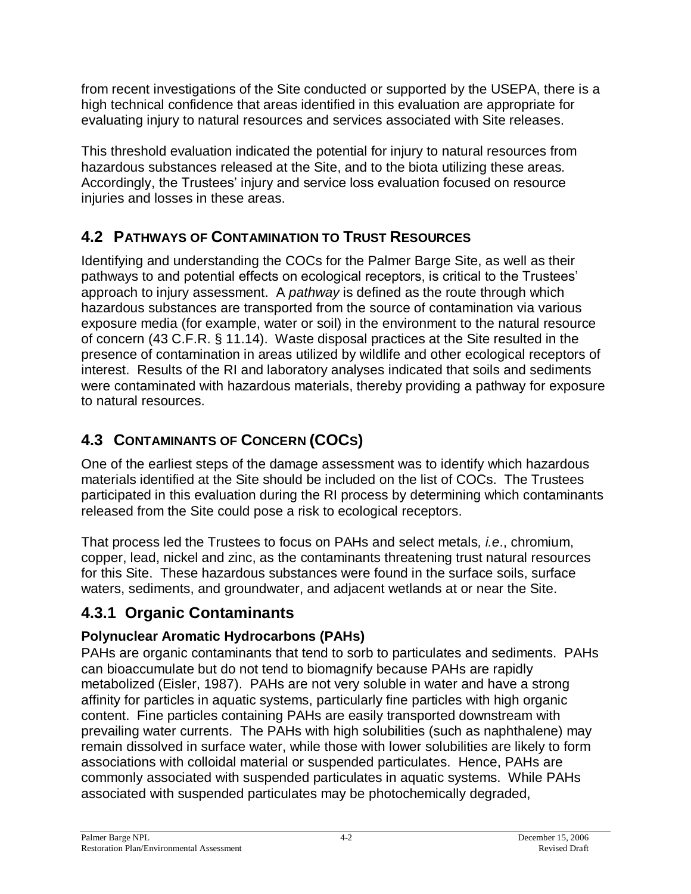from recent investigations of the Site conducted or supported by the USEPA, there is a high technical confidence that areas identified in this evaluation are appropriate for evaluating injury to natural resources and services associated with Site releases.

This threshold evaluation indicated the potential for injury to natural resources from hazardous substances released at the Site, and to the biota utilizing these areas. Accordingly, the Trustees' injury and service loss evaluation focused on resource injuries and losses in these areas.

## 4.2 PATHWAYS OF CONTAMINATION TO TRUST RESOURCES

Identifying and understanding the COCs for the Palmer Barge Site, as well as their pathways to and potential effects on ecological receptors, is critical to the Trustees' approach to injury assessment. A *pathway* is defined as the route through which hazardous substances are transported from the source of contamination via various exposure media (for example, water or soil) in the environment to the natural resource of concern (43 C.F.R. § 11.14). Waste disposal practices at the Site resulted in the presence of contamination in areas utilized by wildlife and other ecological receptors of interest. Results of the RI and laboratory analyses indicated that soils and sediments were contaminated with hazardous materials, thereby providing a pathway for exposure to natural resources.

## 4.3 CONTAMINANTS OF CONCERN (COCS)

One of the earliest steps of the damage assessment was to identify which hazardous materials identified at the Site should be included on the list of COCs. The Trustees participated in this evaluation during the RI process by determining which contaminants released from the Site could pose a risk to ecological receptors.

That process led the Trustees to focus on PAHs and select metals*, i.e*., chromium, copper, lead, nickel and zinc, as the contaminants threatening trust natural resources for this Site. These hazardous substances were found in the surface soils, surface waters, sediments, and groundwater, and adjacent wetlands at or near the Site.

### 4.3.1 Organic Contaminants

**Polynuclear Aromatic Hydrocarbons (PAHs)**

PAHs are organic contaminants that tend to sorb to particulates and sediments. PAHs can bioaccumulate but do not tend to biomagnify because PAHs are rapidly metabolized (Eisler, 1987). PAHs are not very soluble in water and have a strong affinity for particles in aquatic systems, particularly fine particles with high organic content. Fine particles containing PAHs are easily transported downstream with prevailing water currents. The PAHs with high solubilities (such as naphthalene) may remain dissolved in surface water, while those with lower solubilities are likely to form associations with colloidal material or suspended particulates. Hence, PAHs are commonly associated with suspended particulates in aquatic systems. While PAHs associated with suspended particulates may be photochemically degraded,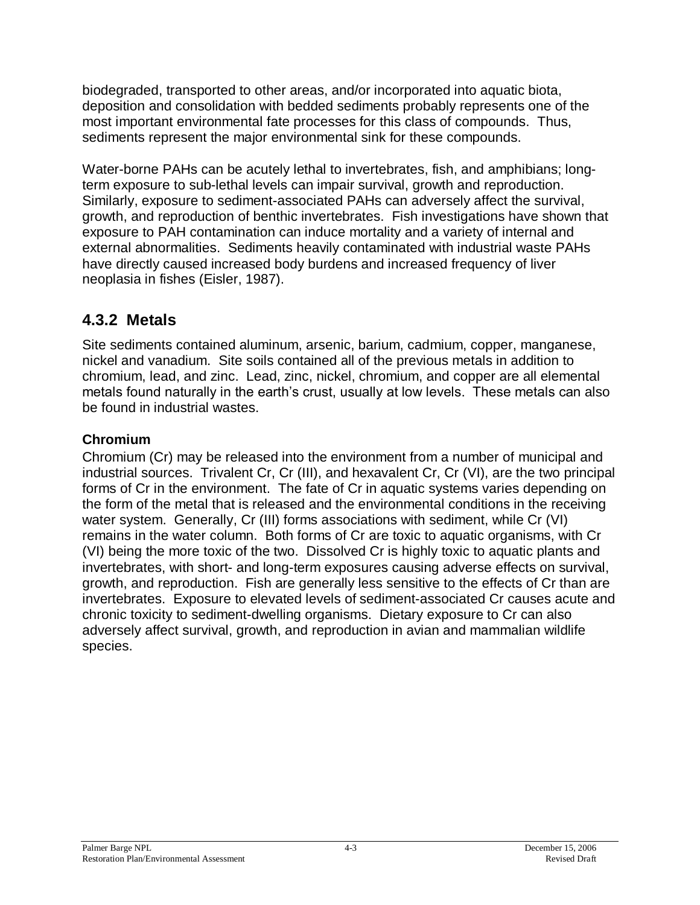biodegraded, transported to other areas, and/or incorporated into aquatic biota, deposition and consolidation with bedded sediments probably represents one of the most important environmental fate processes for this class of compounds. Thus, sediments represent the major environmental sink for these compounds.

Water-borne PAHs can be acutely lethal to invertebrates, fish, and amphibians; long-term exposure to sub-lethal levels can impair survival, growth and reproduction. Similarly, exposure to sediment-associated PAHs can adversely affect the survival, growth, and reproduction of benthic invertebrates. Fish investigations have shown that exposure to PAH contamination can induce mortality and a variety of internal and external abnormalities. Sediments heavily contaminated with industrial waste PAHs have directly caused increased body burdens and increased frequency of liver neoplasia in fishes (Eisler, 1987).

## 4.3.2 Metals

Site sediments contained aluminum, arsenic, barium, cadmium, copper, manganese, nickel and vanadium. Site soils contained all of the previous metals in addition to chromium, lead, and zinc. Lead, zinc, nickel, chromium, and copper are all elemental metals found naturally in the earth's crust, usually at low levels. These metals can also be found in industrial wastes.

### Chromium

Chromium (Cr) may be released into the environment from a number of municipal and industrial sources. Trivalent Cr, Cr (III), and hexavalent Cr, Cr (VI), are the two principal forms of Cr in the environment. The fate of Cr in aquatic systems varies depending on the form of the metal that is released and the environmental conditions in the receiving water system. Generally, Cr (III) forms associations with sediment, while Cr (VI) remains in the water column. Both forms of Cr are toxic to aquatic organisms, with Cr (VI) being the more toxic of the two. Dissolved Cr is highly toxic to aquatic plants and invertebrates, with short- and long-term exposures causing adverse effects on survival, growth, and reproduction. Fish are generally less sensitive to the effects of Cr than are invertebrates. Exposure to elevated levels of sediment-associated Cr causes acute and chronic toxicity to sediment-dwelling organisms. Dietary exposure to Cr can also adversely affect survival, growth, and reproduction in avian and mammalian wildlife species.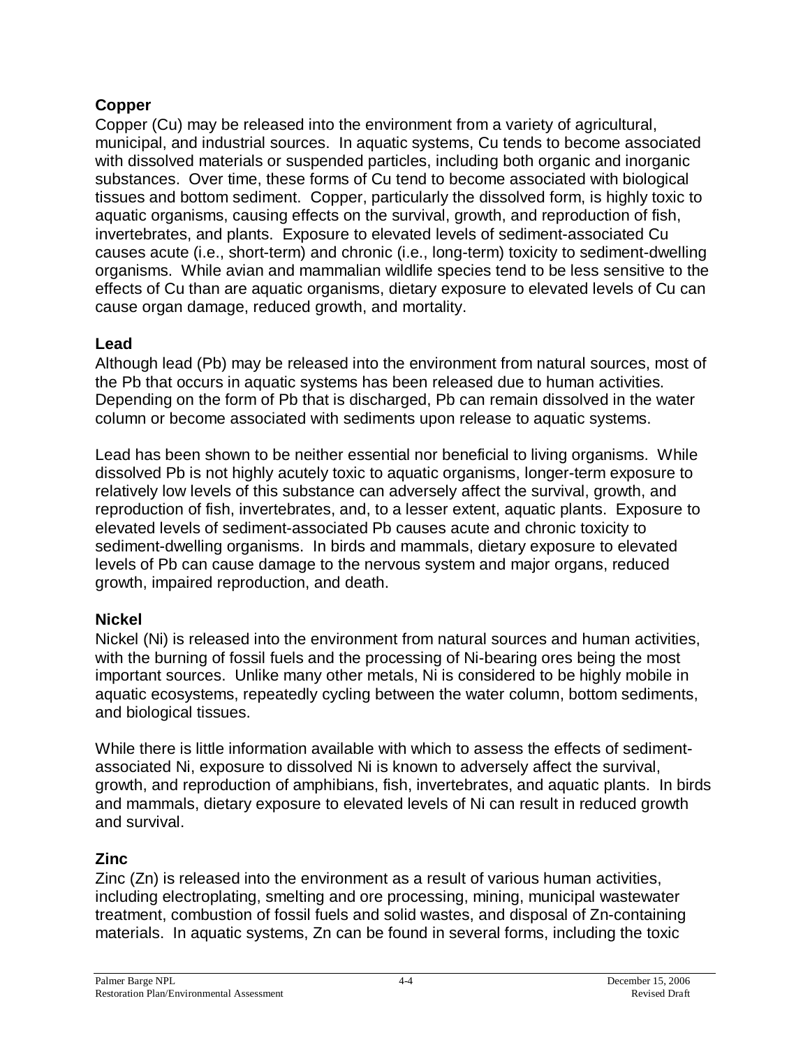### Copper

Copper (Cu) may be released into the environment from a variety of agricultural, municipal, and industrial sources. In aquatic systems, Cu tends to become associated with dissolved materials or suspended particles, including both organic and inorganic substances. Over time, these forms of Cu tend to become associated with biological tissues and bottom sediment. Copper, particularly the dissolved form, is highly toxic to aquatic organisms, causing effects on the survival, growth, and reproduction of fish, invertebrates, and plants. Exposure to elevated levels of sediment-associated Cu causes acute (i.e., short-term) and chronic (i.e., long-term) toxicity to sediment-dwelling organisms. While avian and mammalian wildlife species tend to be less sensitive to the effects of Cu than are aquatic organisms, dietary exposure to elevated levels of Cu can cause organ damage, reduced growth, and mortality.

### Lead

Although lead (Pb) may be released into the environment from natural sources, most of the Pb that occurs in aquatic systems has been released due to human activities. Depending on the form of Pb that is discharged, Pb can remain dissolved in the water column or become associated with sediments upon release to aquatic systems.

Lead has been shown to be neither essential nor beneficial to living organisms. While dissolved Pb is not highly acutely toxic to aquatic organisms, longer-term exposure to relatively low levels of this substance can adversely affect the survival, growth, and reproduction of fish, invertebrates, and, to a lesser extent, aquatic plants. Exposure to elevated levels of sediment-associated Pb causes acute and chronic toxicity to sediment-dwelling organisms. In birds and mammals, dietary exposure to elevated levels of Pb can cause damage to the nervous system and major organs, reduced growth, impaired reproduction, and death.

### Nickel

Nickel (Ni) is released into the environment from natural sources and human activities, with the burning of fossil fuels and the processing of Ni-bearing ores being the most important sources. Unlike many other metals, Ni is considered to be highly mobile in aquatic ecosystems, repeatedly cycling between the water column, bottom sediments, and biological tissues.

While there is little information available with which to assess the effects of sediment-associated Ni, exposure to dissolved Ni is known to adversely affect the survival, growth, and reproduction of amphibians, fish, invertebrates, and aquatic plants. In birds and mammals, dietary exposure to elevated levels of Ni can result in reduced growth and survival.

### Zinc

Zinc (Zn) is released into the environment as a result of various human activities, including electroplating, smelting and ore processing, mining, municipal wastewater treatment, combustion of fossil fuels and solid wastes, and disposal of Zn-containing materials. In aquatic systems, Zn can be found in several forms, including the toxic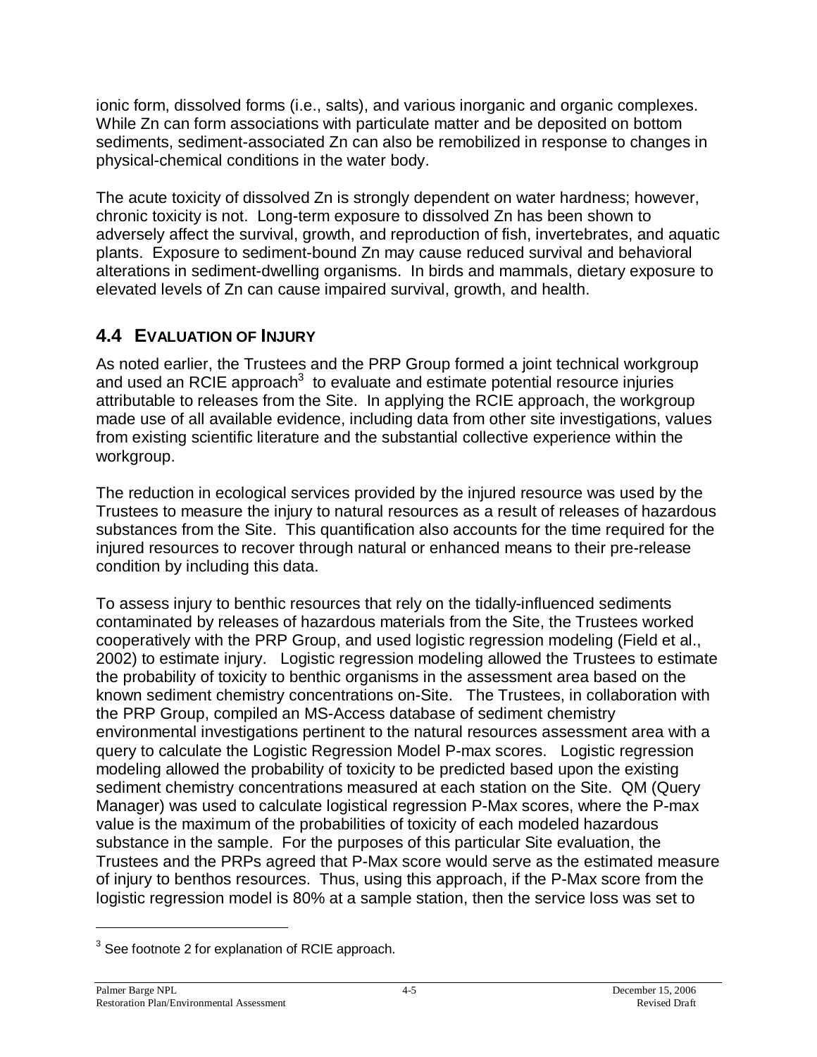ionic form, dissolved forms (i.e., salts), and various inorganic and organic complexes. While Zn can form associations with particulate matter and be deposited on bottom sediments, sediment-associated Zn can also be remobilized in response to changes in physical-chemical conditions in the water body.

The acute toxicity of dissolved Zn is strongly dependent on water hardness; however, chronic toxicity is not. Long-term exposure to dissolved Zn has been shown to adversely affect the survival, growth, and reproduction of fish, invertebrates, and aquatic plants. Exposure to sediment-bound Zn may cause reduced survival and behavioral alterations in sediment-dwelling organisms. In birds and mammals, dietary exposure to elevated levels of Zn can cause impaired survival, growth, and health.

## 4.4 Evaluation of Injury

As noted earlier, the Trustees and the PRP Group formed a joint technical workgroup and used an RCIE approach[3] to evaluate and estimate potential resource injuries attributable to releases from the Site. In applying the RCIE approach, the workgroup made use of all available evidence, including data from other site investigations, values from existing scientific literature and the substantial collective experience within the workgroup.

The reduction in ecological services provided by the injured resource was used by the Trustees to measure the injury to natural resources as a result of releases of hazardous substances from the Site. This quantification also accounts for the time required for the injured resources to recover through natural or enhanced means to their pre-release condition by including this data.

To assess injury to benthic resources that rely on the tidally-influenced sediments contaminated by releases of hazardous materials from the Site, the Trustees worked cooperatively with the PRP Group, and used logistic regression modeling (Field et al., 2002) to estimate injury. Logistic regression modeling allowed the Trustees to estimate the probability of toxicity to benthic organisms in the assessment area based on the known sediment chemistry concentrations on-Site. The Trustees, in collaboration with the PRP Group, compiled an MS-Access database of sediment chemistry environmental investigations pertinent to the natural resources assessment area with a query to calculate the Logistic Regression Model P-max scores. Logistic regression modeling allowed the probability of toxicity to be predicted based upon the existing sediment chemistry concentrations measured at each station on the Site. QM (Query Manager) was used to calculate logistical regression P-Max scores, where the P-max value is the maximum of the probabilities of toxicity of each modeled hazardous substance in the sample. For the purposes of this particular Site evaluation, the Trustees and the PRPs agreed that P-Max score would serve as the estimated measure of injury to benthos resources. Thus, using this approach, if the P-Max score from the logistic regression model is 80% at a sample station, then the service loss was set to

[3] See footnote 2 for explanation of RCIE approach.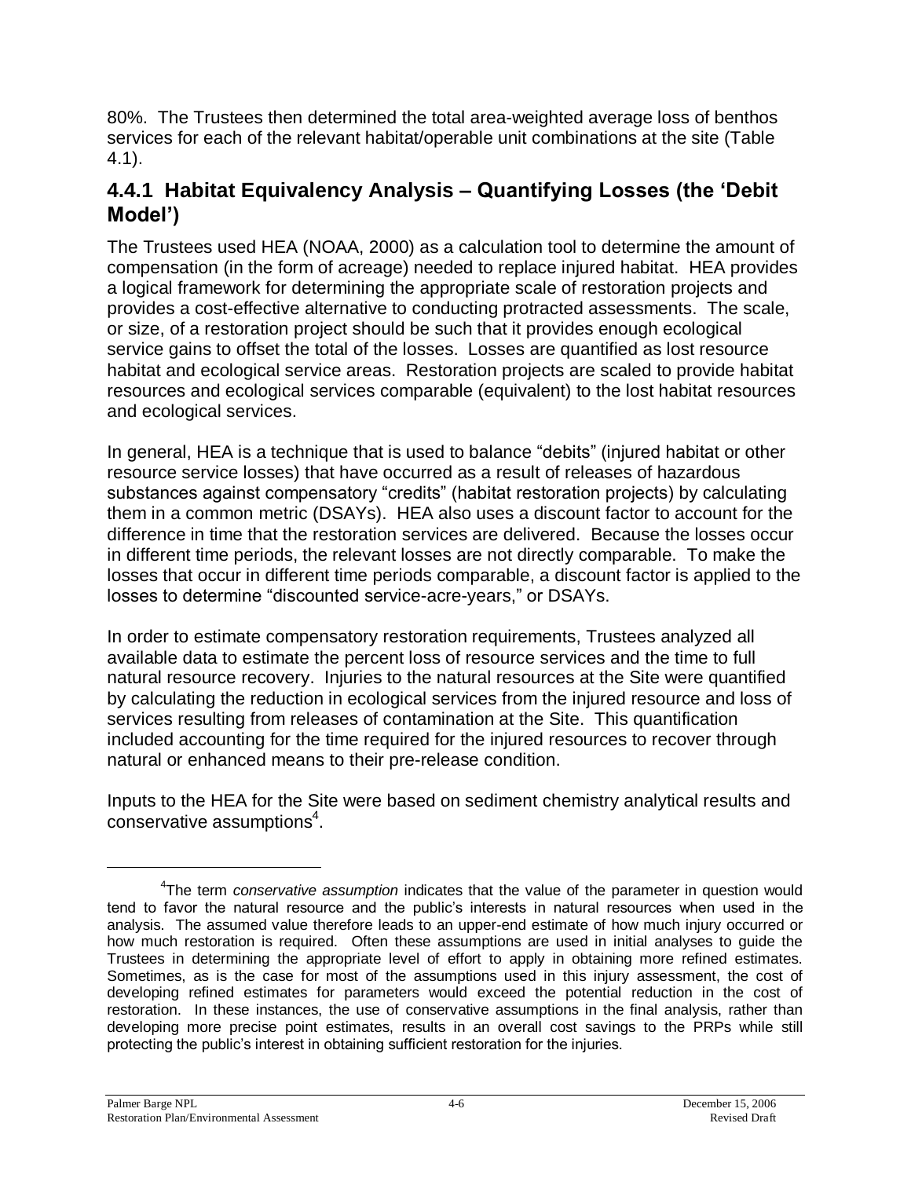80%. The Trustees then determined the total area-weighted average loss of benthos services for each of the relevant habitat/operable unit combinations at the site (Table 4.1).

### 4.4.1 Habitat Equivalency Analysis – Quantifying Losses (the 'Debit Model')

The Trustees used HEA (NOAA, 2000) as a calculation tool to determine the amount of compensation (in the form of acreage) needed to replace injured habitat. HEA provides a logical framework for determining the appropriate scale of restoration projects and provides a cost-effective alternative to conducting protracted assessments. The scale, or size, of a restoration project should be such that it provides enough ecological service gains to offset the total of the losses. Losses are quantified as lost resource habitat and ecological service areas. Restoration projects are scaled to provide habitat resources and ecological services comparable (equivalent) to the lost habitat resources and ecological services.

In general, HEA is a technique that is used to balance "debits" (injured habitat or other resource service losses) that have occurred as a result of releases of hazardous substances against compensatory "credits" (habitat restoration projects) by calculating them in a common metric (DSAYs). HEA also uses a discount factor to account for the difference in time that the restoration services are delivered. Because the losses occur in different time periods, the relevant losses are not directly comparable. To make the losses that occur in different time periods comparable, a discount factor is applied to the losses to determine "discounted service-acre-years," or DSAYs.

In order to estimate compensatory restoration requirements, Trustees analyzed all available data to estimate the percent loss of resource services and the time to full natural resource recovery. Injuries to the natural resources at the Site were quantified by calculating the reduction in ecological services from the injured resource and loss of services resulting from releases of contamination at the Site. This quantification included accounting for the time required for the injured resources to recover through natural or enhanced means to their pre-release condition.

Inputs to the HEA for the Site were based on sediment chemistry analytical results and conservative assumptions[4].

---

[4]The term *conservative assumption* indicates that the value of the parameter in question would tend to favor the natural resource and the public's interests in natural resources when used in the analysis. The assumed value therefore leads to an upper-end estimate of how much injury occurred or how much restoration is required. Often these assumptions are used in initial analyses to guide the Trustees in determining the appropriate level of effort to apply in obtaining more refined estimates. Sometimes, as is the case for most of the assumptions used in this injury assessment, the cost of developing refined estimates for parameters would exceed the potential reduction in the cost of restoration. In these instances, the use of conservative assumptions in the final analysis, rather than developing more precise point estimates, results in an overall cost savings to the PRPs while still protecting the public's interest in obtaining sufficient restoration for the injuries.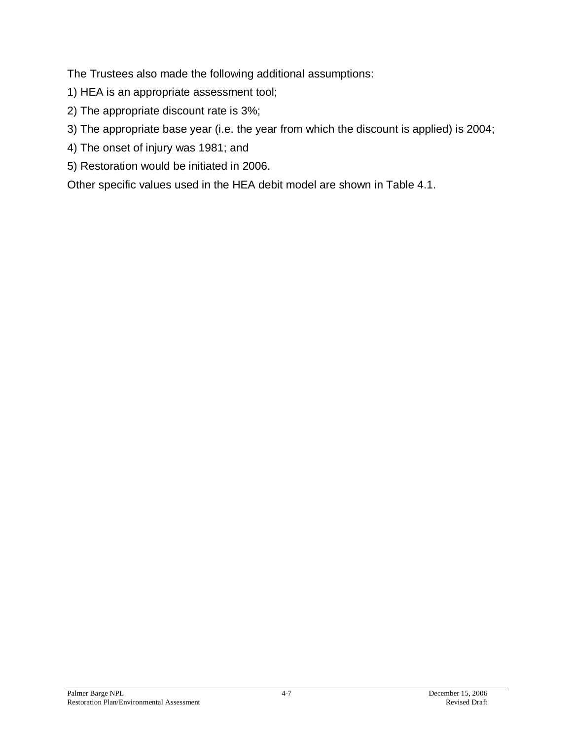The Trustees also made the following additional assumptions:

1) HEA is an appropriate assessment tool;

2) The appropriate discount rate is 3%;

3) The appropriate base year (i.e. the year from which the discount is applied) is 2004;

4) The onset of injury was 1981; and

5) Restoration would be initiated in 2006.

Other specific values used in the HEA debit model are shown in Table 4.1.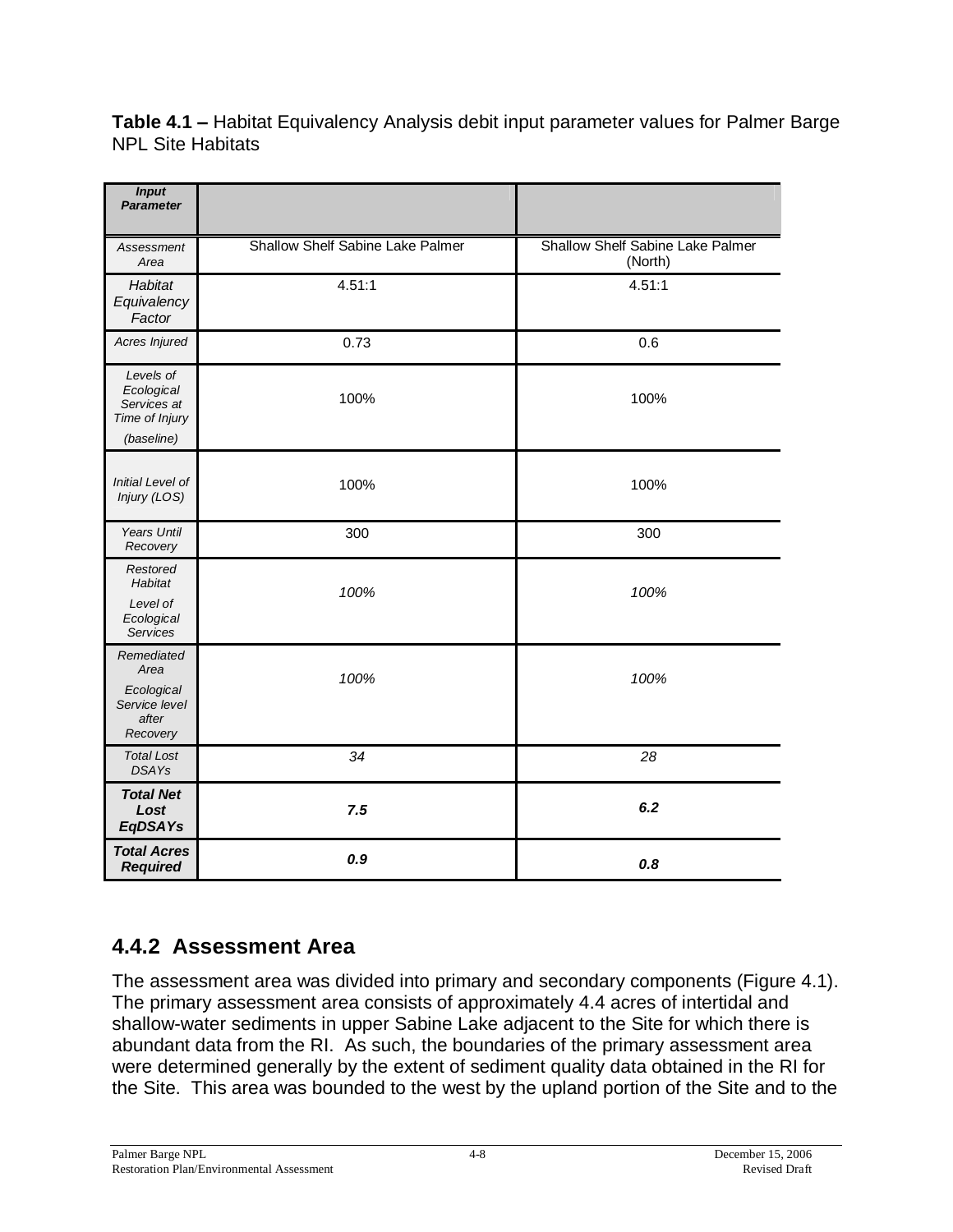**Table 4.1 –** Habitat Equivalency Analysis debit input parameter values for Palmer Barge NPL Site Habitats

| *Input Parameter* | | |
|---|---|---|
| *Assessment Area* | Shallow Shelf Sabine Lake Palmer | Shallow Shelf Sabine Lake Palmer (North) |
| *Habitat Equivalency Factor* | 4.51:1 | 4.51:1 |
| *Acres Injured* | 0.73 | 0.6 |
| *Levels of Ecological Services at Time of Injury (baseline)* | 100% | 100% |
| *Initial Level of Injury (LOS)* | 100% | 100% |
| *Years Until Recovery* | 300 | 300 |
| *Restored Habitat Level of Ecological Services* | *100%* | *100%* |
| *Remediated Area Ecological Service level after Recovery* | *100%* | *100%* |
| *Total Lost DSAYs* | *34* | *28* |
| ***Total Net Lost EqDSAYs*** | ***7.5*** | ***6.2*** |
| ***Total Acres Required*** | ***0.9*** | ***0.8*** |

## 4.4.2 Assessment Area

The assessment area was divided into primary and secondary components (Figure 4.1). The primary assessment area consists of approximately 4.4 acres of intertidal and shallow-water sediments in upper Sabine Lake adjacent to the Site for which there is abundant data from the RI. As such, the boundaries of the primary assessment area were determined generally by the extent of sediment quality data obtained in the RI for the Site. This area was bounded to the west by the upland portion of the Site and to the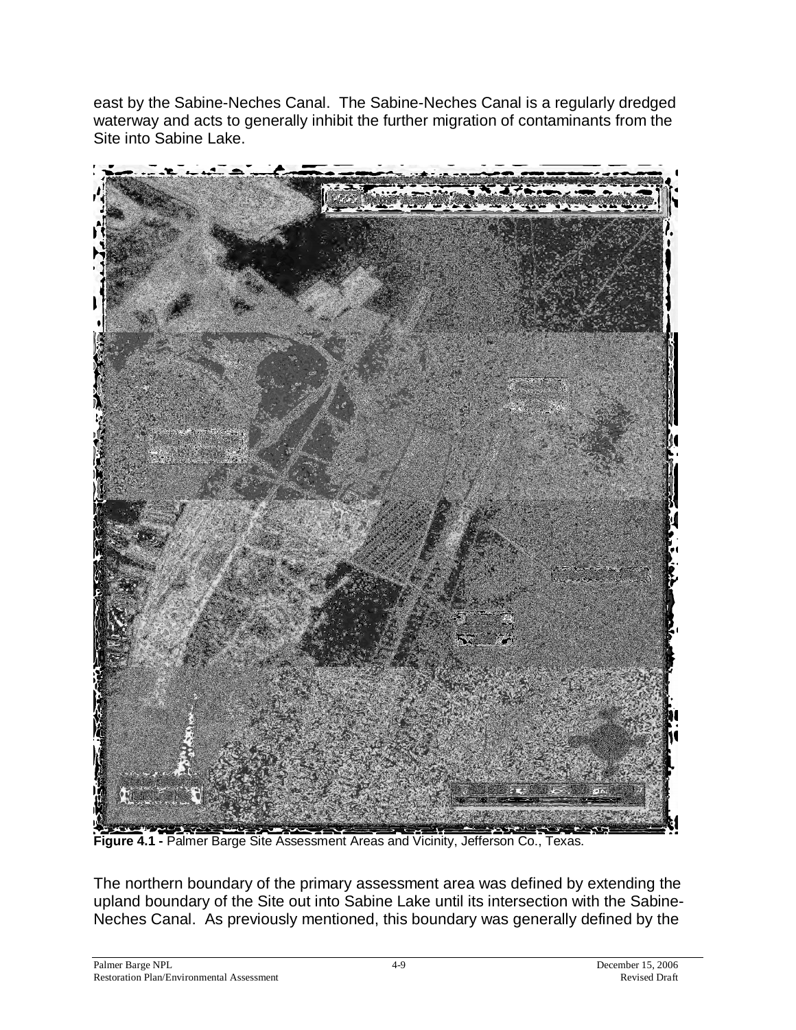east by the Sabine-Neches Canal. The Sabine-Neches Canal is a regularly dredged waterway and acts to generally inhibit the further migration of contaminants from the Site into Sabine Lake.

**Figure 4.1 -** Palmer Barge Site Assessment Areas and Vicinity, Jefferson Co., Texas.

The northern boundary of the primary assessment area was defined by extending the upland boundary of the Site out into Sabine Lake until its intersection with the Sabine-Neches Canal. As previously mentioned, this boundary was generally defined by the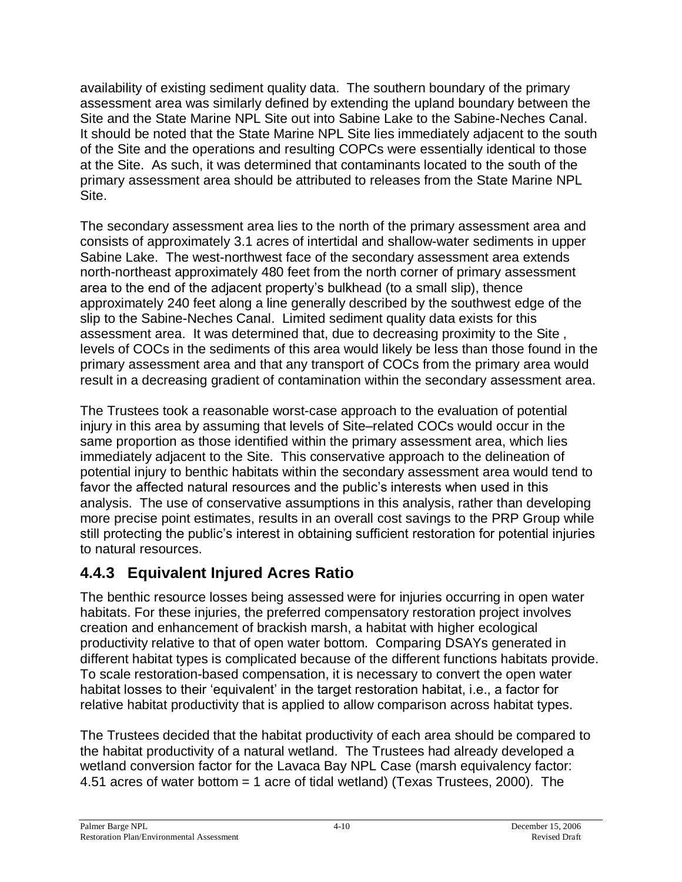availability of existing sediment quality data. The southern boundary of the primary assessment area was similarly defined by extending the upland boundary between the Site and the State Marine NPL Site out into Sabine Lake to the Sabine-Neches Canal. It should be noted that the State Marine NPL Site lies immediately adjacent to the south of the Site and the operations and resulting COPCs were essentially identical to those at the Site. As such, it was determined that contaminants located to the south of the primary assessment area should be attributed to releases from the State Marine NPL Site.

The secondary assessment area lies to the north of the primary assessment area and consists of approximately 3.1 acres of intertidal and shallow-water sediments in upper Sabine Lake. The west-northwest face of the secondary assessment area extends north-northeast approximately 480 feet from the north corner of primary assessment area to the end of the adjacent property's bulkhead (to a small slip), thence approximately 240 feet along a line generally described by the southwest edge of the slip to the Sabine-Neches Canal. Limited sediment quality data exists for this assessment area. It was determined that, due to decreasing proximity to the Site , levels of COCs in the sediments of this area would likely be less than those found in the primary assessment area and that any transport of COCs from the primary area would result in a decreasing gradient of contamination within the secondary assessment area.

The Trustees took a reasonable worst-case approach to the evaluation of potential injury in this area by assuming that levels of Site–related COCs would occur in the same proportion as those identified within the primary assessment area, which lies immediately adjacent to the Site. This conservative approach to the delineation of potential injury to benthic habitats within the secondary assessment area would tend to favor the affected natural resources and the public's interests when used in this analysis. The use of conservative assumptions in this analysis, rather than developing more precise point estimates, results in an overall cost savings to the PRP Group while still protecting the public's interest in obtaining sufficient restoration for potential injuries to natural resources.

### 4.4.3 Equivalent Injured Acres Ratio

The benthic resource losses being assessed were for injuries occurring in open water habitats. For these injuries, the preferred compensatory restoration project involves creation and enhancement of brackish marsh, a habitat with higher ecological productivity relative to that of open water bottom. Comparing DSAYs generated in different habitat types is complicated because of the different functions habitats provide. To scale restoration-based compensation, it is necessary to convert the open water habitat losses to their 'equivalent' in the target restoration habitat, i.e., a factor for relative habitat productivity that is applied to allow comparison across habitat types.

The Trustees decided that the habitat productivity of each area should be compared to the habitat productivity of a natural wetland. The Trustees had already developed a wetland conversion factor for the Lavaca Bay NPL Case (marsh equivalency factor: 4.51 acres of water bottom = 1 acre of tidal wetland) (Texas Trustees, 2000). The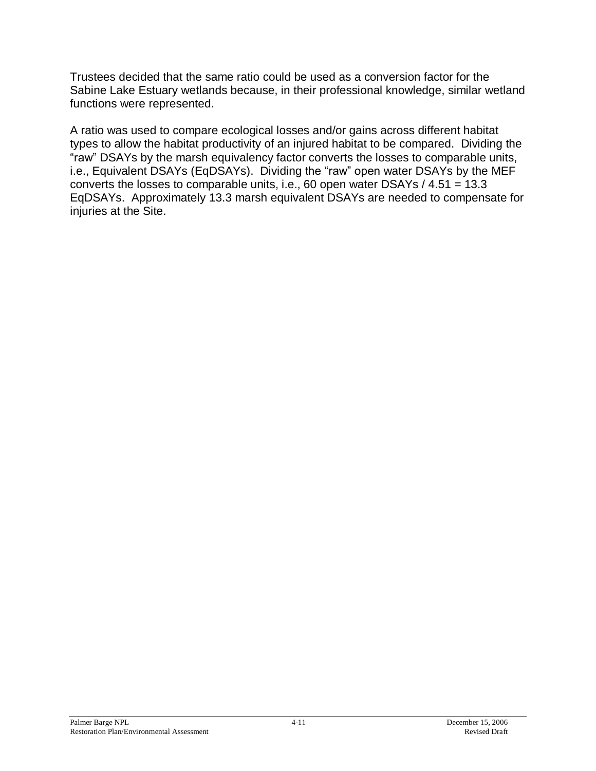Trustees decided that the same ratio could be used as a conversion factor for the Sabine Lake Estuary wetlands because, in their professional knowledge, similar wetland functions were represented.

A ratio was used to compare ecological losses and/or gains across different habitat types to allow the habitat productivity of an injured habitat to be compared. Dividing the "raw" DSAYs by the marsh equivalency factor converts the losses to comparable units, i.e., Equivalent DSAYs (EqDSAYs). Dividing the "raw" open water DSAYs by the MEF converts the losses to comparable units, i.e., 60 open water DSAYs / 4.51 = 13.3 EqDSAYs. Approximately 13.3 marsh equivalent DSAYs are needed to compensate for injuries at the Site.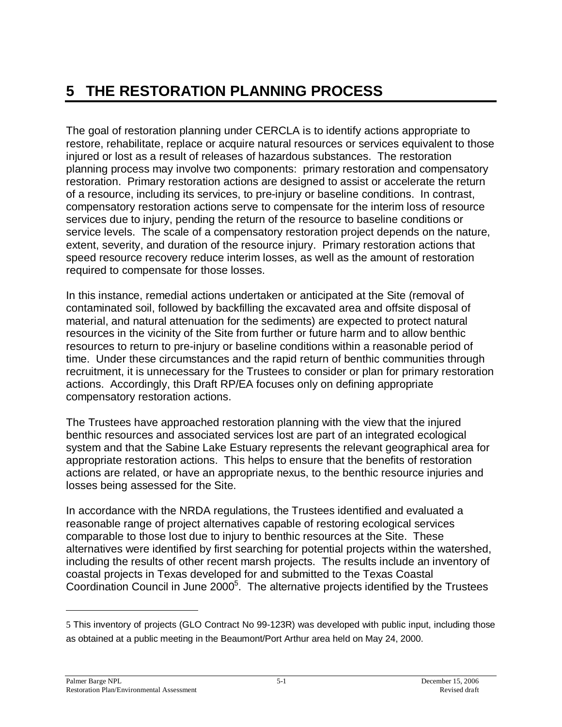# 5 THE RESTORATION PLANNING PROCESS

The goal of restoration planning under CERCLA is to identify actions appropriate to restore, rehabilitate, replace or acquire natural resources or services equivalent to those injured or lost as a result of releases of hazardous substances. The restoration planning process may involve two components: primary restoration and compensatory restoration. Primary restoration actions are designed to assist or accelerate the return of a resource, including its services, to pre-injury or baseline conditions. In contrast, compensatory restoration actions serve to compensate for the interim loss of resource services due to injury, pending the return of the resource to baseline conditions or service levels. The scale of a compensatory restoration project depends on the nature, extent, severity, and duration of the resource injury. Primary restoration actions that speed resource recovery reduce interim losses, as well as the amount of restoration required to compensate for those losses.

In this instance, remedial actions undertaken or anticipated at the Site (removal of contaminated soil, followed by backfilling the excavated area and offsite disposal of material, and natural attenuation for the sediments) are expected to protect natural resources in the vicinity of the Site from further or future harm and to allow benthic resources to return to pre-injury or baseline conditions within a reasonable period of time. Under these circumstances and the rapid return of benthic communities through recruitment, it is unnecessary for the Trustees to consider or plan for primary restoration actions. Accordingly, this Draft RP/EA focuses only on defining appropriate compensatory restoration actions.

The Trustees have approached restoration planning with the view that the injured benthic resources and associated services lost are part of an integrated ecological system and that the Sabine Lake Estuary represents the relevant geographical area for appropriate restoration actions. This helps to ensure that the benefits of restoration actions are related, or have an appropriate nexus, to the benthic resource injuries and losses being assessed for the Site.

In accordance with the NRDA regulations, the Trustees identified and evaluated a reasonable range of project alternatives capable of restoring ecological services comparable to those lost due to injury to benthic resources at the Site. These alternatives were identified by first searching for potential projects within the watershed, including the results of other recent marsh projects. The results include an inventory of coastal projects in Texas developed for and submitted to the Texas Coastal Coordination Council in June 2000[5]. The alternative projects identified by the Trustees

---

5 This inventory of projects (GLO Contract No 99-123R) was developed with public input, including those as obtained at a public meeting in the Beaumont/Port Arthur area held on May 24, 2000.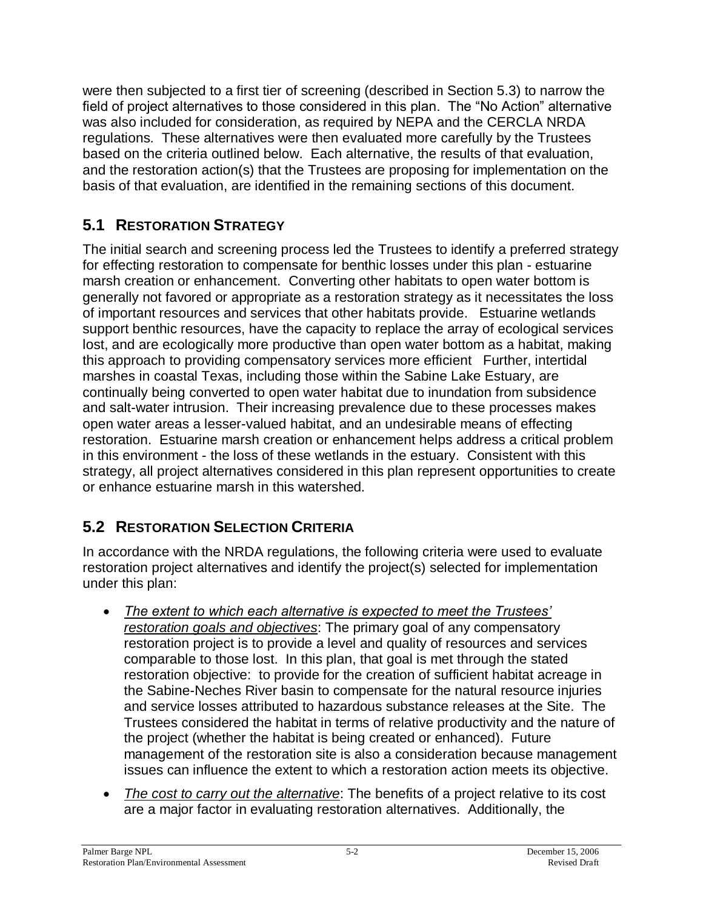were then subjected to a first tier of screening (described in Section 5.3) to narrow the field of project alternatives to those considered in this plan. The "No Action" alternative was also included for consideration, as required by NEPA and the CERCLA NRDA regulations. These alternatives were then evaluated more carefully by the Trustees based on the criteria outlined below. Each alternative, the results of that evaluation, and the restoration action(s) that the Trustees are proposing for implementation on the basis of that evaluation, are identified in the remaining sections of this document.

## 5.1 RESTORATION STRATEGY

The initial search and screening process led the Trustees to identify a preferred strategy for effecting restoration to compensate for benthic losses under this plan - estuarine marsh creation or enhancement. Converting other habitats to open water bottom is generally not favored or appropriate as a restoration strategy as it necessitates the loss of important resources and services that other habitats provide. Estuarine wetlands support benthic resources, have the capacity to replace the array of ecological services lost, and are ecologically more productive than open water bottom as a habitat, making this approach to providing compensatory services more efficient Further, intertidal marshes in coastal Texas, including those within the Sabine Lake Estuary, are continually being converted to open water habitat due to inundation from subsidence and salt-water intrusion. Their increasing prevalence due to these processes makes open water areas a lesser-valued habitat, and an undesirable means of effecting restoration. Estuarine marsh creation or enhancement helps address a critical problem in this environment - the loss of these wetlands in the estuary. Consistent with this strategy, all project alternatives considered in this plan represent opportunities to create or enhance estuarine marsh in this watershed.

## 5.2 RESTORATION SELECTION CRITERIA

In accordance with the NRDA regulations, the following criteria were used to evaluate restoration project alternatives and identify the project(s) selected for implementation under this plan:

- *The extent to which each alternative is expected to meet the Trustees' restoration goals and objectives*: The primary goal of any compensatory restoration project is to provide a level and quality of resources and services comparable to those lost. In this plan, that goal is met through the stated restoration objective: to provide for the creation of sufficient habitat acreage in the Sabine-Neches River basin to compensate for the natural resource injuries and service losses attributed to hazardous substance releases at the Site. The Trustees considered the habitat in terms of relative productivity and the nature of the project (whether the habitat is being created or enhanced). Future management of the restoration site is also a consideration because management issues can influence the extent to which a restoration action meets its objective.
- *The cost to carry out the alternative*: The benefits of a project relative to its cost are a major factor in evaluating restoration alternatives. Additionally, the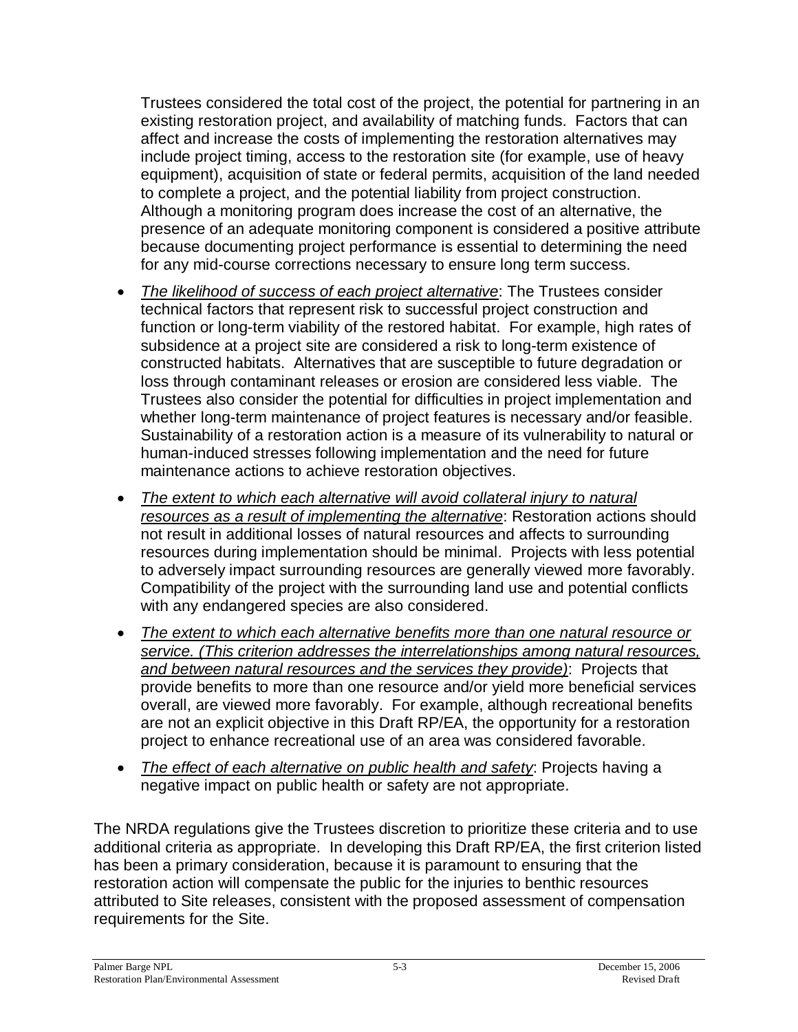Trustees considered the total cost of the project, the potential for partnering in an existing restoration project, and availability of matching funds. Factors that can affect and increase the costs of implementing the restoration alternatives may include project timing, access to the restoration site (for example, use of heavy equipment), acquisition of state or federal permits, acquisition of the land needed to complete a project, and the potential liability from project construction. Although a monitoring program does increase the cost of an alternative, the presence of an adequate monitoring component is considered a positive attribute because documenting project performance is essential to determining the need for any mid-course corrections necessary to ensure long term success.

- *<u>The likelihood of success of each project alternative</u>*: The Trustees consider technical factors that represent risk to successful project construction and function or long-term viability of the restored habitat. For example, high rates of subsidence at a project site are considered a risk to long-term existence of constructed habitats. Alternatives that are susceptible to future degradation or loss through contaminant releases or erosion are considered less viable. The Trustees also consider the potential for difficulties in project implementation and whether long-term maintenance of project features is necessary and/or feasible. Sustainability of a restoration action is a measure of its vulnerability to natural or human-induced stresses following implementation and the need for future maintenance actions to achieve restoration objectives.
- *<u>The extent to which each alternative will avoid collateral injury to natural resources as a result of implementing the alternative</u>*: Restoration actions should not result in additional losses of natural resources and affects to surrounding resources during implementation should be minimal. Projects with less potential to adversely impact surrounding resources are generally viewed more favorably. Compatibility of the project with the surrounding land use and potential conflicts with any endangered species are also considered.
- *<u>The extent to which each alternative benefits more than one natural resource or service. (This criterion addresses the interrelationships among natural resources, and between natural resources and the services they provide)</u>*: Projects that provide benefits to more than one resource and/or yield more beneficial services overall, are viewed more favorably. For example, although recreational benefits are not an explicit objective in this Draft RP/EA, the opportunity for a restoration project to enhance recreational use of an area was considered favorable.
- *<u>The effect of each alternative on public health and safety</u>*: Projects having a negative impact on public health or safety are not appropriate.

The NRDA regulations give the Trustees discretion to prioritize these criteria and to use additional criteria as appropriate. In developing this Draft RP/EA, the first criterion listed has been a primary consideration, because it is paramount to ensuring that the restoration action will compensate the public for the injuries to benthic resources attributed to Site releases, consistent with the proposed assessment of compensation requirements for the Site.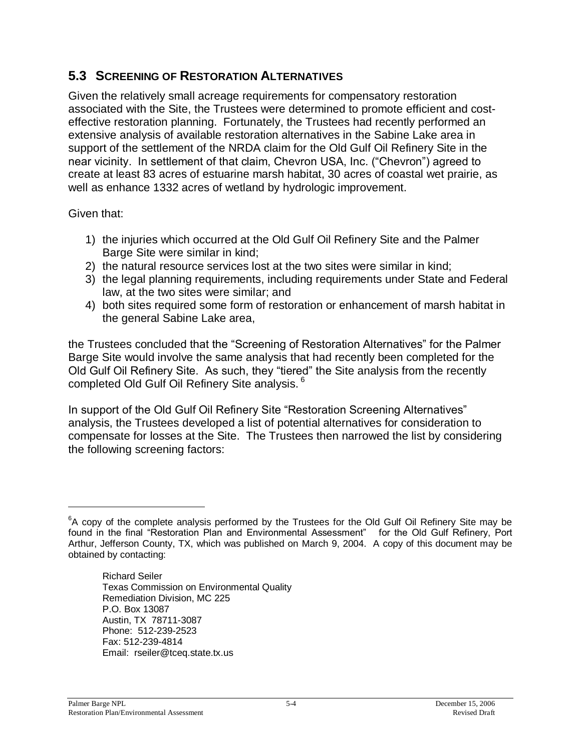## 5.3 SCREENING OF RESTORATION ALTERNATIVES

Given the relatively small acreage requirements for compensatory restoration associated with the Site, the Trustees were determined to promote efficient and cost-effective restoration planning. Fortunately, the Trustees had recently performed an extensive analysis of available restoration alternatives in the Sabine Lake area in support of the settlement of the NRDA claim for the Old Gulf Oil Refinery Site in the near vicinity. In settlement of that claim, Chevron USA, Inc. ("Chevron") agreed to create at least 83 acres of estuarine marsh habitat, 30 acres of coastal wet prairie, as well as enhance 1332 acres of wetland by hydrologic improvement.

Given that:

1) the injuries which occurred at the Old Gulf Oil Refinery Site and the Palmer Barge Site were similar in kind;
2) the natural resource services lost at the two sites were similar in kind;
3) the legal planning requirements, including requirements under State and Federal law, at the two sites were similar; and
4) both sites required some form of restoration or enhancement of marsh habitat in the general Sabine Lake area,

the Trustees concluded that the "Screening of Restoration Alternatives" for the Palmer Barge Site would involve the same analysis that had recently been completed for the Old Gulf Oil Refinery Site. As such, they "tiered" the Site analysis from the recently completed Old Gulf Oil Refinery Site analysis. [6]

In support of the Old Gulf Oil Refinery Site "Restoration Screening Alternatives" analysis, the Trustees developed a list of potential alternatives for consideration to compensate for losses at the Site. The Trustees then narrowed the list by considering the following screening factors:

---

[6] A copy of the complete analysis performed by the Trustees for the Old Gulf Oil Refinery Site may be found in the final "Restoration Plan and Environmental Assessment" for the Old Gulf Refinery, Port Arthur, Jefferson County, TX, which was published on March 9, 2004. A copy of this document may be obtained by contacting:

Richard Seiler
Texas Commission on Environmental Quality
Remediation Division, MC 225
P.O. Box 13087
Austin, TX 78711-3087
Phone: 512-239-2523
Fax: 512-239-4814
Email: rseiler@tceq.state.tx.us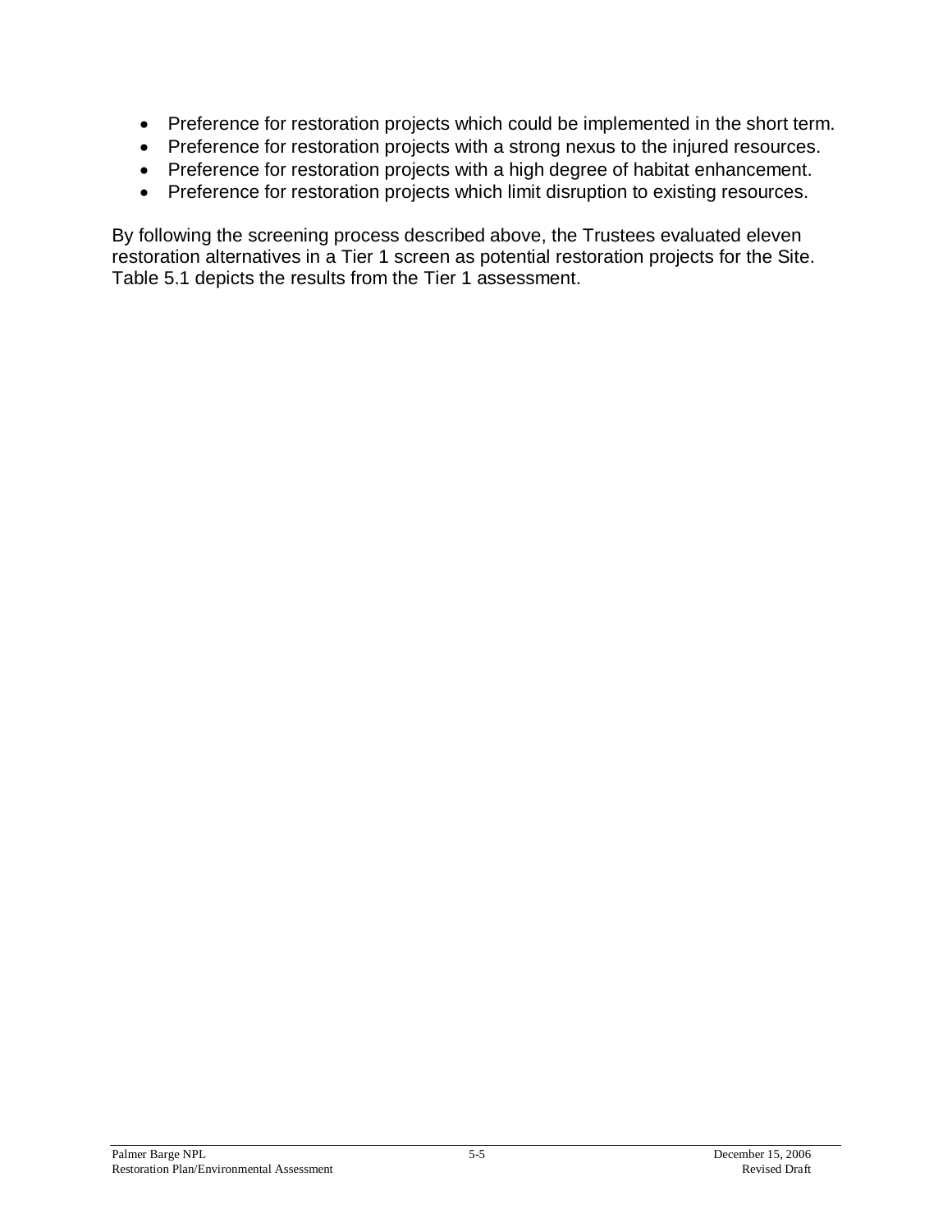- Preference for restoration projects which could be implemented in the short term.
- Preference for restoration projects with a strong nexus to the injured resources.
- Preference for restoration projects with a high degree of habitat enhancement.
- Preference for restoration projects which limit disruption to existing resources.

By following the screening process described above, the Trustees evaluated eleven restoration alternatives in a Tier 1 screen as potential restoration projects for the Site. Table 5.1 depicts the results from the Tier 1 assessment.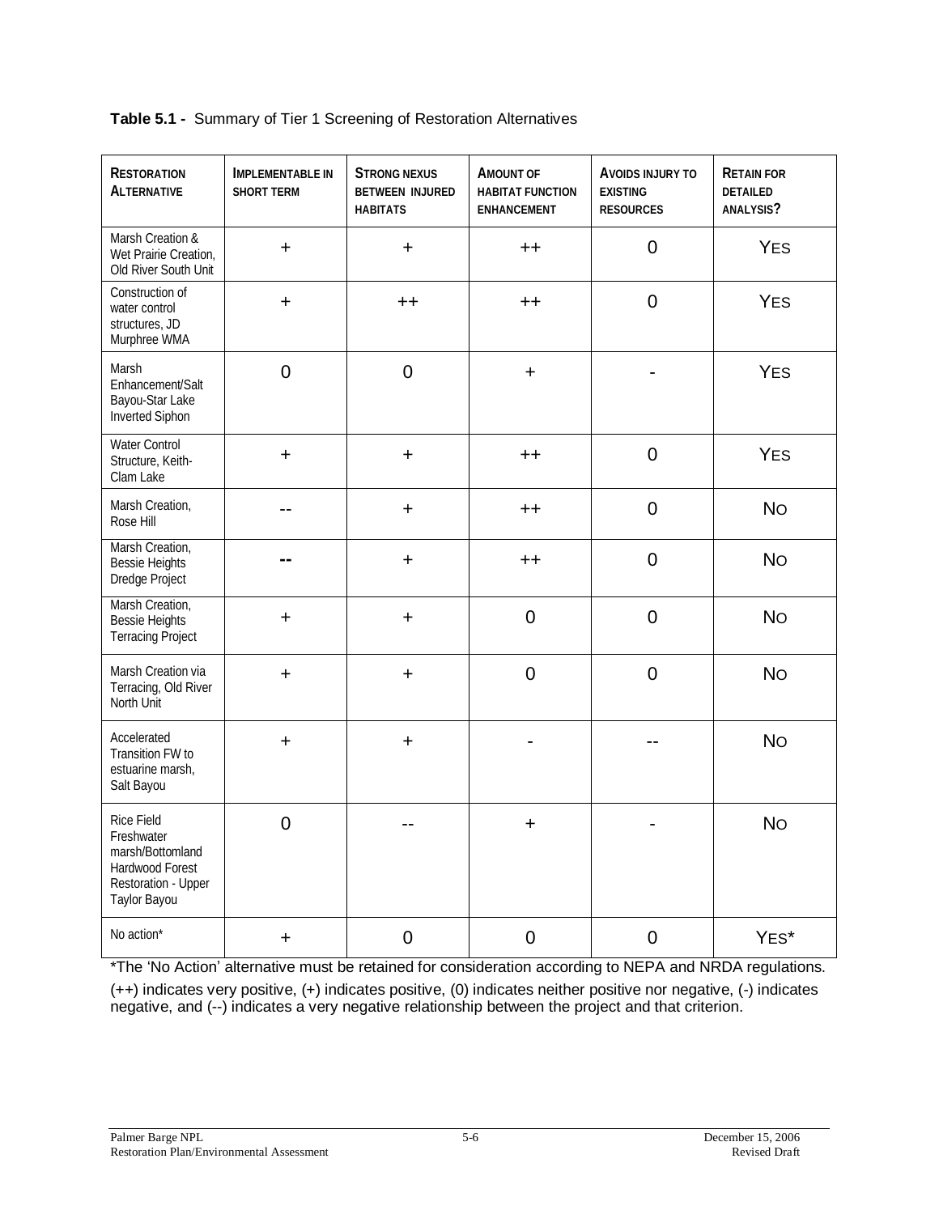**Table 5.1 -** Summary of Tier 1 Screening of Restoration Alternatives

| RESTORATION ALTERNATIVE | IMPLEMENTABLE IN SHORT TERM | STRONG NEXUS BETWEEN INJURED HABITATS | AMOUNT OF HABITAT FUNCTION ENHANCEMENT | AVOIDS INJURY TO EXISTING RESOURCES | RETAIN FOR DETAILED ANALYSIS? |
|---|---|---|---|---|---|
| Marsh Creation & Wet Prairie Creation, Old River South Unit | + | + | ++ | 0 | YES |
| Construction of water control structures, JD Murphree WMA | + | ++ | ++ | 0 | YES |
| Marsh Enhancement/Salt Bayou-Star Lake Inverted Siphon | 0 | 0 | + | - | YES |
| Water Control Structure, Keith-Clam Lake | + | + | ++ | 0 | YES |
| Marsh Creation, Rose Hill | -- | + | ++ | 0 | NO |
| Marsh Creation, Bessie Heights Dredge Project | -- | + | ++ | 0 | NO |
| Marsh Creation, Bessie Heights Terracing Project | + | + | 0 | 0 | NO |
| Marsh Creation via Terracing, Old River North Unit | + | + | 0 | 0 | NO |
| Accelerated Transition FW to estuarine marsh, Salt Bayou | + | + | - | -- | NO |
| Rice Field Freshwater marsh/Bottomland Hardwood Forest Restoration - Upper Taylor Bayou | 0 | -- | + | - | NO |
| No action* | + | 0 | 0 | 0 | YES* |

*The 'No Action' alternative must be retained for consideration according to NEPA and NRDA regulations.

(++) indicates very positive, (+) indicates positive, (0) indicates neither positive nor negative, (-) indicates negative, and (--) indicates a very negative relationship between the project and that criterion.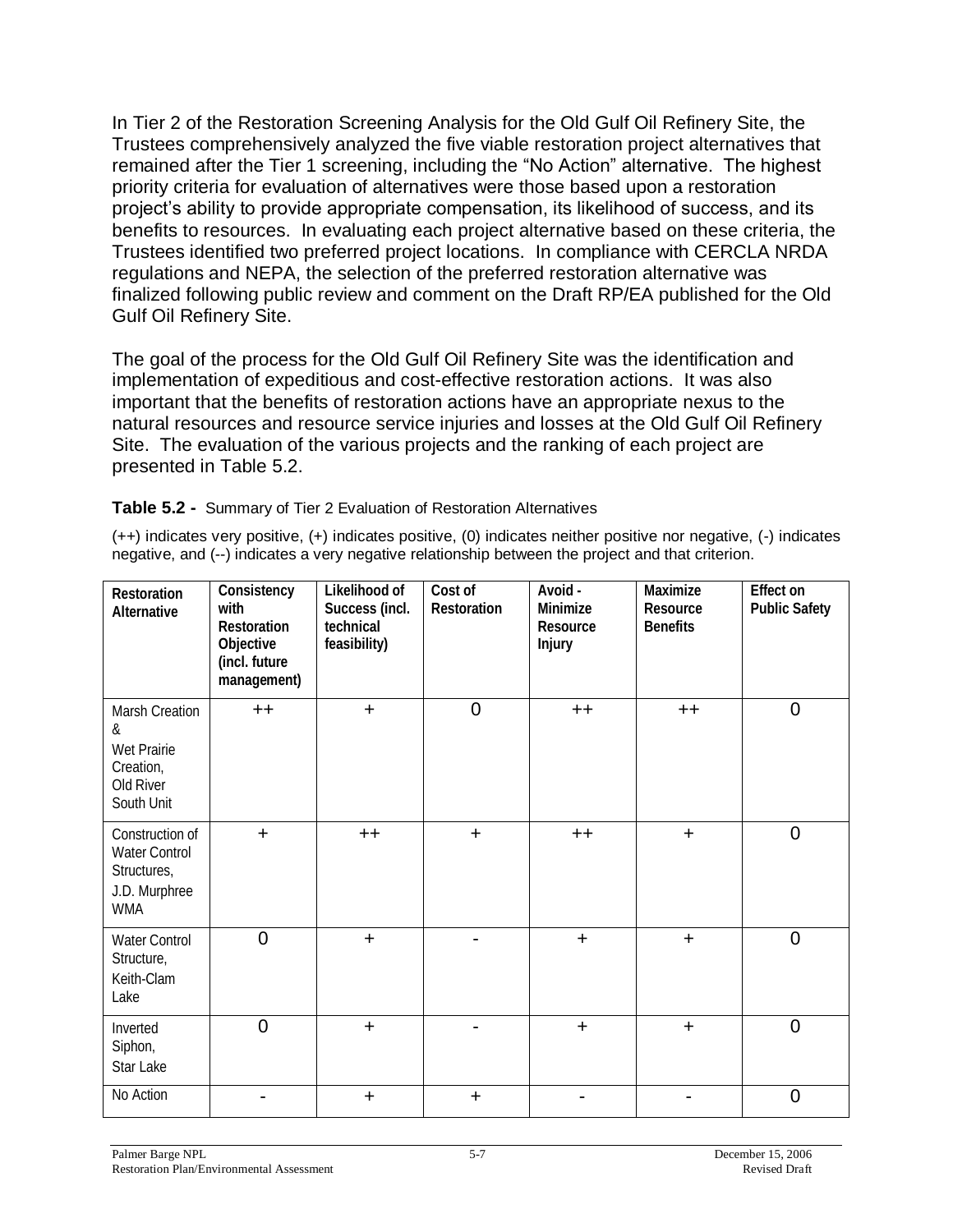In Tier 2 of the Restoration Screening Analysis for the Old Gulf Oil Refinery Site, the Trustees comprehensively analyzed the five viable restoration project alternatives that remained after the Tier 1 screening, including the "No Action" alternative. The highest priority criteria for evaluation of alternatives were those based upon a restoration project's ability to provide appropriate compensation, its likelihood of success, and its benefits to resources. In evaluating each project alternative based on these criteria, the Trustees identified two preferred project locations. In compliance with CERCLA NRDA regulations and NEPA, the selection of the preferred restoration alternative was finalized following public review and comment on the Draft RP/EA published for the Old Gulf Oil Refinery Site.

The goal of the process for the Old Gulf Oil Refinery Site was the identification and implementation of expeditious and cost-effective restoration actions. It was also important that the benefits of restoration actions have an appropriate nexus to the natural resources and resource service injuries and losses at the Old Gulf Oil Refinery Site. The evaluation of the various projects and the ranking of each project are presented in Table 5.2.

**Table 5.2 -** Summary of Tier 2 Evaluation of Restoration Alternatives

(++) indicates very positive, (+) indicates positive, (0) indicates neither positive nor negative, (-) indicates negative, and (--) indicates a very negative relationship between the project and that criterion.

| Restoration Alternative | Consistency with Restoration Objective (incl. future management) | Likelihood of Success (incl. technical feasibility) | Cost of Restoration | Avoid - Minimize Resource Injury | Maximize Resource Benefits | Effect on Public Safety |
|---|---|---|---|---|---|---|
| Marsh Creation & Wet Prairie Creation, Old River South Unit | ++ | + | 0 | ++ | ++ | 0 |
| Construction of Water Control Structures, J.D. Murphree WMA | + | ++ | + | ++ | + | 0 |
| Water Control Structure, Keith-Clam Lake | 0 | + | - | + | + | 0 |
| Inverted Siphon, Star Lake | 0 | + | - | + | + | 0 |
| No Action | - | + | + | - | - | 0 |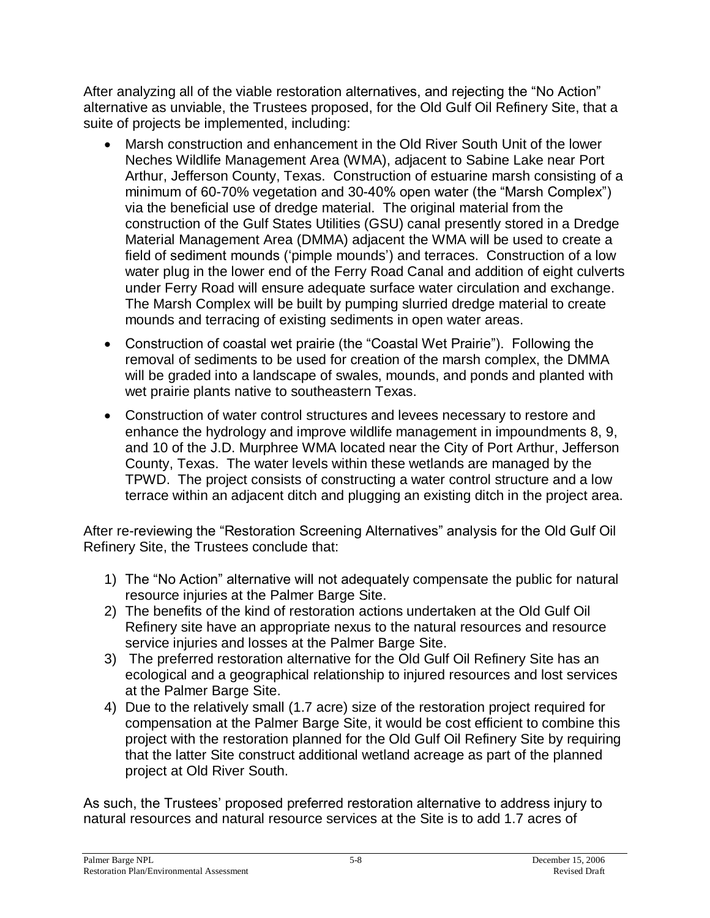After analyzing all of the viable restoration alternatives, and rejecting the "No Action" alternative as unviable, the Trustees proposed, for the Old Gulf Oil Refinery Site, that a suite of projects be implemented, including:

- Marsh construction and enhancement in the Old River South Unit of the lower Neches Wildlife Management Area (WMA), adjacent to Sabine Lake near Port Arthur, Jefferson County, Texas. Construction of estuarine marsh consisting of a minimum of 60-70% vegetation and 30-40% open water (the "Marsh Complex") via the beneficial use of dredge material. The original material from the construction of the Gulf States Utilities (GSU) canal presently stored in a Dredge Material Management Area (DMMA) adjacent the WMA will be used to create a field of sediment mounds ('pimple mounds') and terraces. Construction of a low water plug in the lower end of the Ferry Road Canal and addition of eight culverts under Ferry Road will ensure adequate surface water circulation and exchange. The Marsh Complex will be built by pumping slurried dredge material to create mounds and terracing of existing sediments in open water areas.
- Construction of coastal wet prairie (the "Coastal Wet Prairie"). Following the removal of sediments to be used for creation of the marsh complex, the DMMA will be graded into a landscape of swales, mounds, and ponds and planted with wet prairie plants native to southeastern Texas.
- Construction of water control structures and levees necessary to restore and enhance the hydrology and improve wildlife management in impoundments 8, 9, and 10 of the J.D. Murphree WMA located near the City of Port Arthur, Jefferson County, Texas. The water levels within these wetlands are managed by the TPWD. The project consists of constructing a water control structure and a low terrace within an adjacent ditch and plugging an existing ditch in the project area.

After re-reviewing the "Restoration Screening Alternatives" analysis for the Old Gulf Oil Refinery Site, the Trustees conclude that:

1) The "No Action" alternative will not adequately compensate the public for natural resource injuries at the Palmer Barge Site.
2) The benefits of the kind of restoration actions undertaken at the Old Gulf Oil Refinery site have an appropriate nexus to the natural resources and resource service injuries and losses at the Palmer Barge Site.
3) The preferred restoration alternative for the Old Gulf Oil Refinery Site has an ecological and a geographical relationship to injured resources and lost services at the Palmer Barge Site.
4) Due to the relatively small (1.7 acre) size of the restoration project required for compensation at the Palmer Barge Site, it would be cost efficient to combine this project with the restoration planned for the Old Gulf Oil Refinery Site by requiring that the latter Site construct additional wetland acreage as part of the planned project at Old River South.

As such, the Trustees' proposed preferred restoration alternative to address injury to natural resources and natural resource services at the Site is to add 1.7 acres of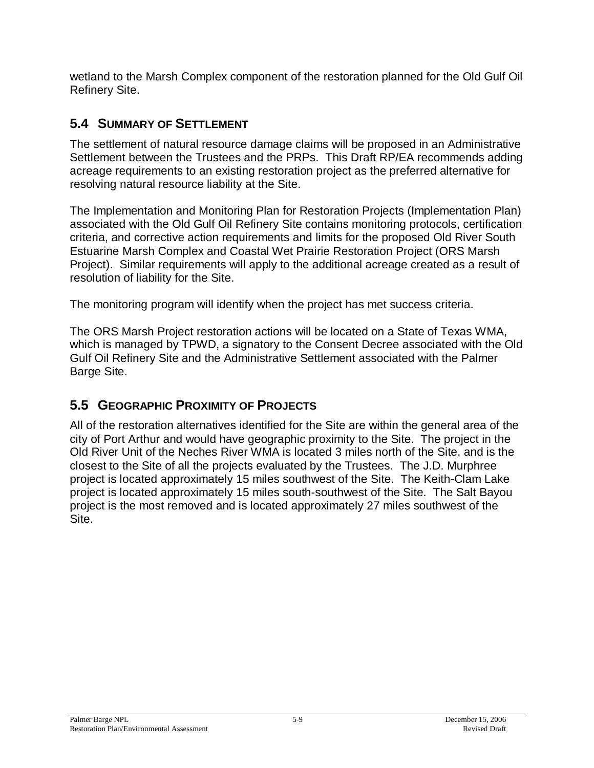wetland to the Marsh Complex component of the restoration planned for the Old Gulf Oil Refinery Site.

## 5.4 SUMMARY OF SETTLEMENT

The settlement of natural resource damage claims will be proposed in an Administrative Settlement between the Trustees and the PRPs. This Draft RP/EA recommends adding acreage requirements to an existing restoration project as the preferred alternative for resolving natural resource liability at the Site.

The Implementation and Monitoring Plan for Restoration Projects (Implementation Plan) associated with the Old Gulf Oil Refinery Site contains monitoring protocols, certification criteria, and corrective action requirements and limits for the proposed Old River South Estuarine Marsh Complex and Coastal Wet Prairie Restoration Project (ORS Marsh Project). Similar requirements will apply to the additional acreage created as a result of resolution of liability for the Site.

The monitoring program will identify when the project has met success criteria.

The ORS Marsh Project restoration actions will be located on a State of Texas WMA, which is managed by TPWD, a signatory to the Consent Decree associated with the Old Gulf Oil Refinery Site and the Administrative Settlement associated with the Palmer Barge Site.

## 5.5 GEOGRAPHIC PROXIMITY OF PROJECTS

All of the restoration alternatives identified for the Site are within the general area of the city of Port Arthur and would have geographic proximity to the Site. The project in the Old River Unit of the Neches River WMA is located 3 miles north of the Site, and is the closest to the Site of all the projects evaluated by the Trustees. The J.D. Murphree project is located approximately 15 miles southwest of the Site. The Keith-Clam Lake project is located approximately 15 miles south-southwest of the Site. The Salt Bayou project is the most removed and is located approximately 27 miles southwest of the Site.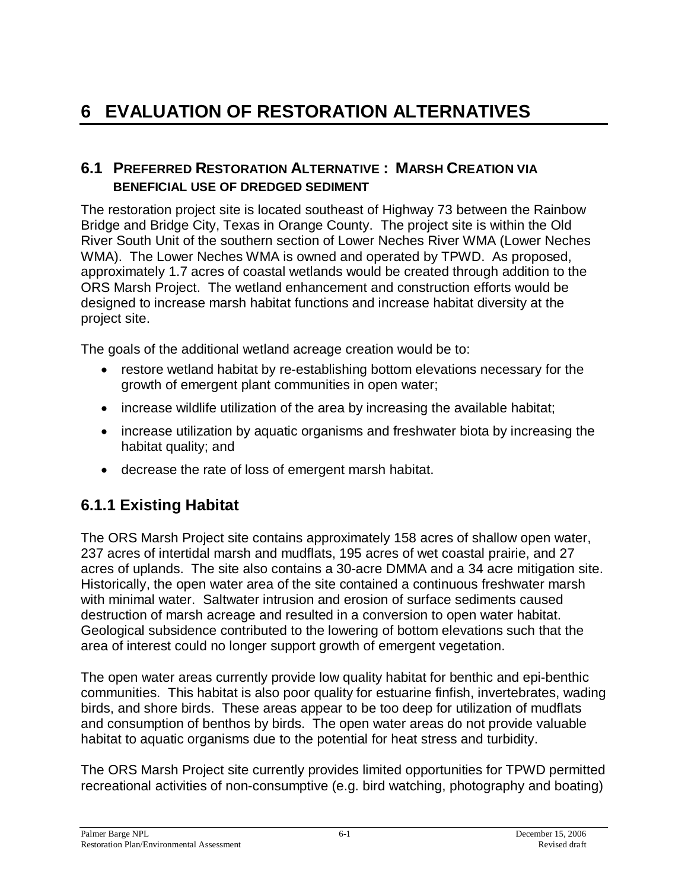# 6 EVALUATION OF RESTORATION ALTERNATIVES

## 6.1 PREFERRED RESTORATION ALTERNATIVE : MARSH CREATION VIA BENEFICIAL USE OF DREDGED SEDIMENT

The restoration project site is located southeast of Highway 73 between the Rainbow Bridge and Bridge City, Texas in Orange County. The project site is within the Old River South Unit of the southern section of Lower Neches River WMA (Lower Neches WMA). The Lower Neches WMA is owned and operated by TPWD. As proposed, approximately 1.7 acres of coastal wetlands would be created through addition to the ORS Marsh Project. The wetland enhancement and construction efforts would be designed to increase marsh habitat functions and increase habitat diversity at the project site.

The goals of the additional wetland acreage creation would be to:

- restore wetland habitat by re-establishing bottom elevations necessary for the growth of emergent plant communities in open water;
- increase wildlife utilization of the area by increasing the available habitat;
- increase utilization by aquatic organisms and freshwater biota by increasing the habitat quality; and
- decrease the rate of loss of emergent marsh habitat.

### 6.1.1 Existing Habitat

The ORS Marsh Project site contains approximately 158 acres of shallow open water, 237 acres of intertidal marsh and mudflats, 195 acres of wet coastal prairie, and 27 acres of uplands. The site also contains a 30-acre DMMA and a 34 acre mitigation site. Historically, the open water area of the site contained a continuous freshwater marsh with minimal water. Saltwater intrusion and erosion of surface sediments caused destruction of marsh acreage and resulted in a conversion to open water habitat. Geological subsidence contributed to the lowering of bottom elevations such that the area of interest could no longer support growth of emergent vegetation.

The open water areas currently provide low quality habitat for benthic and epi-benthic communities. This habitat is also poor quality for estuarine finfish, invertebrates, wading birds, and shore birds. These areas appear to be too deep for utilization of mudflats and consumption of benthos by birds. The open water areas do not provide valuable habitat to aquatic organisms due to the potential for heat stress and turbidity.

The ORS Marsh Project site currently provides limited opportunities for TPWD permitted recreational activities of non-consumptive (e.g. bird watching, photography and boating)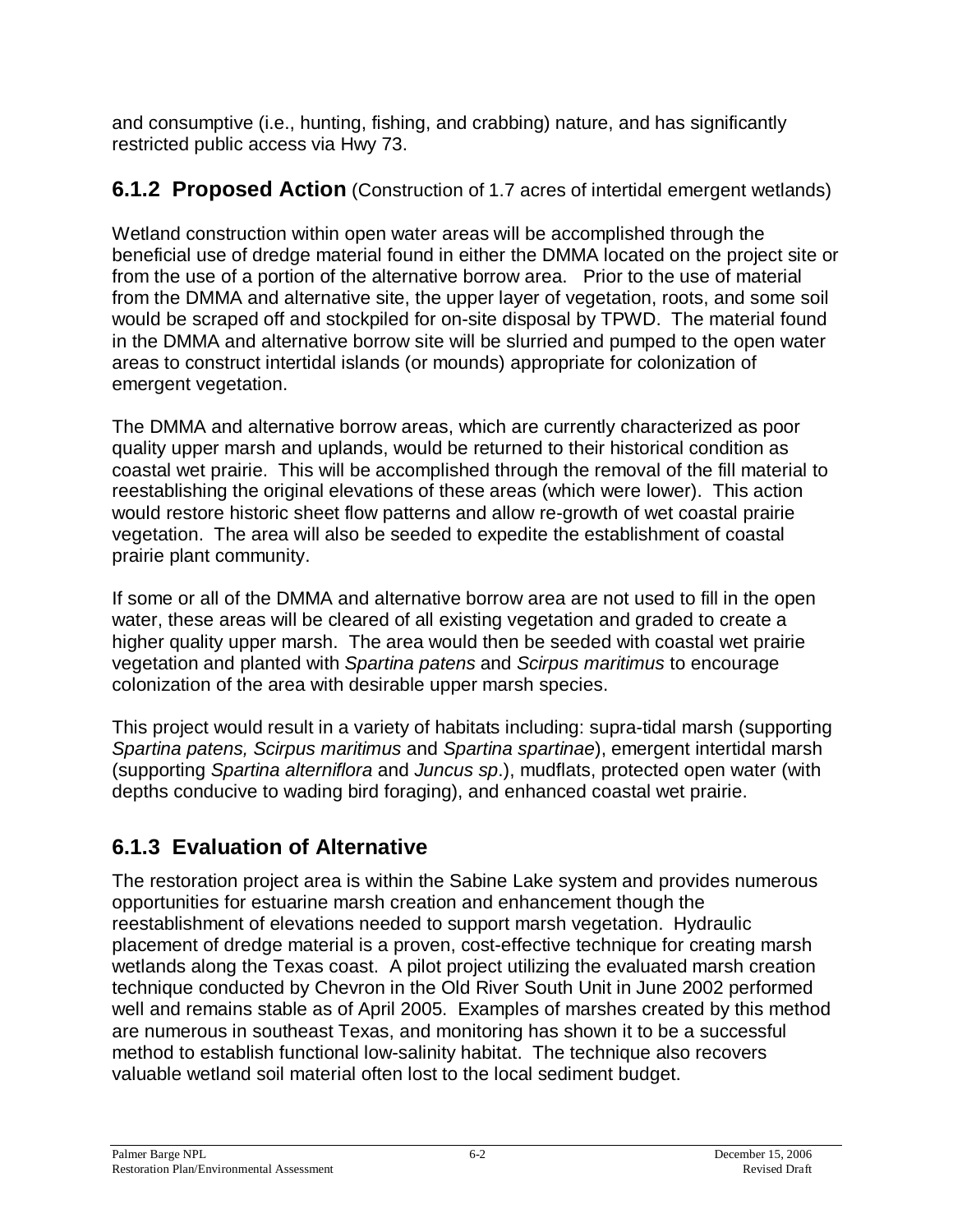and consumptive (i.e., hunting, fishing, and crabbing) nature, and has significantly restricted public access via Hwy 73.

### 6.1.2 Proposed Action (Construction of 1.7 acres of intertidal emergent wetlands)

Wetland construction within open water areas will be accomplished through the beneficial use of dredge material found in either the DMMA located on the project site or from the use of a portion of the alternative borrow area. Prior to the use of material from the DMMA and alternative site, the upper layer of vegetation, roots, and some soil would be scraped off and stockpiled for on-site disposal by TPWD. The material found in the DMMA and alternative borrow site will be slurried and pumped to the open water areas to construct intertidal islands (or mounds) appropriate for colonization of emergent vegetation.

The DMMA and alternative borrow areas, which are currently characterized as poor quality upper marsh and uplands, would be returned to their historical condition as coastal wet prairie. This will be accomplished through the removal of the fill material to reestablishing the original elevations of these areas (which were lower). This action would restore historic sheet flow patterns and allow re-growth of wet coastal prairie vegetation. The area will also be seeded to expedite the establishment of coastal prairie plant community.

If some or all of the DMMA and alternative borrow area are not used to fill in the open water, these areas will be cleared of all existing vegetation and graded to create a higher quality upper marsh. The area would then be seeded with coastal wet prairie vegetation and planted with *Spartina patens* and *Scirpus maritimus* to encourage colonization of the area with desirable upper marsh species.

This project would result in a variety of habitats including: supra-tidal marsh (supporting *Spartina patens, Scirpus maritimus* and *Spartina spartinae*), emergent intertidal marsh (supporting *Spartina alterniflora* and *Juncus sp*.), mudflats, protected open water (with depths conducive to wading bird foraging), and enhanced coastal wet prairie.

### 6.1.3 Evaluation of Alternative

The restoration project area is within the Sabine Lake system and provides numerous opportunities for estuarine marsh creation and enhancement though the reestablishment of elevations needed to support marsh vegetation. Hydraulic placement of dredge material is a proven, cost-effective technique for creating marsh wetlands along the Texas coast. A pilot project utilizing the evaluated marsh creation technique conducted by Chevron in the Old River South Unit in June 2002 performed well and remains stable as of April 2005. Examples of marshes created by this method are numerous in southeast Texas, and monitoring has shown it to be a successful method to establish functional low-salinity habitat. The technique also recovers valuable wetland soil material often lost to the local sediment budget.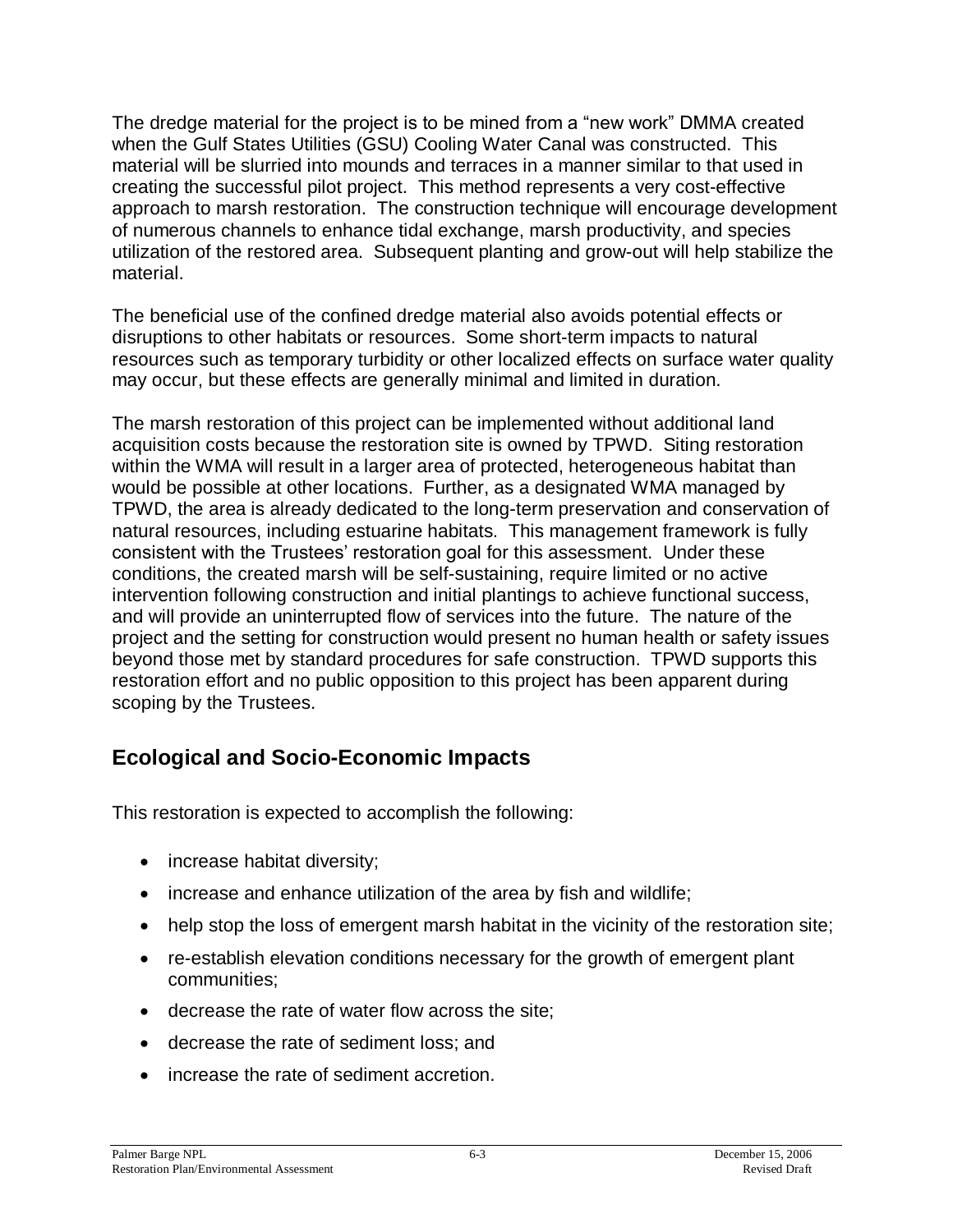The dredge material for the project is to be mined from a "new work" DMMA created when the Gulf States Utilities (GSU) Cooling Water Canal was constructed. This material will be slurried into mounds and terraces in a manner similar to that used in creating the successful pilot project. This method represents a very cost-effective approach to marsh restoration. The construction technique will encourage development of numerous channels to enhance tidal exchange, marsh productivity, and species utilization of the restored area. Subsequent planting and grow-out will help stabilize the material.

The beneficial use of the confined dredge material also avoids potential effects or disruptions to other habitats or resources. Some short-term impacts to natural resources such as temporary turbidity or other localized effects on surface water quality may occur, but these effects are generally minimal and limited in duration.

The marsh restoration of this project can be implemented without additional land acquisition costs because the restoration site is owned by TPWD. Siting restoration within the WMA will result in a larger area of protected, heterogeneous habitat than would be possible at other locations. Further, as a designated WMA managed by TPWD, the area is already dedicated to the long-term preservation and conservation of natural resources, including estuarine habitats. This management framework is fully consistent with the Trustees' restoration goal for this assessment. Under these conditions, the created marsh will be self-sustaining, require limited or no active intervention following construction and initial plantings to achieve functional success, and will provide an uninterrupted flow of services into the future. The nature of the project and the setting for construction would present no human health or safety issues beyond those met by standard procedures for safe construction. TPWD supports this restoration effort and no public opposition to this project has been apparent during scoping by the Trustees.

## Ecological and Socio-Economic Impacts

This restoration is expected to accomplish the following:

- increase habitat diversity;
- increase and enhance utilization of the area by fish and wildlife;
- help stop the loss of emergent marsh habitat in the vicinity of the restoration site;
- re-establish elevation conditions necessary for the growth of emergent plant communities;
- decrease the rate of water flow across the site;
- decrease the rate of sediment loss; and
- increase the rate of sediment accretion.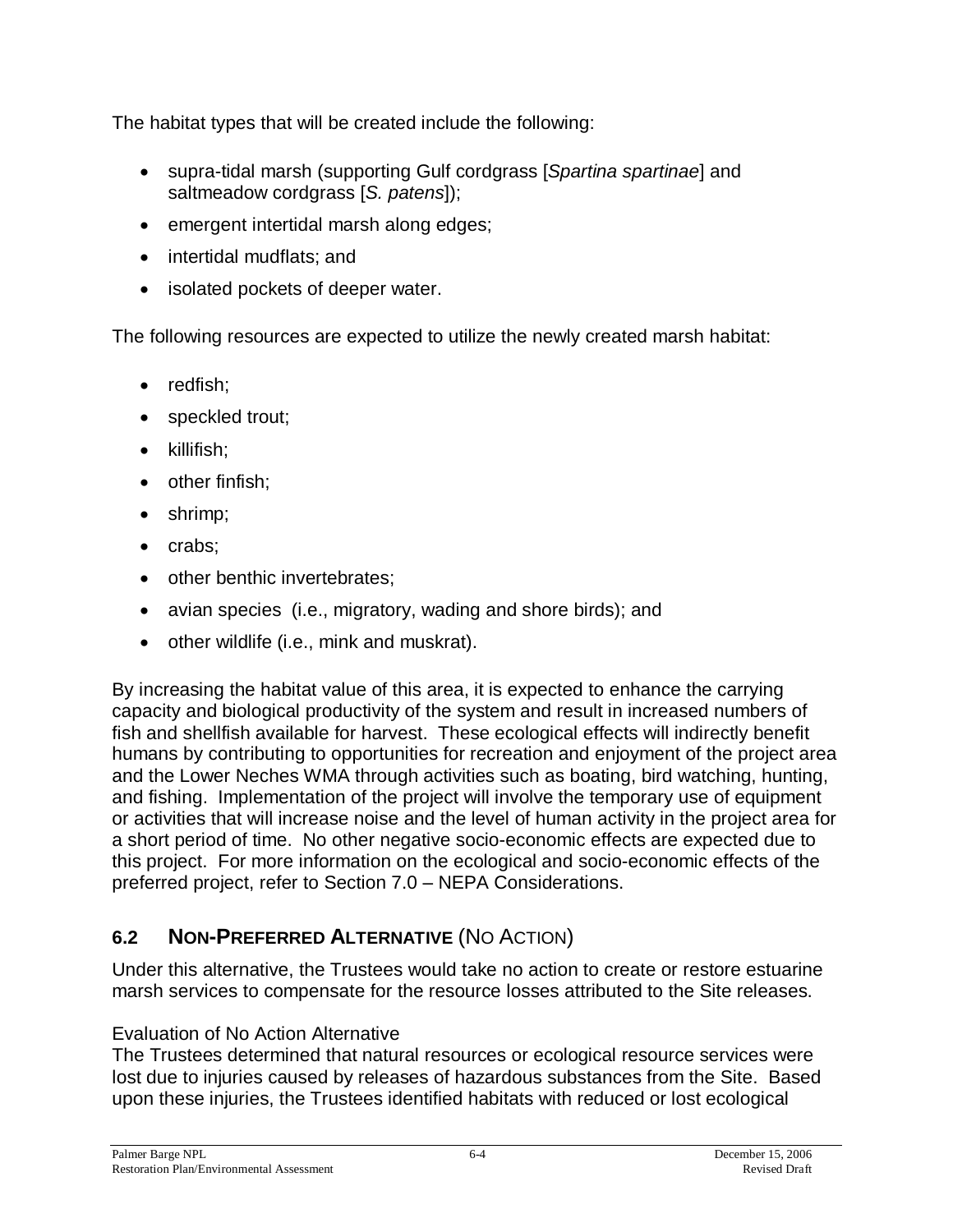The habitat types that will be created include the following:

- supra-tidal marsh (supporting Gulf cordgrass [*Spartina spartinae*] and saltmeadow cordgrass [*S. patens*]);
- emergent intertidal marsh along edges;
- intertidal mudflats; and
- isolated pockets of deeper water.

The following resources are expected to utilize the newly created marsh habitat:

- redfish;
- speckled trout;
- killifish;
- other finfish;
- shrimp;
- crabs;
- other benthic invertebrates;
- avian species (i.e., migratory, wading and shore birds); and
- other wildlife (i.e., mink and muskrat).

By increasing the habitat value of this area, it is expected to enhance the carrying capacity and biological productivity of the system and result in increased numbers of fish and shellfish available for harvest. These ecological effects will indirectly benefit humans by contributing to opportunities for recreation and enjoyment of the project area and the Lower Neches WMA through activities such as boating, bird watching, hunting, and fishing. Implementation of the project will involve the temporary use of equipment or activities that will increase noise and the level of human activity in the project area for a short period of time. No other negative socio-economic effects are expected due to this project. For more information on the ecological and socio-economic effects of the preferred project, refer to Section 7.0 – NEPA Considerations.

## 6.2 NON-PREFERRED ALTERNATIVE (NO ACTION)

Under this alternative, the Trustees would take no action to create or restore estuarine marsh services to compensate for the resource losses attributed to the Site releases.

Evaluation of No Action Alternative

The Trustees determined that natural resources or ecological resource services were lost due to injuries caused by releases of hazardous substances from the Site. Based upon these injuries, the Trustees identified habitats with reduced or lost ecological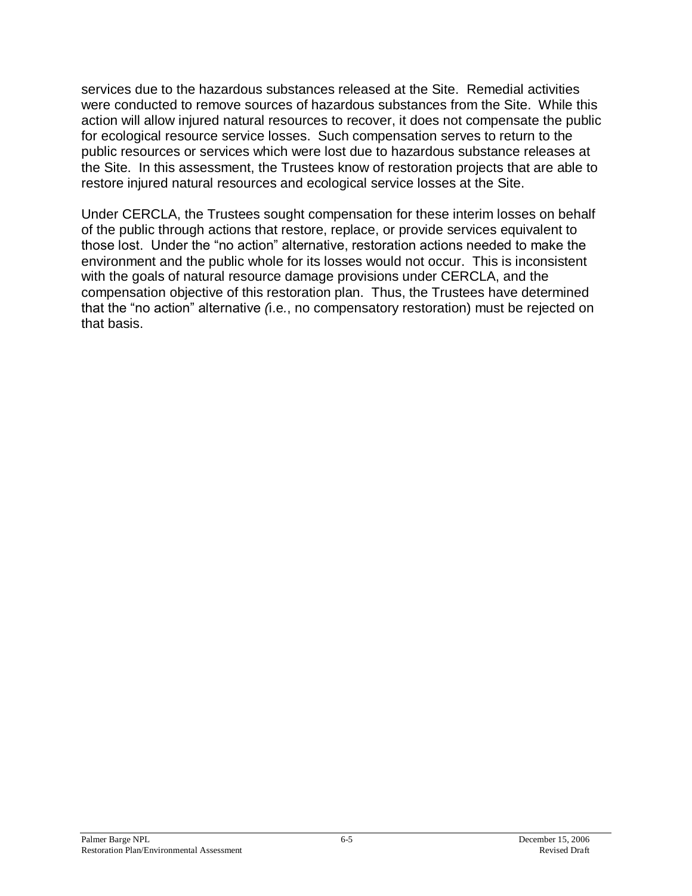services due to the hazardous substances released at the Site. Remedial activities were conducted to remove sources of hazardous substances from the Site. While this action will allow injured natural resources to recover, it does not compensate the public for ecological resource service losses. Such compensation serves to return to the public resources or services which were lost due to hazardous substance releases at the Site. In this assessment, the Trustees know of restoration projects that are able to restore injured natural resources and ecological service losses at the Site.

Under CERCLA, the Trustees sought compensation for these interim losses on behalf of the public through actions that restore, replace, or provide services equivalent to those lost. Under the "no action" alternative, restoration actions needed to make the environment and the public whole for its losses would not occur. This is inconsistent with the goals of natural resource damage provisions under CERCLA, and the compensation objective of this restoration plan. Thus, the Trustees have determined that the "no action" alternative *(i.e.*, no compensatory restoration) must be rejected on that basis.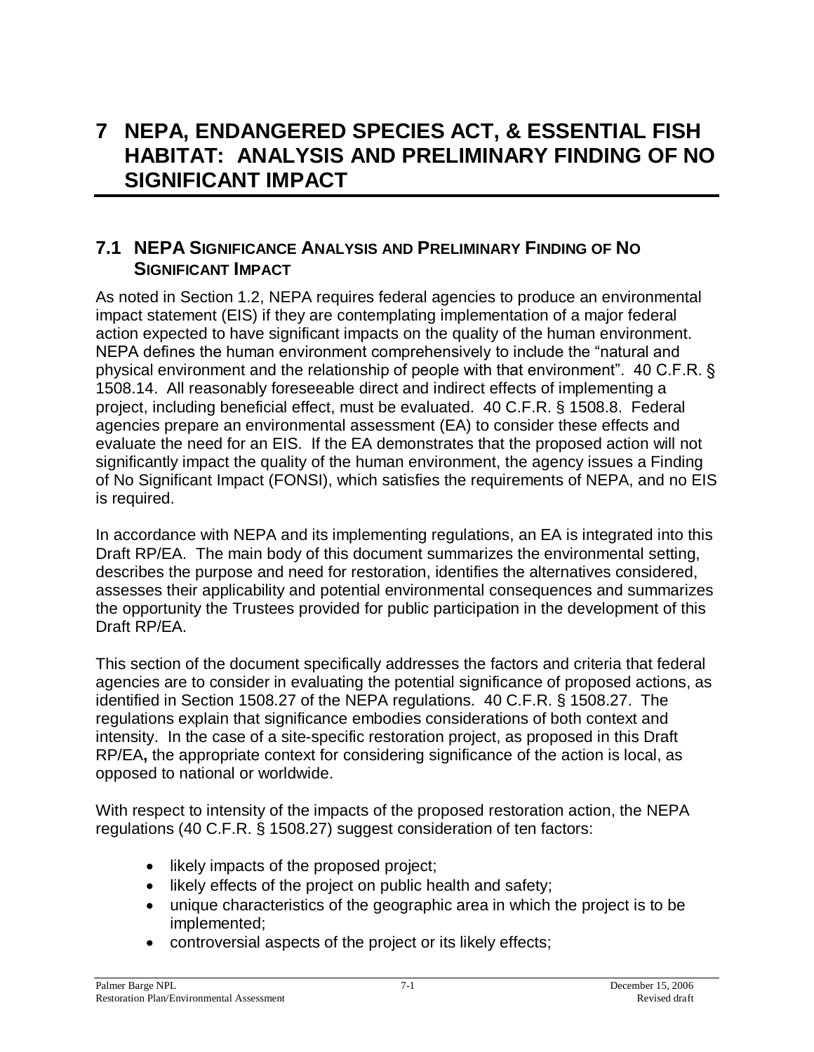# 7 NEPA, ENDANGERED SPECIES ACT, & ESSENTIAL FISH HABITAT: ANALYSIS AND PRELIMINARY FINDING OF NO SIGNIFICANT IMPACT

## 7.1 NEPA SIGNIFICANCE ANALYSIS AND PRELIMINARY FINDING OF NO SIGNIFICANT IMPACT

As noted in Section 1.2, NEPA requires federal agencies to produce an environmental impact statement (EIS) if they are contemplating implementation of a major federal action expected to have significant impacts on the quality of the human environment. NEPA defines the human environment comprehensively to include the "natural and physical environment and the relationship of people with that environment". 40 C.F.R. § 1508.14. All reasonably foreseeable direct and indirect effects of implementing a project, including beneficial effect, must be evaluated. 40 C.F.R. § 1508.8. Federal agencies prepare an environmental assessment (EA) to consider these effects and evaluate the need for an EIS. If the EA demonstrates that the proposed action will not significantly impact the quality of the human environment, the agency issues a Finding of No Significant Impact (FONSI), which satisfies the requirements of NEPA, and no EIS is required.

In accordance with NEPA and its implementing regulations, an EA is integrated into this Draft RP/EA. The main body of this document summarizes the environmental setting, describes the purpose and need for restoration, identifies the alternatives considered, assesses their applicability and potential environmental consequences and summarizes the opportunity the Trustees provided for public participation in the development of this Draft RP/EA.

This section of the document specifically addresses the factors and criteria that federal agencies are to consider in evaluating the potential significance of proposed actions, as identified in Section 1508.27 of the NEPA regulations. 40 C.F.R. § 1508.27. The regulations explain that significance embodies considerations of both context and intensity. In the case of a site-specific restoration project, as proposed in this Draft RP/EA**,** the appropriate context for considering significance of the action is local, as opposed to national or worldwide.

With respect to intensity of the impacts of the proposed restoration action, the NEPA regulations (40 C.F.R. § 1508.27) suggest consideration of ten factors:

- likely impacts of the proposed project;
- likely effects of the project on public health and safety;
- unique characteristics of the geographic area in which the project is to be implemented;
- controversial aspects of the project or its likely effects;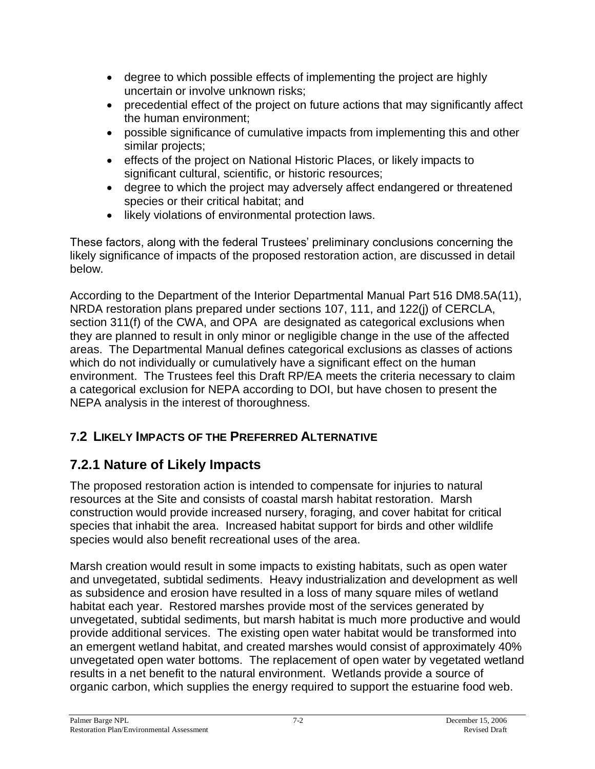- degree to which possible effects of implementing the project are highly uncertain or involve unknown risks;
- precedential effect of the project on future actions that may significantly affect the human environment;
- possible significance of cumulative impacts from implementing this and other similar projects;
- effects of the project on National Historic Places, or likely impacts to significant cultural, scientific, or historic resources;
- degree to which the project may adversely affect endangered or threatened species or their critical habitat; and
- likely violations of environmental protection laws.

These factors, along with the federal Trustees' preliminary conclusions concerning the likely significance of impacts of the proposed restoration action, are discussed in detail below.

According to the Department of the Interior Departmental Manual Part 516 DM8.5A(11), NRDA restoration plans prepared under sections 107, 111, and 122(j) of CERCLA, section 311(f) of the CWA, and OPA are designated as categorical exclusions when they are planned to result in only minor or negligible change in the use of the affected areas. The Departmental Manual defines categorical exclusions as classes of actions which do not individually or cumulatively have a significant effect on the human environment. The Trustees feel this Draft RP/EA meets the criteria necessary to claim a categorical exclusion for NEPA according to DOI, but have chosen to present the NEPA analysis in the interest of thoroughness.

## 7.2 Likely Impacts of the Preferred Alternative

### 7.2.1 Nature of Likely Impacts

The proposed restoration action is intended to compensate for injuries to natural resources at the Site and consists of coastal marsh habitat restoration. Marsh construction would provide increased nursery, foraging, and cover habitat for critical species that inhabit the area. Increased habitat support for birds and other wildlife species would also benefit recreational uses of the area.

Marsh creation would result in some impacts to existing habitats, such as open water and unvegetated, subtidal sediments. Heavy industrialization and development as well as subsidence and erosion have resulted in a loss of many square miles of wetland habitat each year. Restored marshes provide most of the services generated by unvegetated, subtidal sediments, but marsh habitat is much more productive and would provide additional services. The existing open water habitat would be transformed into an emergent wetland habitat, and created marshes would consist of approximately 40% unvegetated open water bottoms. The replacement of open water by vegetated wetland results in a net benefit to the natural environment. Wetlands provide a source of organic carbon, which supplies the energy required to support the estuarine food web.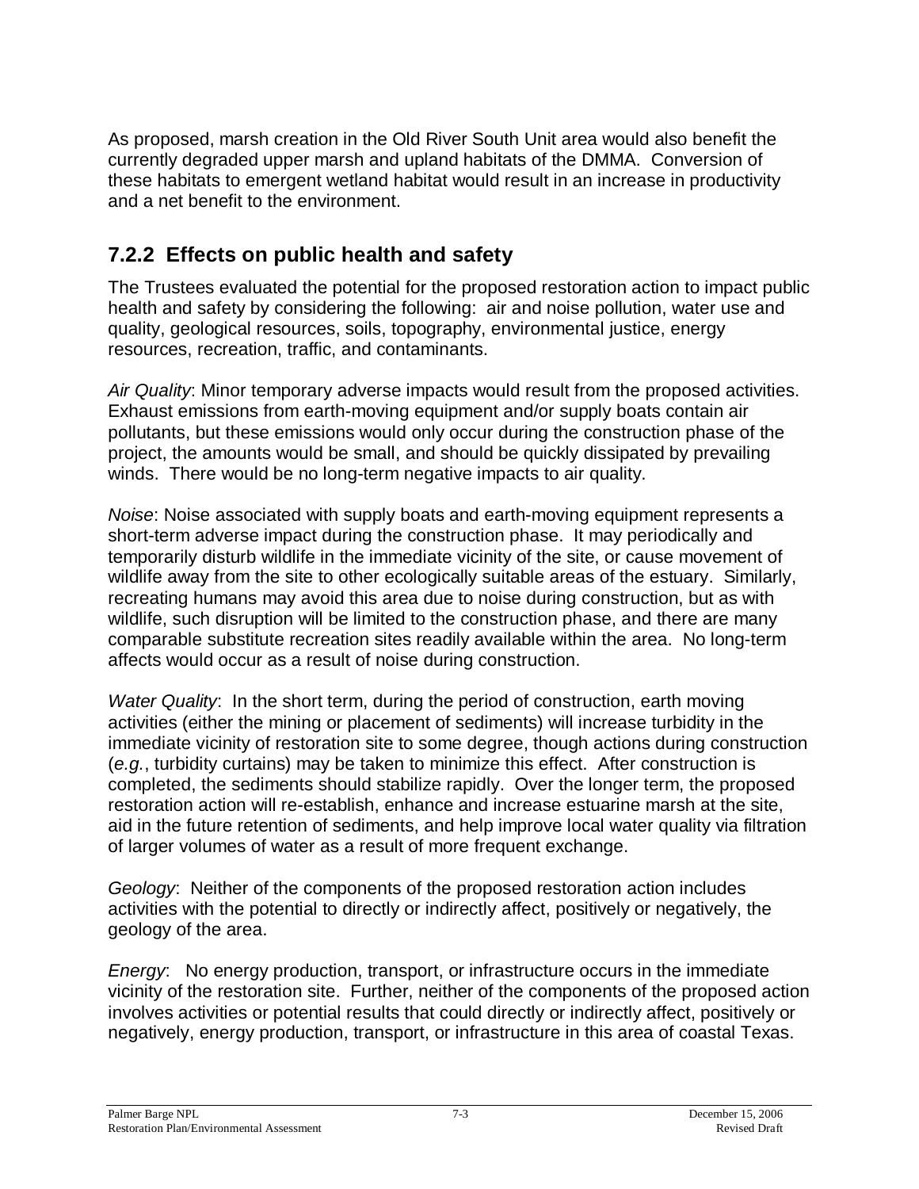As proposed, marsh creation in the Old River South Unit area would also benefit the currently degraded upper marsh and upland habitats of the DMMA. Conversion of these habitats to emergent wetland habitat would result in an increase in productivity and a net benefit to the environment.

### 7.2.2 Effects on public health and safety

The Trustees evaluated the potential for the proposed restoration action to impact public health and safety by considering the following: air and noise pollution, water use and quality, geological resources, soils, topography, environmental justice, energy resources, recreation, traffic, and contaminants.

*Air Quality*: Minor temporary adverse impacts would result from the proposed activities. Exhaust emissions from earth-moving equipment and/or supply boats contain air pollutants, but these emissions would only occur during the construction phase of the project, the amounts would be small, and should be quickly dissipated by prevailing winds. There would be no long-term negative impacts to air quality.

*Noise*: Noise associated with supply boats and earth-moving equipment represents a short-term adverse impact during the construction phase. It may periodically and temporarily disturb wildlife in the immediate vicinity of the site, or cause movement of wildlife away from the site to other ecologically suitable areas of the estuary. Similarly, recreating humans may avoid this area due to noise during construction, but as with wildlife, such disruption will be limited to the construction phase, and there are many comparable substitute recreation sites readily available within the area. No long-term affects would occur as a result of noise during construction.

*Water Quality*: In the short term, during the period of construction, earth moving activities (either the mining or placement of sediments) will increase turbidity in the immediate vicinity of restoration site to some degree, though actions during construction (*e.g.*, turbidity curtains) may be taken to minimize this effect. After construction is completed, the sediments should stabilize rapidly. Over the longer term, the proposed restoration action will re-establish, enhance and increase estuarine marsh at the site, aid in the future retention of sediments, and help improve local water quality via filtration of larger volumes of water as a result of more frequent exchange.

*Geology*: Neither of the components of the proposed restoration action includes activities with the potential to directly or indirectly affect, positively or negatively, the geology of the area.

*Energy*: No energy production, transport, or infrastructure occurs in the immediate vicinity of the restoration site. Further, neither of the components of the proposed action involves activities or potential results that could directly or indirectly affect, positively or negatively, energy production, transport, or infrastructure in this area of coastal Texas.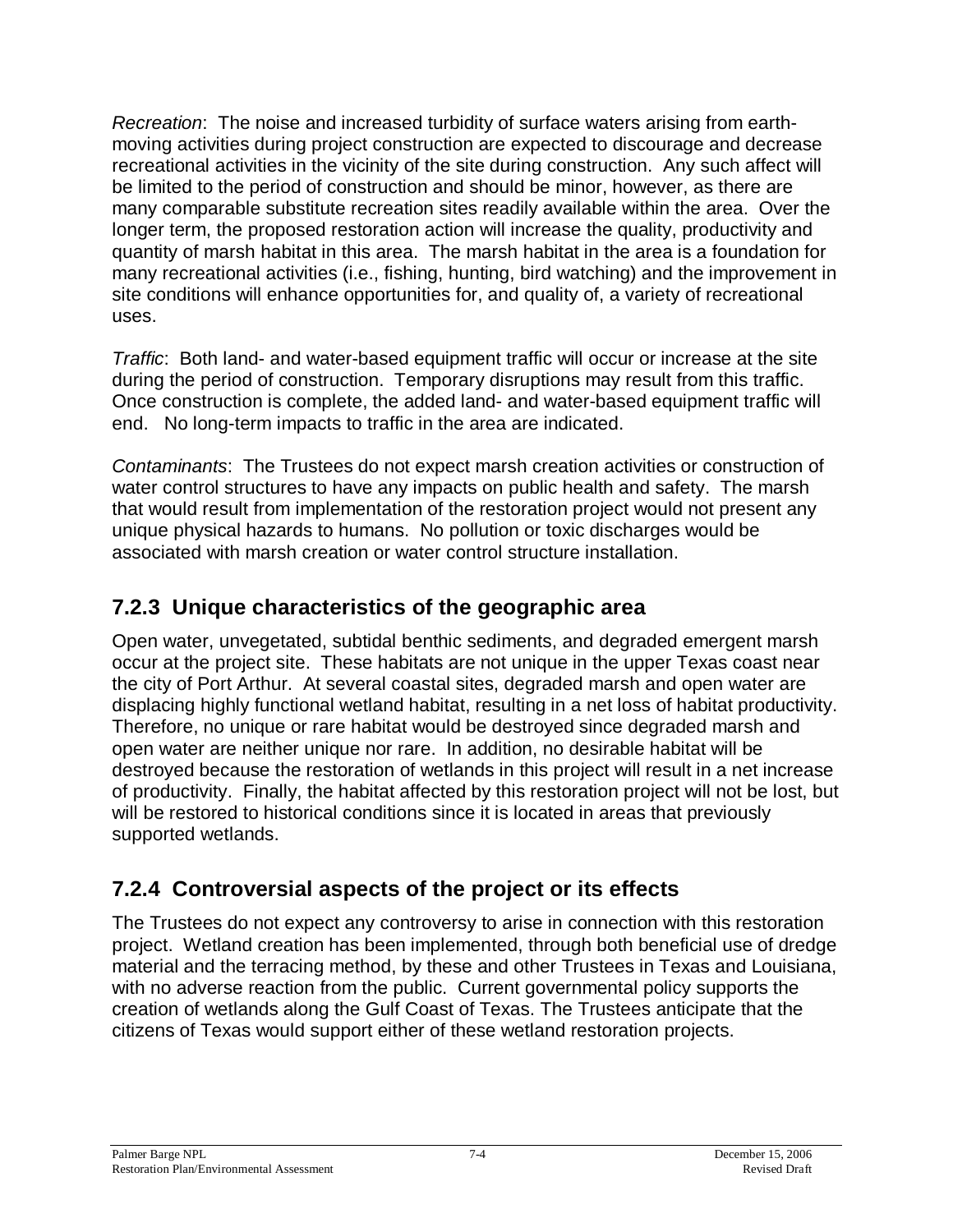*Recreation*: The noise and increased turbidity of surface waters arising from earth-moving activities during project construction are expected to discourage and decrease recreational activities in the vicinity of the site during construction. Any such affect will be limited to the period of construction and should be minor, however, as there are many comparable substitute recreation sites readily available within the area. Over the longer term, the proposed restoration action will increase the quality, productivity and quantity of marsh habitat in this area. The marsh habitat in the area is a foundation for many recreational activities (i.e., fishing, hunting, bird watching) and the improvement in site conditions will enhance opportunities for, and quality of, a variety of recreational uses.

*Traffic*: Both land- and water-based equipment traffic will occur or increase at the site during the period of construction. Temporary disruptions may result from this traffic. Once construction is complete, the added land- and water-based equipment traffic will end. No long-term impacts to traffic in the area are indicated.

*Contaminants*: The Trustees do not expect marsh creation activities or construction of water control structures to have any impacts on public health and safety. The marsh that would result from implementation of the restoration project would not present any unique physical hazards to humans. No pollution or toxic discharges would be associated with marsh creation or water control structure installation.

### 7.2.3 Unique characteristics of the geographic area

Open water, unvegetated, subtidal benthic sediments, and degraded emergent marsh occur at the project site. These habitats are not unique in the upper Texas coast near the city of Port Arthur. At several coastal sites, degraded marsh and open water are displacing highly functional wetland habitat, resulting in a net loss of habitat productivity. Therefore, no unique or rare habitat would be destroyed since degraded marsh and open water are neither unique nor rare. In addition, no desirable habitat will be destroyed because the restoration of wetlands in this project will result in a net increase of productivity. Finally, the habitat affected by this restoration project will not be lost, but will be restored to historical conditions since it is located in areas that previously supported wetlands.

### 7.2.4 Controversial aspects of the project or its effects

The Trustees do not expect any controversy to arise in connection with this restoration project. Wetland creation has been implemented, through both beneficial use of dredge material and the terracing method, by these and other Trustees in Texas and Louisiana, with no adverse reaction from the public. Current governmental policy supports the creation of wetlands along the Gulf Coast of Texas. The Trustees anticipate that the citizens of Texas would support either of these wetland restoration projects.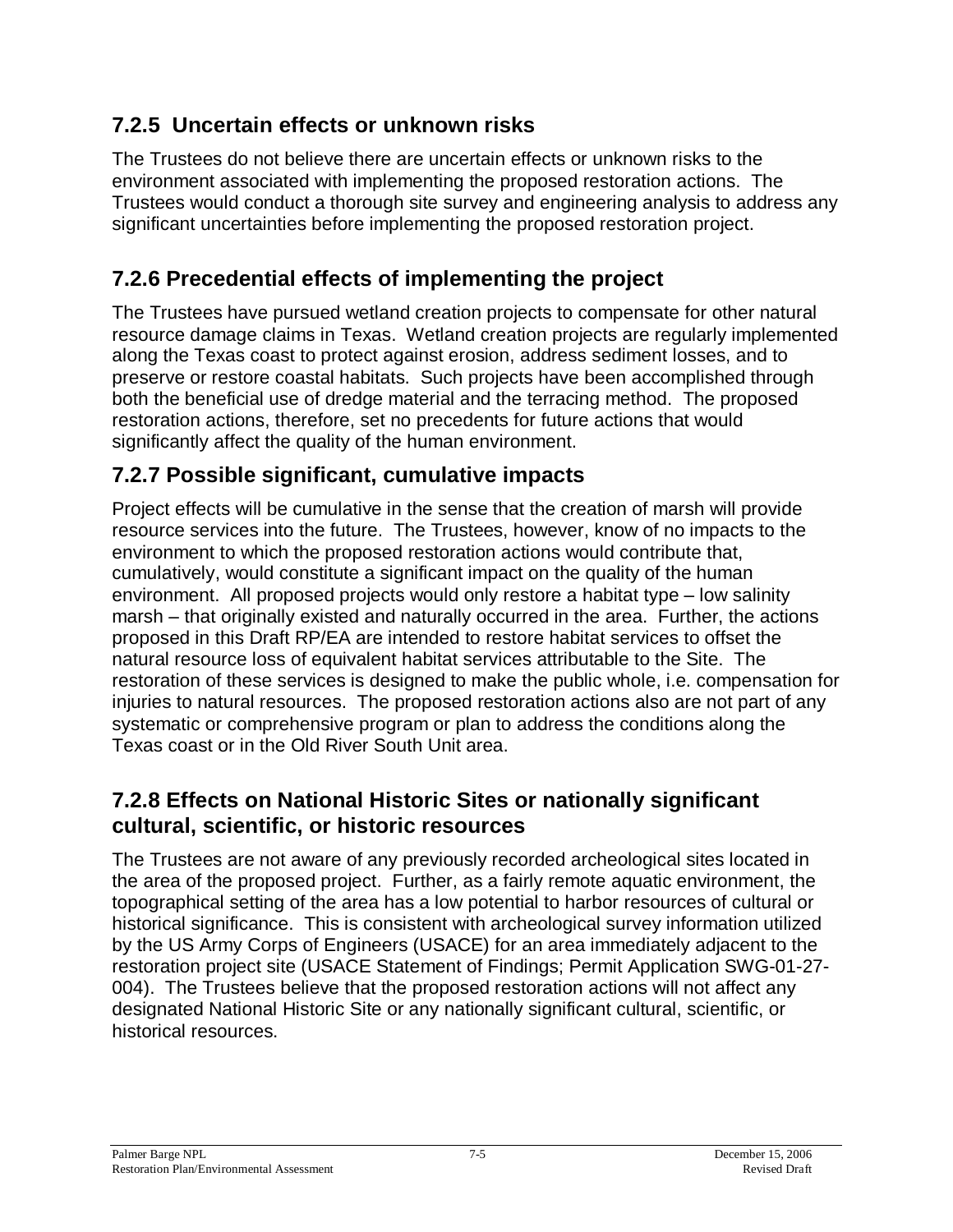### 7.2.5 Uncertain effects or unknown risks

The Trustees do not believe there are uncertain effects or unknown risks to the environment associated with implementing the proposed restoration actions. The Trustees would conduct a thorough site survey and engineering analysis to address any significant uncertainties before implementing the proposed restoration project.

### 7.2.6 Precedential effects of implementing the project

The Trustees have pursued wetland creation projects to compensate for other natural resource damage claims in Texas. Wetland creation projects are regularly implemented along the Texas coast to protect against erosion, address sediment losses, and to preserve or restore coastal habitats. Such projects have been accomplished through both the beneficial use of dredge material and the terracing method. The proposed restoration actions, therefore, set no precedents for future actions that would significantly affect the quality of the human environment.

### 7.2.7 Possible significant, cumulative impacts

Project effects will be cumulative in the sense that the creation of marsh will provide resource services into the future. The Trustees, however, know of no impacts to the environment to which the proposed restoration actions would contribute that, cumulatively, would constitute a significant impact on the quality of the human environment. All proposed projects would only restore a habitat type – low salinity marsh – that originally existed and naturally occurred in the area. Further, the actions proposed in this Draft RP/EA are intended to restore habitat services to offset the natural resource loss of equivalent habitat services attributable to the Site. The restoration of these services is designed to make the public whole, i.e. compensation for injuries to natural resources. The proposed restoration actions also are not part of any systematic or comprehensive program or plan to address the conditions along the Texas coast or in the Old River South Unit area.

### 7.2.8 Effects on National Historic Sites or nationally significant cultural, scientific, or historic resources

The Trustees are not aware of any previously recorded archeological sites located in the area of the proposed project. Further, as a fairly remote aquatic environment, the topographical setting of the area has a low potential to harbor resources of cultural or historical significance. This is consistent with archeological survey information utilized by the US Army Corps of Engineers (USACE) for an area immediately adjacent to the restoration project site (USACE Statement of Findings; Permit Application SWG-01-27-004). The Trustees believe that the proposed restoration actions will not affect any designated National Historic Site or any nationally significant cultural, scientific, or historical resources.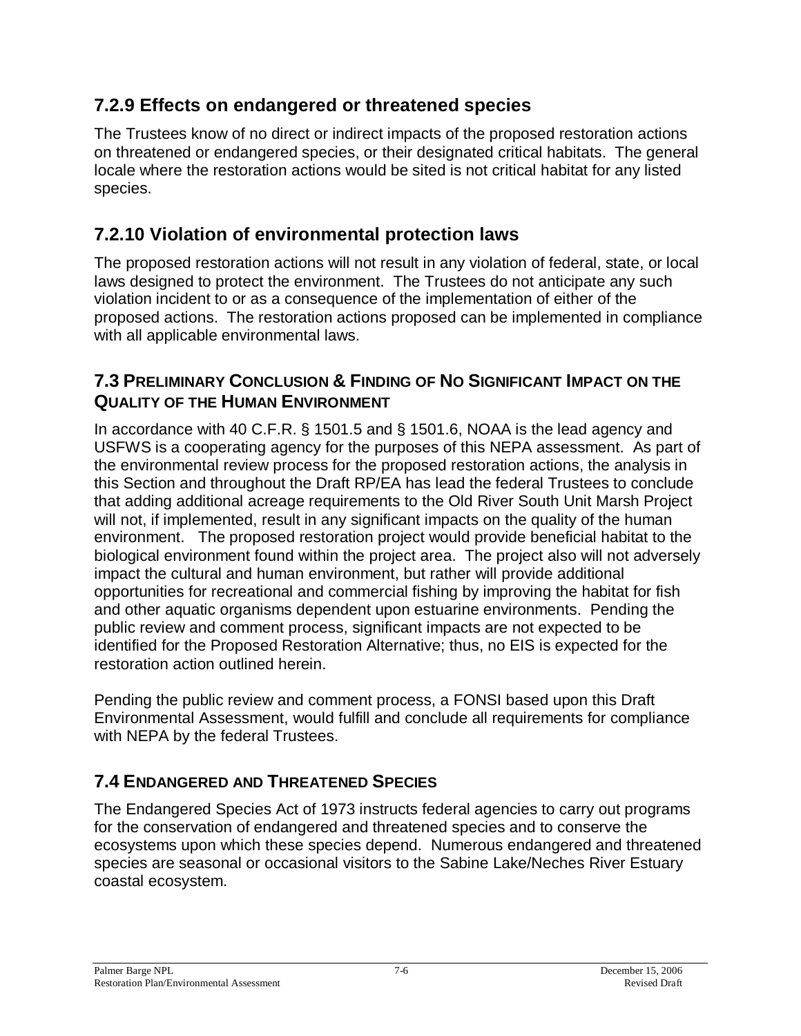### 7.2.9 Effects on endangered or threatened species

The Trustees know of no direct or indirect impacts of the proposed restoration actions on threatened or endangered species, or their designated critical habitats. The general locale where the restoration actions would be sited is not critical habitat for any listed species.

### 7.2.10 Violation of environmental protection laws

The proposed restoration actions will not result in any violation of federal, state, or local laws designed to protect the environment. The Trustees do not anticipate any such violation incident to or as a consequence of the implementation of either of the proposed actions. The restoration actions proposed can be implemented in compliance with all applicable environmental laws.

## 7.3 Preliminary Conclusion & Finding of No Significant Impact on the Quality of the Human Environment

In accordance with 40 C.F.R. § 1501.5 and § 1501.6, NOAA is the lead agency and USFWS is a cooperating agency for the purposes of this NEPA assessment. As part of the environmental review process for the proposed restoration actions, the analysis in this Section and throughout the Draft RP/EA has lead the federal Trustees to conclude that adding additional acreage requirements to the Old River South Unit Marsh Project will not, if implemented, result in any significant impacts on the quality of the human environment. The proposed restoration project would provide beneficial habitat to the biological environment found within the project area. The project also will not adversely impact the cultural and human environment, but rather will provide additional opportunities for recreational and commercial fishing by improving the habitat for fish and other aquatic organisms dependent upon estuarine environments. Pending the public review and comment process, significant impacts are not expected to be identified for the Proposed Restoration Alternative; thus, no EIS is expected for the restoration action outlined herein.

Pending the public review and comment process, a FONSI based upon this Draft Environmental Assessment, would fulfill and conclude all requirements for compliance with NEPA by the federal Trustees.

## 7.4 Endangered and Threatened Species

The Endangered Species Act of 1973 instructs federal agencies to carry out programs for the conservation of endangered and threatened species and to conserve the ecosystems upon which these species depend. Numerous endangered and threatened species are seasonal or occasional visitors to the Sabine Lake/Neches River Estuary coastal ecosystem.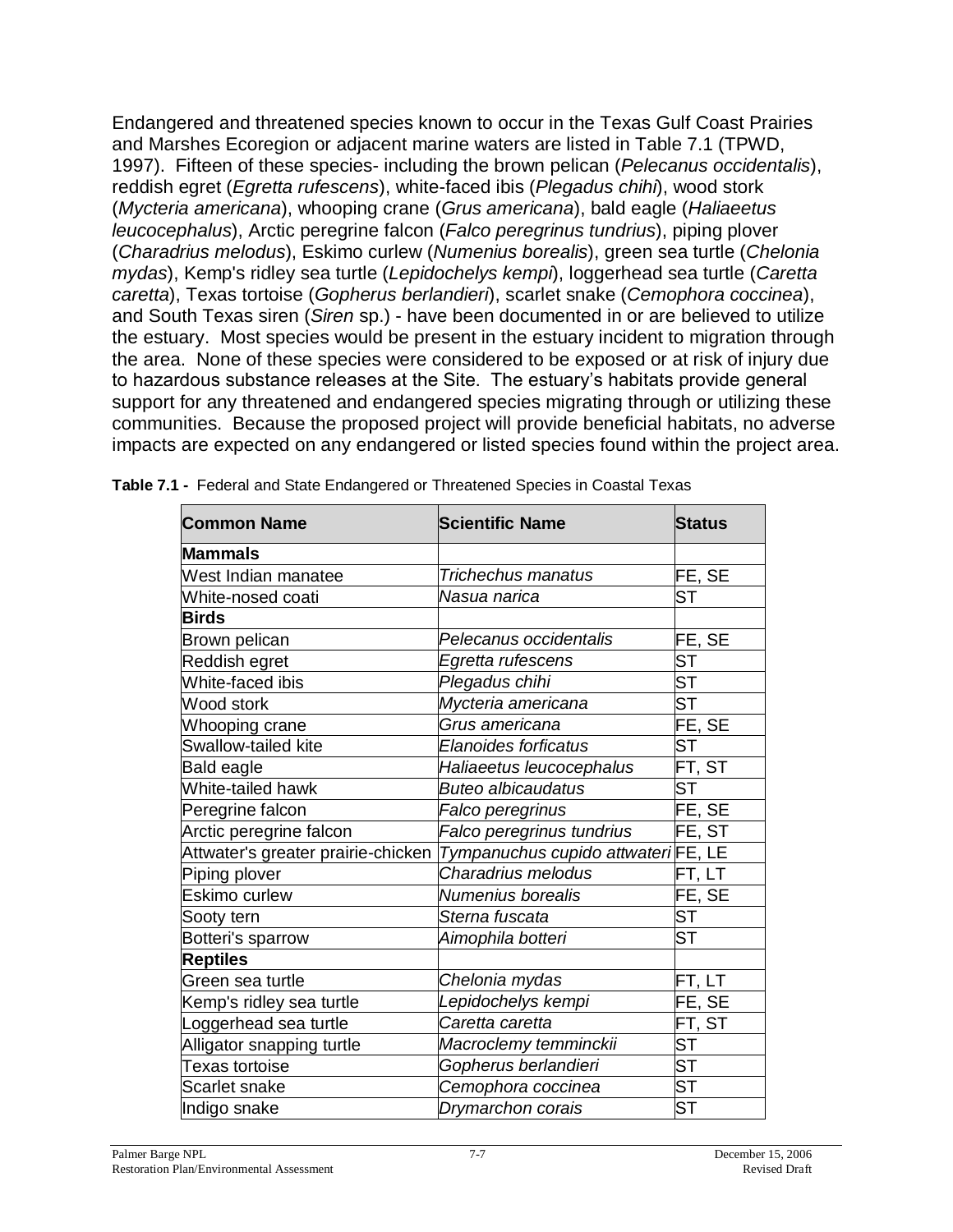Endangered and threatened species known to occur in the Texas Gulf Coast Prairies and Marshes Ecoregion or adjacent marine waters are listed in Table 7.1 (TPWD, 1997). Fifteen of these species- including the brown pelican (*Pelecanus occidentalis*), reddish egret (*Egretta rufescens*), white-faced ibis (*Plegadus chihi*), wood stork (*Mycteria americana*), whooping crane (*Grus americana*), bald eagle (*Haliaeetus leucocephalus*), Arctic peregrine falcon (*Falco peregrinus tundrius*), piping plover (*Charadrius melodus*), Eskimo curlew (*Numenius borealis*), green sea turtle (*Chelonia mydas*), Kemp's ridley sea turtle (*Lepidochelys kempi*), loggerhead sea turtle (*Caretta caretta*), Texas tortoise (*Gopherus berlandieri*), scarlet snake (*Cemophora coccinea*), and South Texas siren (*Siren* sp.) - have been documented in or are believed to utilize the estuary. Most species would be present in the estuary incident to migration through the area. None of these species were considered to be exposed or at risk of injury due to hazardous substance releases at the Site. The estuary's habitats provide general support for any threatened and endangered species migrating through or utilizing these communities. Because the proposed project will provide beneficial habitats, no adverse impacts are expected on any endangered or listed species found within the project area.

**Table 7.1 -** Federal and State Endangered or Threatened Species in Coastal Texas

| Common Name | Scientific Name | Status |
|---|---|---|
| **Mammals** | | |
| West Indian manatee | *Trichechus manatus* | FE, SE |
| White-nosed coati | *Nasua narica* | ST |
| **Birds** | | |
| Brown pelican | *Pelecanus occidentalis* | FE, SE |
| Reddish egret | *Egretta rufescens* | ST |
| White-faced ibis | *Plegadus chihi* | ST |
| Wood stork | *Mycteria americana* | ST |
| Whooping crane | *Grus americana* | FE, SE |
| Swallow-tailed kite | *Elanoides forficatus* | ST |
| Bald eagle | *Haliaeetus leucocephalus* | FT, ST |
| White-tailed hawk | *Buteo albicaudatus* | ST |
| Peregrine falcon | *Falco peregrinus* | FE, SE |
| Arctic peregrine falcon | *Falco peregrinus tundrius* | FE, ST |
| Attwater's greater prairie-chicken | *Tympanuchus cupido attwateri* | FE, LE |
| Piping plover | *Charadrius melodus* | FT, LT |
| Eskimo curlew | *Numenius borealis* | FE, SE |
| Sooty tern | *Sterna fuscata* | ST |
| Botteri's sparrow | *Aimophila botteri* | ST |
| **Reptiles** | | |
| Green sea turtle | *Chelonia mydas* | FT, LT |
| Kemp's ridley sea turtle | *Lepidochelys kempi* | FE, SE |
| Loggerhead sea turtle | *Caretta caretta* | FT, ST |
| Alligator snapping turtle | *Macroclemy temminckii* | ST |
| Texas tortoise | *Gopherus berlandieri* | ST |
| Scarlet snake | *Cemophora coccinea* | ST |
| Indigo snake | *Drymarchon corais* | ST |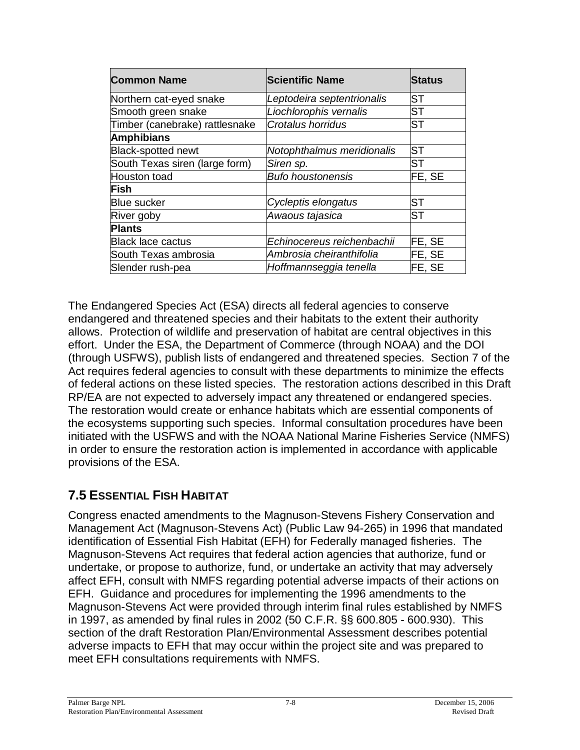| Common Name | Scientific Name | Status |
|---|---|---|
| Northern cat-eyed snake | *Leptodeira septentrionalis* | ST |
| Smooth green snake | *Liochlorophis vernalis* | ST |
| Timber (canebrake) rattlesnake | *Crotalus horridus* | ST |
| **Amphibians** | | |
| Black-spotted newt | *Notophthalmus meridionalis* | ST |
| South Texas siren (large form) | *Siren sp.* | ST |
| Houston toad | *Bufo houstonensis* | FE, SE |
| **Fish** | | |
| Blue sucker | *Cycleptis elongatus* | ST |
| River goby | *Awaous tajasica* | ST |
| **Plants** | | |
| Black lace cactus | *Echinocereus reichenbachii* | FE, SE |
| South Texas ambrosia | *Ambrosia cheiranthifolia* | FE, SE |
| Slender rush-pea | *Hoffmannseggia tenella* | FE, SE |

The Endangered Species Act (ESA) directs all federal agencies to conserve endangered and threatened species and their habitats to the extent their authority allows. Protection of wildlife and preservation of habitat are central objectives in this effort. Under the ESA, the Department of Commerce (through NOAA) and the DOI (through USFWS), publish lists of endangered and threatened species. Section 7 of the Act requires federal agencies to consult with these departments to minimize the effects of federal actions on these listed species. The restoration actions described in this Draft RP/EA are not expected to adversely impact any threatened or endangered species. The restoration would create or enhance habitats which are essential components of the ecosystems supporting such species. Informal consultation procedures have been initiated with the USFWS and with the NOAA National Marine Fisheries Service (NMFS) in order to ensure the restoration action is implemented in accordance with applicable provisions of the ESA.

## 7.5 Essential Fish Habitat

Congress enacted amendments to the Magnuson-Stevens Fishery Conservation and Management Act (Magnuson-Stevens Act) (Public Law 94-265) in 1996 that mandated identification of Essential Fish Habitat (EFH) for Federally managed fisheries. The Magnuson-Stevens Act requires that federal action agencies that authorize, fund or undertake, or propose to authorize, fund, or undertake an activity that may adversely affect EFH, consult with NMFS regarding potential adverse impacts of their actions on EFH. Guidance and procedures for implementing the 1996 amendments to the Magnuson-Stevens Act were provided through interim final rules established by NMFS in 1997, as amended by final rules in 2002 (50 C.F.R. §§ 600.805 - 600.930). This section of the draft Restoration Plan/Environmental Assessment describes potential adverse impacts to EFH that may occur within the project site and was prepared to meet EFH consultations requirements with NMFS.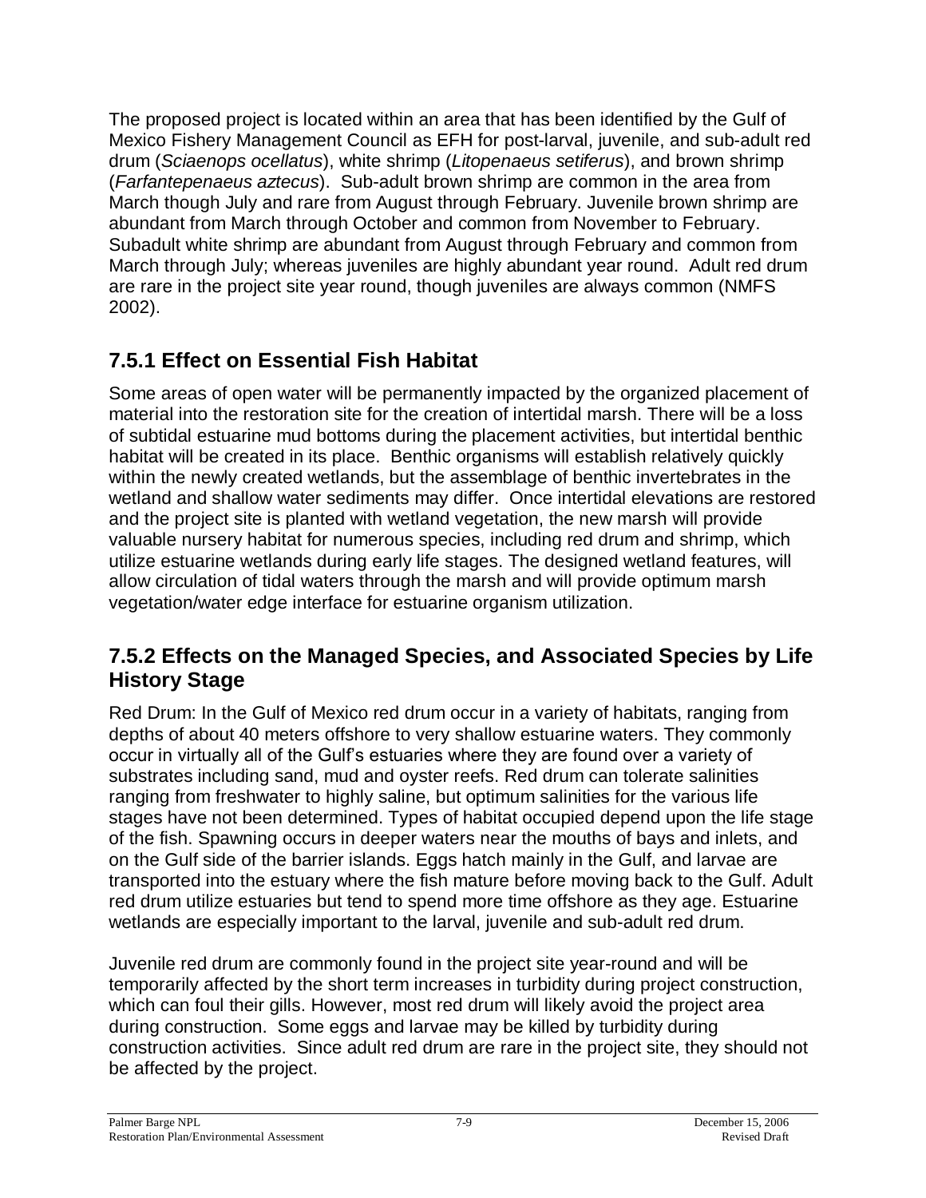The proposed project is located within an area that has been identified by the Gulf of Mexico Fishery Management Council as EFH for post-larval, juvenile, and sub-adult red drum (*Sciaenops ocellatus*), white shrimp (*Litopenaeus setiferus*), and brown shrimp (*Farfantepenaeus aztecus*). Sub-adult brown shrimp are common in the area from March though July and rare from August through February. Juvenile brown shrimp are abundant from March through October and common from November to February. Subadult white shrimp are abundant from August through February and common from March through July; whereas juveniles are highly abundant year round. Adult red drum are rare in the project site year round, though juveniles are always common (NMFS 2002).

## 7.5.1 Effect on Essential Fish Habitat

Some areas of open water will be permanently impacted by the organized placement of material into the restoration site for the creation of intertidal marsh. There will be a loss of subtidal estuarine mud bottoms during the placement activities, but intertidal benthic habitat will be created in its place. Benthic organisms will establish relatively quickly within the newly created wetlands, but the assemblage of benthic invertebrates in the wetland and shallow water sediments may differ. Once intertidal elevations are restored and the project site is planted with wetland vegetation, the new marsh will provide valuable nursery habitat for numerous species, including red drum and shrimp, which utilize estuarine wetlands during early life stages. The designed wetland features, will allow circulation of tidal waters through the marsh and will provide optimum marsh vegetation/water edge interface for estuarine organism utilization.

## 7.5.2 Effects on the Managed Species, and Associated Species by Life History Stage

Red Drum: In the Gulf of Mexico red drum occur in a variety of habitats, ranging from depths of about 40 meters offshore to very shallow estuarine waters. They commonly occur in virtually all of the Gulf's estuaries where they are found over a variety of substrates including sand, mud and oyster reefs. Red drum can tolerate salinities ranging from freshwater to highly saline, but optimum salinities for the various life stages have not been determined. Types of habitat occupied depend upon the life stage of the fish. Spawning occurs in deeper waters near the mouths of bays and inlets, and on the Gulf side of the barrier islands. Eggs hatch mainly in the Gulf, and larvae are transported into the estuary where the fish mature before moving back to the Gulf. Adult red drum utilize estuaries but tend to spend more time offshore as they age. Estuarine wetlands are especially important to the larval, juvenile and sub-adult red drum.

Juvenile red drum are commonly found in the project site year-round and will be temporarily affected by the short term increases in turbidity during project construction, which can foul their gills. However, most red drum will likely avoid the project area during construction. Some eggs and larvae may be killed by turbidity during construction activities. Since adult red drum are rare in the project site, they should not be affected by the project.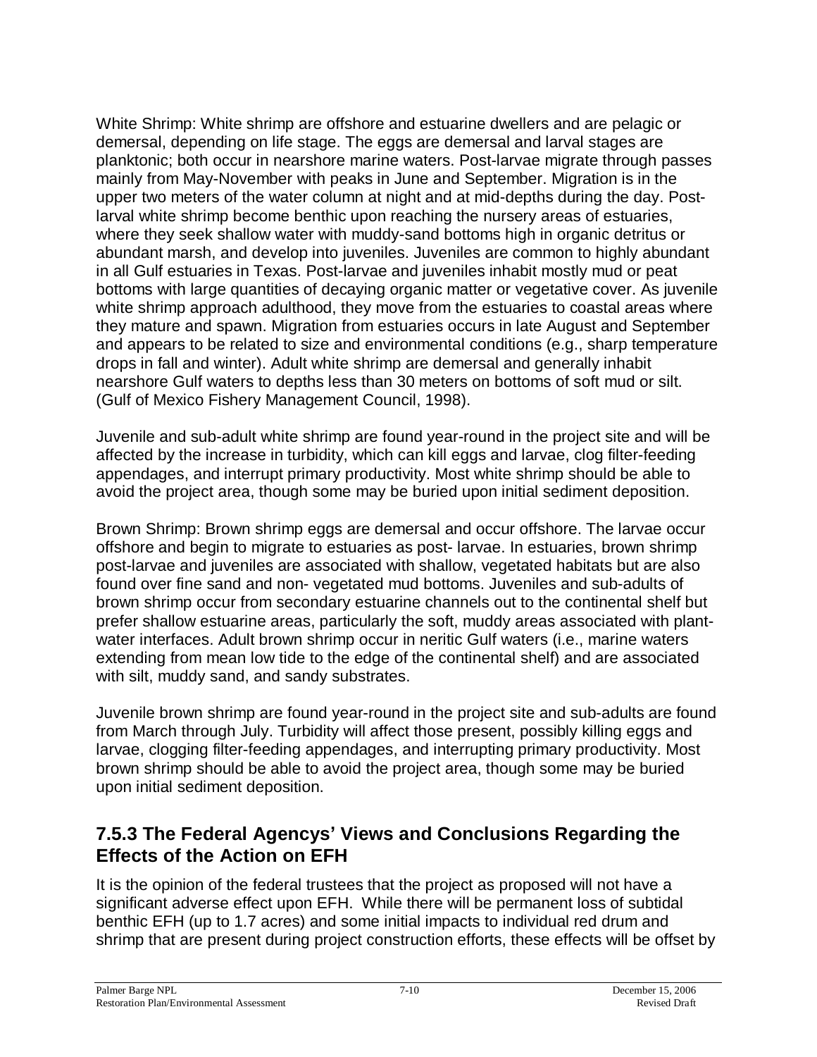White Shrimp: White shrimp are offshore and estuarine dwellers and are pelagic or demersal, depending on life stage. The eggs are demersal and larval stages are planktonic; both occur in nearshore marine waters. Post-larvae migrate through passes mainly from May-November with peaks in June and September. Migration is in the upper two meters of the water column at night and at mid-depths during the day. Post-larval white shrimp become benthic upon reaching the nursery areas of estuaries, where they seek shallow water with muddy-sand bottoms high in organic detritus or abundant marsh, and develop into juveniles. Juveniles are common to highly abundant in all Gulf estuaries in Texas. Post-larvae and juveniles inhabit mostly mud or peat bottoms with large quantities of decaying organic matter or vegetative cover. As juvenile white shrimp approach adulthood, they move from the estuaries to coastal areas where they mature and spawn. Migration from estuaries occurs in late August and September and appears to be related to size and environmental conditions (e.g., sharp temperature drops in fall and winter). Adult white shrimp are demersal and generally inhabit nearshore Gulf waters to depths less than 30 meters on bottoms of soft mud or silt. (Gulf of Mexico Fishery Management Council, 1998).

Juvenile and sub-adult white shrimp are found year-round in the project site and will be affected by the increase in turbidity, which can kill eggs and larvae, clog filter-feeding appendages, and interrupt primary productivity. Most white shrimp should be able to avoid the project area, though some may be buried upon initial sediment deposition.

Brown Shrimp: Brown shrimp eggs are demersal and occur offshore. The larvae occur offshore and begin to migrate to estuaries as post- larvae. In estuaries, brown shrimp post-larvae and juveniles are associated with shallow, vegetated habitats but are also found over fine sand and non- vegetated mud bottoms. Juveniles and sub-adults of brown shrimp occur from secondary estuarine channels out to the continental shelf but prefer shallow estuarine areas, particularly the soft, muddy areas associated with plant-water interfaces. Adult brown shrimp occur in neritic Gulf waters (i.e., marine waters extending from mean low tide to the edge of the continental shelf) and are associated with silt, muddy sand, and sandy substrates.

Juvenile brown shrimp are found year-round in the project site and sub-adults are found from March through July. Turbidity will affect those present, possibly killing eggs and larvae, clogging filter-feeding appendages, and interrupting primary productivity. Most brown shrimp should be able to avoid the project area, though some may be buried upon initial sediment deposition.

### 7.5.3 The Federal Agencys' Views and Conclusions Regarding the Effects of the Action on EFH

It is the opinion of the federal trustees that the project as proposed will not have a significant adverse effect upon EFH. While there will be permanent loss of subtidal benthic EFH (up to 1.7 acres) and some initial impacts to individual red drum and shrimp that are present during project construction efforts, these effects will be offset by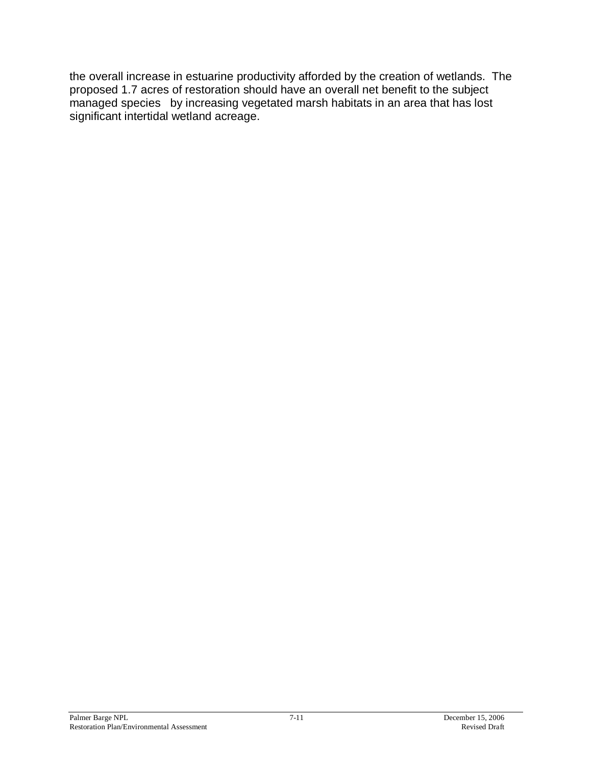the overall increase in estuarine productivity afforded by the creation of wetlands. The proposed 1.7 acres of restoration should have an overall net benefit to the subject managed species by increasing vegetated marsh habitats in an area that has lost significant intertidal wetland acreage.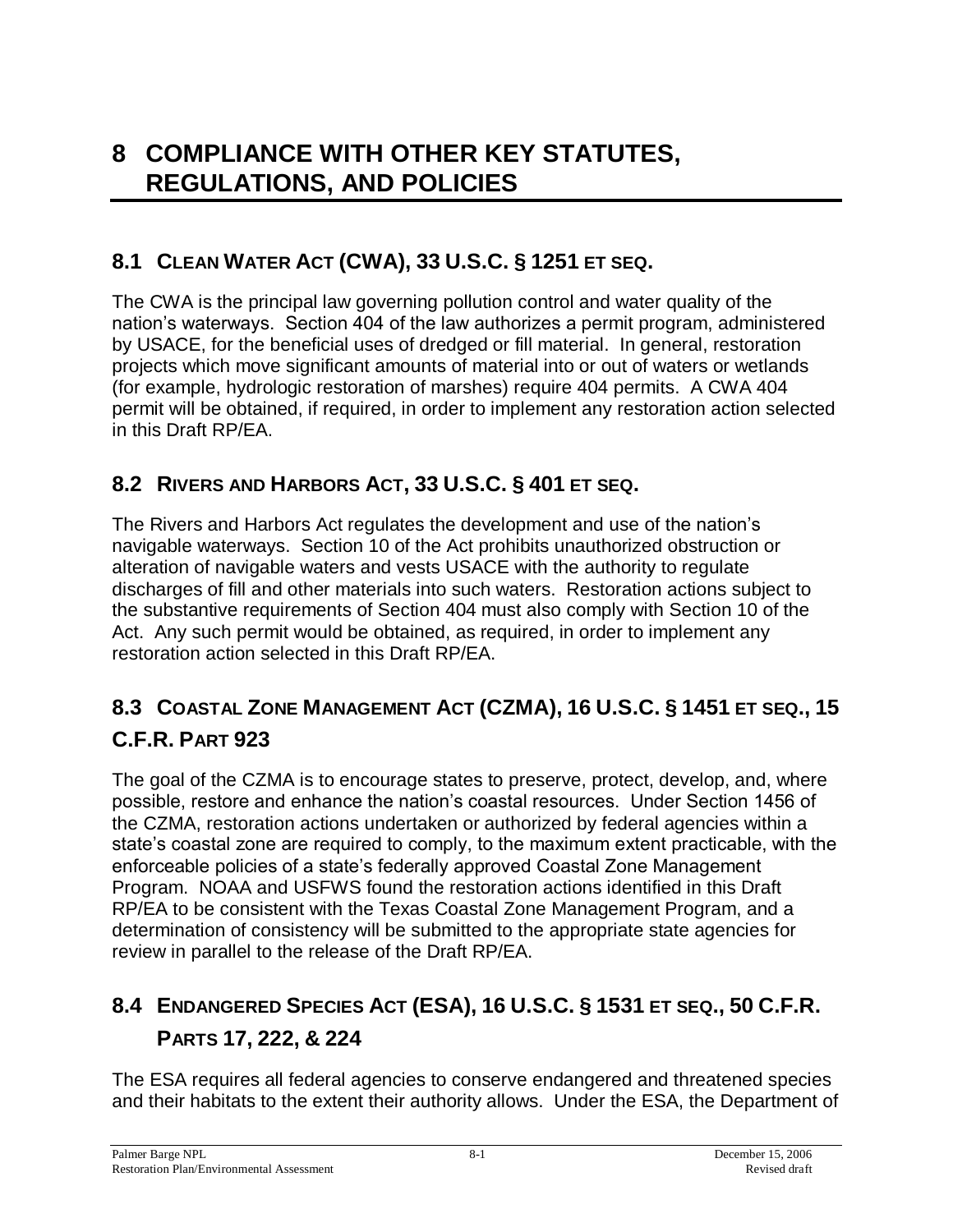# 8 COMPLIANCE WITH OTHER KEY STATUTES, REGULATIONS, AND POLICIES

## 8.1 CLEAN WATER ACT (CWA), 33 U.S.C. § 1251 ET SEQ.

The CWA is the principal law governing pollution control and water quality of the nation's waterways. Section 404 of the law authorizes a permit program, administered by USACE, for the beneficial uses of dredged or fill material. In general, restoration projects which move significant amounts of material into or out of waters or wetlands (for example, hydrologic restoration of marshes) require 404 permits. A CWA 404 permit will be obtained, if required, in order to implement any restoration action selected in this Draft RP/EA.

## 8.2 RIVERS AND HARBORS ACT, 33 U.S.C. § 401 ET SEQ.

The Rivers and Harbors Act regulates the development and use of the nation's navigable waterways. Section 10 of the Act prohibits unauthorized obstruction or alteration of navigable waters and vests USACE with the authority to regulate discharges of fill and other materials into such waters. Restoration actions subject to the substantive requirements of Section 404 must also comply with Section 10 of the Act. Any such permit would be obtained, as required, in order to implement any restoration action selected in this Draft RP/EA.

## 8.3 COASTAL ZONE MANAGEMENT ACT (CZMA), 16 U.S.C. § 1451 ET SEQ., 15 C.F.R. PART 923

The goal of the CZMA is to encourage states to preserve, protect, develop, and, where possible, restore and enhance the nation's coastal resources. Under Section 1456 of the CZMA, restoration actions undertaken or authorized by federal agencies within a state's coastal zone are required to comply, to the maximum extent practicable, with the enforceable policies of a state's federally approved Coastal Zone Management Program. NOAA and USFWS found the restoration actions identified in this Draft RP/EA to be consistent with the Texas Coastal Zone Management Program, and a determination of consistency will be submitted to the appropriate state agencies for review in parallel to the release of the Draft RP/EA.

## 8.4 ENDANGERED SPECIES ACT (ESA), 16 U.S.C. § 1531 ET SEQ., 50 C.F.R. PARTS 17, 222, & 224

The ESA requires all federal agencies to conserve endangered and threatened species and their habitats to the extent their authority allows. Under the ESA, the Department of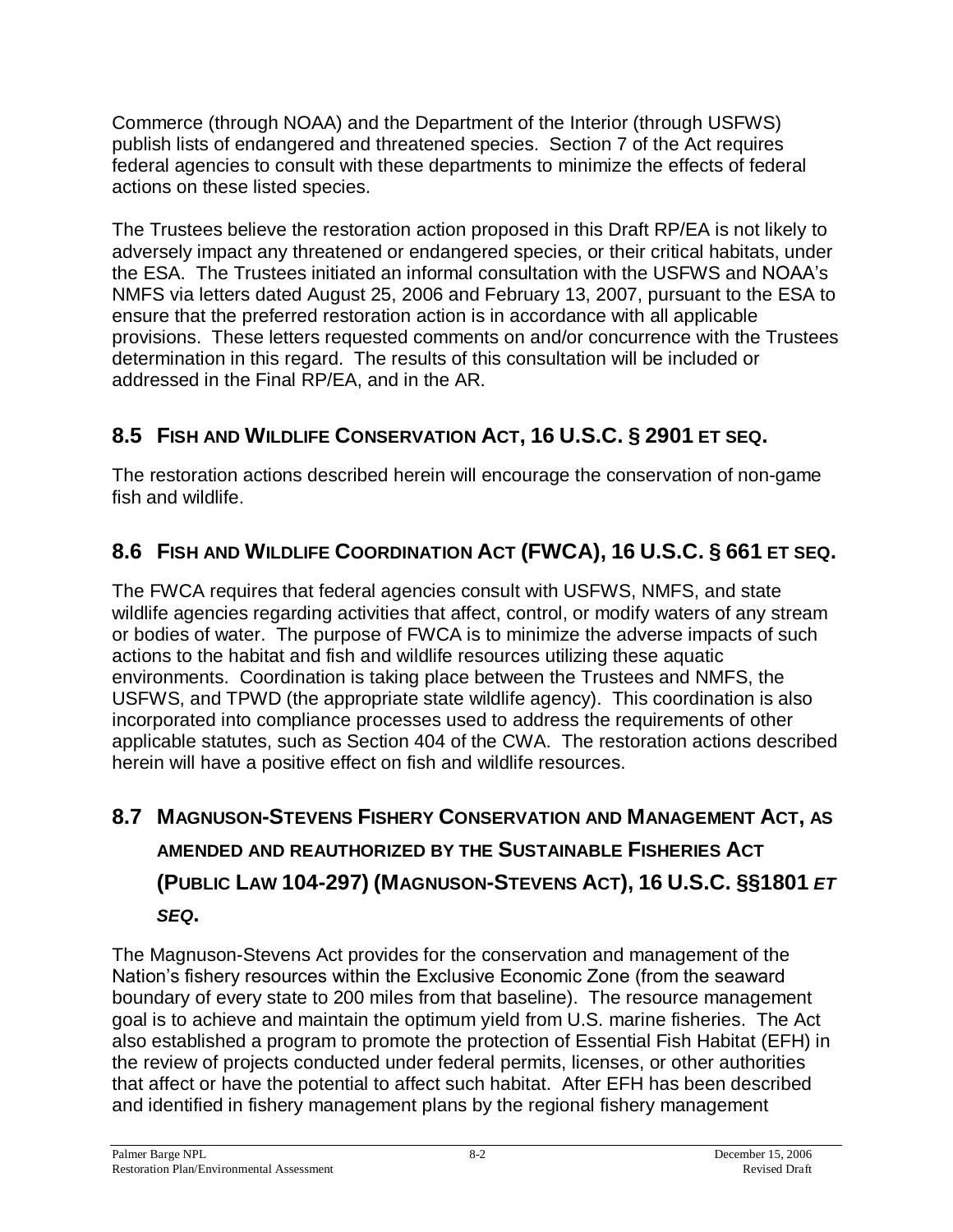Commerce (through NOAA) and the Department of the Interior (through USFWS) publish lists of endangered and threatened species. Section 7 of the Act requires federal agencies to consult with these departments to minimize the effects of federal actions on these listed species.

The Trustees believe the restoration action proposed in this Draft RP/EA is not likely to adversely impact any threatened or endangered species, or their critical habitats, under the ESA. The Trustees initiated an informal consultation with the USFWS and NOAA's NMFS via letters dated August 25, 2006 and February 13, 2007, pursuant to the ESA to ensure that the preferred restoration action is in accordance with all applicable provisions. These letters requested comments on and/or concurrence with the Trustees determination in this regard. The results of this consultation will be included or addressed in the Final RP/EA, and in the AR.

## 8.5 FISH AND WILDLIFE CONSERVATION ACT, 16 U.S.C. § 2901 ET SEQ.

The restoration actions described herein will encourage the conservation of non-game fish and wildlife.

## 8.6 FISH AND WILDLIFE COORDINATION ACT (FWCA), 16 U.S.C. § 661 ET SEQ.

The FWCA requires that federal agencies consult with USFWS, NMFS, and state wildlife agencies regarding activities that affect, control, or modify waters of any stream or bodies of water. The purpose of FWCA is to minimize the adverse impacts of such actions to the habitat and fish and wildlife resources utilizing these aquatic environments. Coordination is taking place between the Trustees and NMFS, the USFWS, and TPWD (the appropriate state wildlife agency). This coordination is also incorporated into compliance processes used to address the requirements of other applicable statutes, such as Section 404 of the CWA. The restoration actions described herein will have a positive effect on fish and wildlife resources.

## 8.7 MAGNUSON-STEVENS FISHERY CONSERVATION AND MANAGEMENT ACT, AS AMENDED AND REAUTHORIZED BY THE SUSTAINABLE FISHERIES ACT (PUBLIC LAW 104-297) (MAGNUSON-STEVENS ACT), 16 U.S.C. §§1801 *ET SEQ*.

The Magnuson-Stevens Act provides for the conservation and management of the Nation's fishery resources within the Exclusive Economic Zone (from the seaward boundary of every state to 200 miles from that baseline). The resource management goal is to achieve and maintain the optimum yield from U.S. marine fisheries. The Act also established a program to promote the protection of Essential Fish Habitat (EFH) in the review of projects conducted under federal permits, licenses, or other authorities that affect or have the potential to affect such habitat. After EFH has been described and identified in fishery management plans by the regional fishery management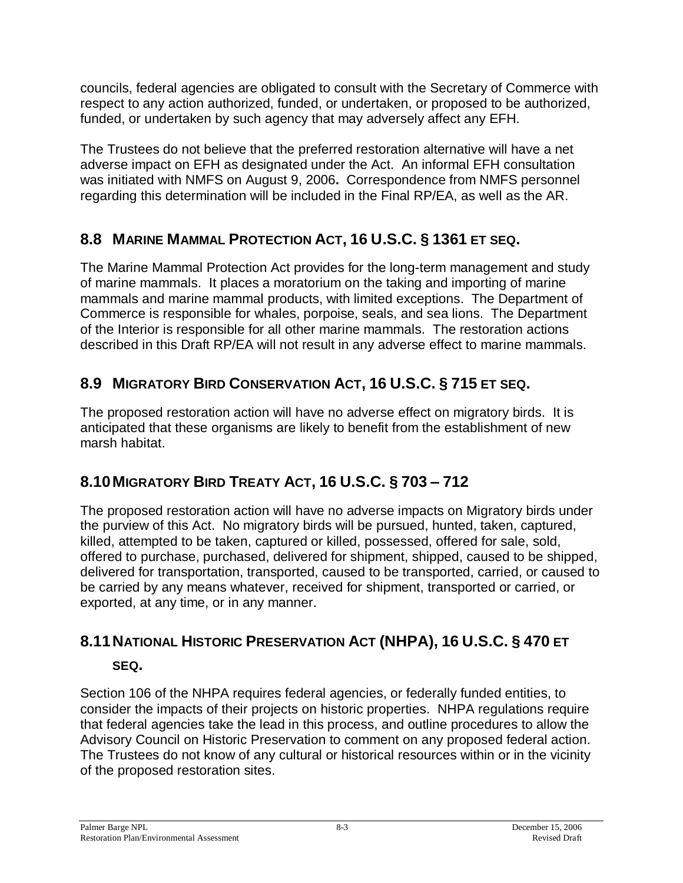councils, federal agencies are obligated to consult with the Secretary of Commerce with respect to any action authorized, funded, or undertaken, or proposed to be authorized, funded, or undertaken by such agency that may adversely affect any EFH.

The Trustees do not believe that the preferred restoration alternative will have a net adverse impact on EFH as designated under the Act. An informal EFH consultation was initiated with NMFS on August 9, 2006**.** Correspondence from NMFS personnel regarding this determination will be included in the Final RP/EA, as well as the AR.

## 8.8 MARINE MAMMAL PROTECTION ACT, 16 U.S.C. § 1361 ET SEQ.

The Marine Mammal Protection Act provides for the long-term management and study of marine mammals. It places a moratorium on the taking and importing of marine mammals and marine mammal products, with limited exceptions. The Department of Commerce is responsible for whales, porpoise, seals, and sea lions. The Department of the Interior is responsible for all other marine mammals. The restoration actions described in this Draft RP/EA will not result in any adverse effect to marine mammals.

## 8.9 MIGRATORY BIRD CONSERVATION ACT, 16 U.S.C. § 715 ET SEQ.

The proposed restoration action will have no adverse effect on migratory birds. It is anticipated that these organisms are likely to benefit from the establishment of new marsh habitat.

## 8.10 MIGRATORY BIRD TREATY ACT, 16 U.S.C. § 703 – 712

The proposed restoration action will have no adverse impacts on Migratory birds under the purview of this Act. No migratory birds will be pursued, hunted, taken, captured, killed, attempted to be taken, captured or killed, possessed, offered for sale, sold, offered to purchase, purchased, delivered for shipment, shipped, caused to be shipped, delivered for transportation, transported, caused to be transported, carried, or caused to be carried by any means whatever, received for shipment, transported or carried, or exported, at any time, or in any manner.

## 8.11 NATIONAL HISTORIC PRESERVATION ACT (NHPA), 16 U.S.C. § 470 ET SEQ.

Section 106 of the NHPA requires federal agencies, or federally funded entities, to consider the impacts of their projects on historic properties. NHPA regulations require that federal agencies take the lead in this process, and outline procedures to allow the Advisory Council on Historic Preservation to comment on any proposed federal action. The Trustees do not know of any cultural or historical resources within or in the vicinity of the proposed restoration sites.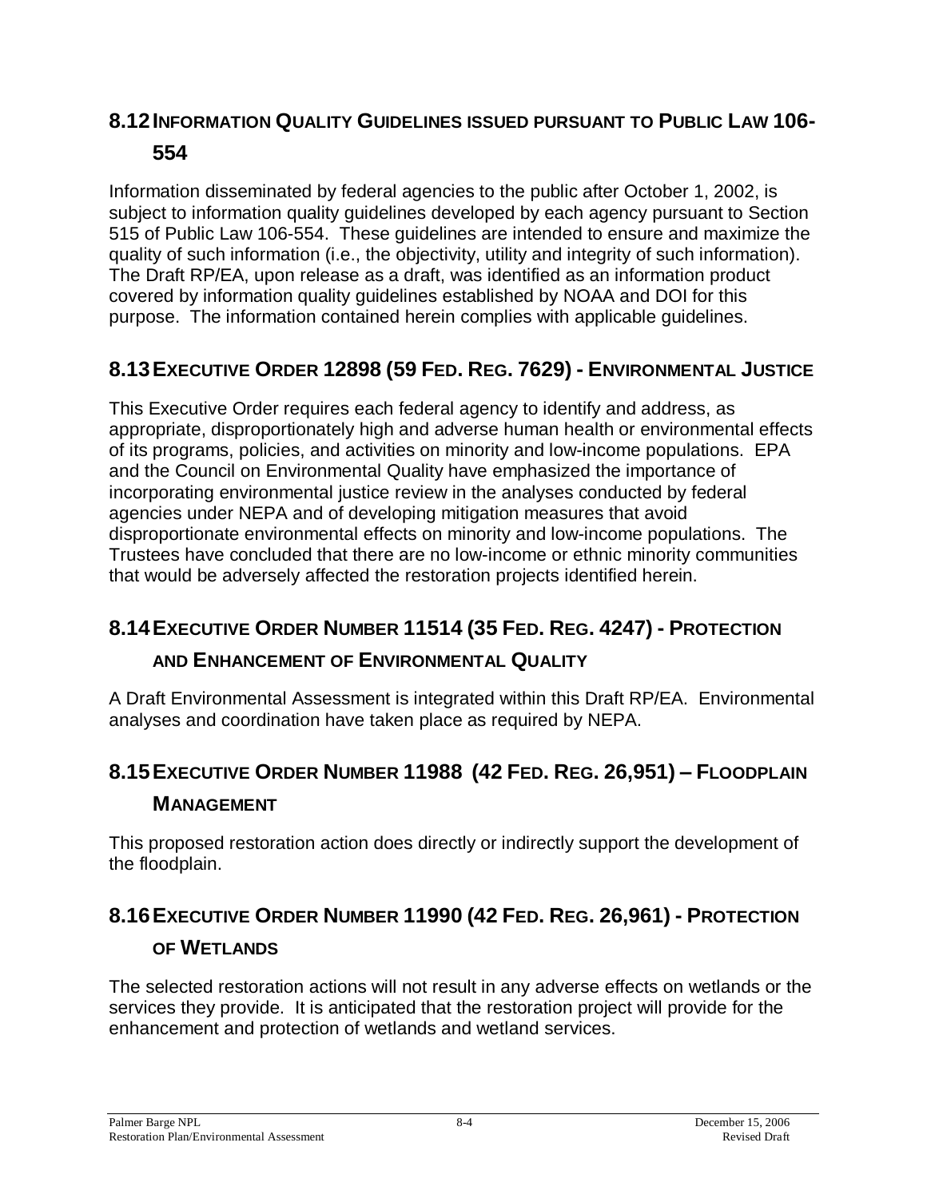## 8.12 INFORMATION QUALITY GUIDELINES ISSUED PURSUANT TO PUBLIC LAW 106-554

Information disseminated by federal agencies to the public after October 1, 2002, is subject to information quality guidelines developed by each agency pursuant to Section 515 of Public Law 106-554. These guidelines are intended to ensure and maximize the quality of such information (i.e., the objectivity, utility and integrity of such information). The Draft RP/EA, upon release as a draft, was identified as an information product covered by information quality guidelines established by NOAA and DOI for this purpose. The information contained herein complies with applicable guidelines.

## 8.13 EXECUTIVE ORDER 12898 (59 FED. REG. 7629) - ENVIRONMENTAL JUSTICE

This Executive Order requires each federal agency to identify and address, as appropriate, disproportionately high and adverse human health or environmental effects of its programs, policies, and activities on minority and low-income populations. EPA and the Council on Environmental Quality have emphasized the importance of incorporating environmental justice review in the analyses conducted by federal agencies under NEPA and of developing mitigation measures that avoid disproportionate environmental effects on minority and low-income populations. The Trustees have concluded that there are no low-income or ethnic minority communities that would be adversely affected the restoration projects identified herein.

## 8.14 EXECUTIVE ORDER NUMBER 11514 (35 FED. REG. 4247) - PROTECTION AND ENHANCEMENT OF ENVIRONMENTAL QUALITY

A Draft Environmental Assessment is integrated within this Draft RP/EA. Environmental analyses and coordination have taken place as required by NEPA.

## 8.15 EXECUTIVE ORDER NUMBER 11988 (42 FED. REG. 26,951) – FLOODPLAIN MANAGEMENT

This proposed restoration action does directly or indirectly support the development of the floodplain.

## 8.16 EXECUTIVE ORDER NUMBER 11990 (42 FED. REG. 26,961) - PROTECTION OF WETLANDS

The selected restoration actions will not result in any adverse effects on wetlands or the services they provide. It is anticipated that the restoration project will provide for the enhancement and protection of wetlands and wetland services.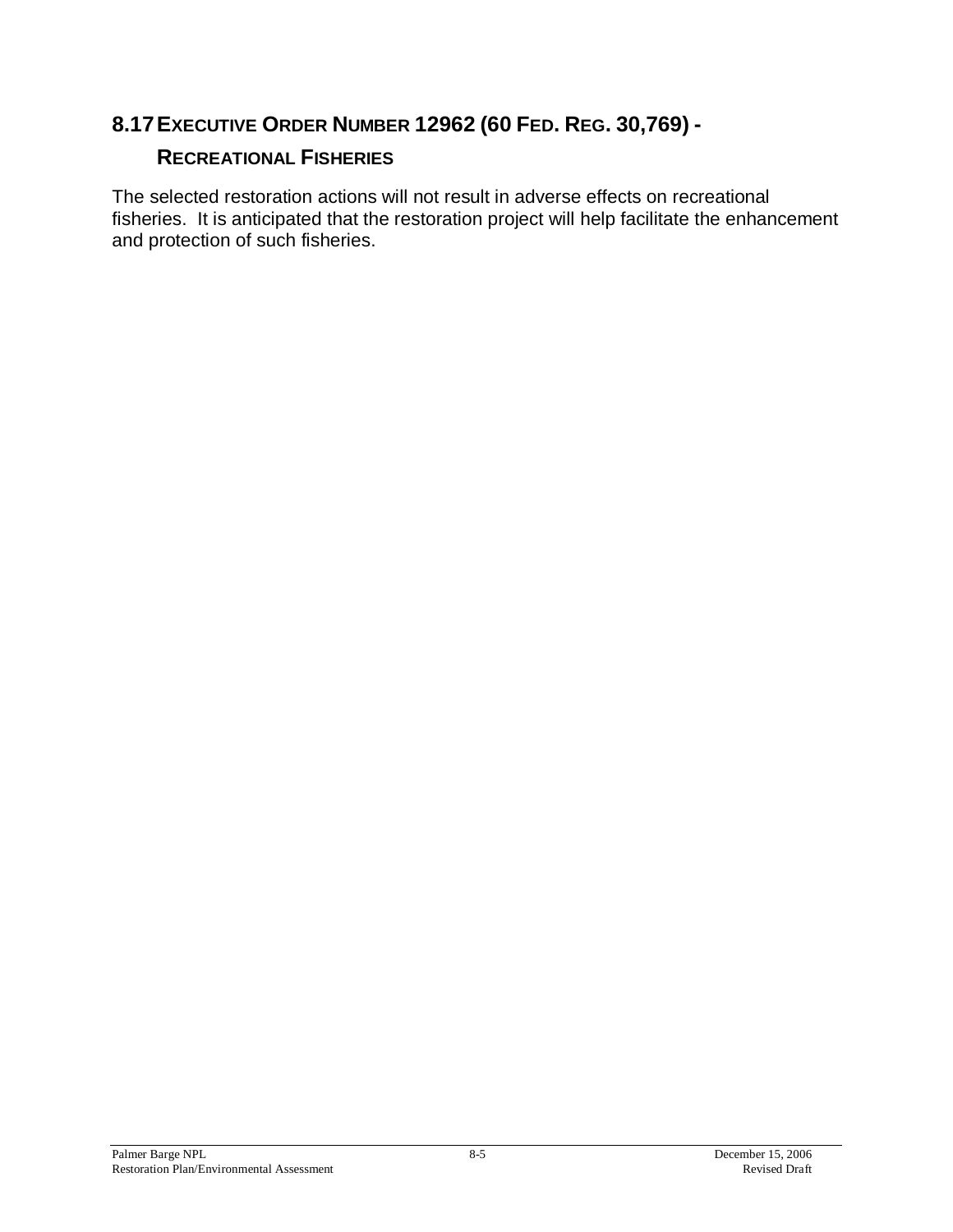## 8.17 EXECUTIVE ORDER NUMBER 12962 (60 FED. REG. 30,769) - RECREATIONAL FISHERIES

The selected restoration actions will not result in adverse effects on recreational fisheries. It is anticipated that the restoration project will help facilitate the enhancement and protection of such fisheries.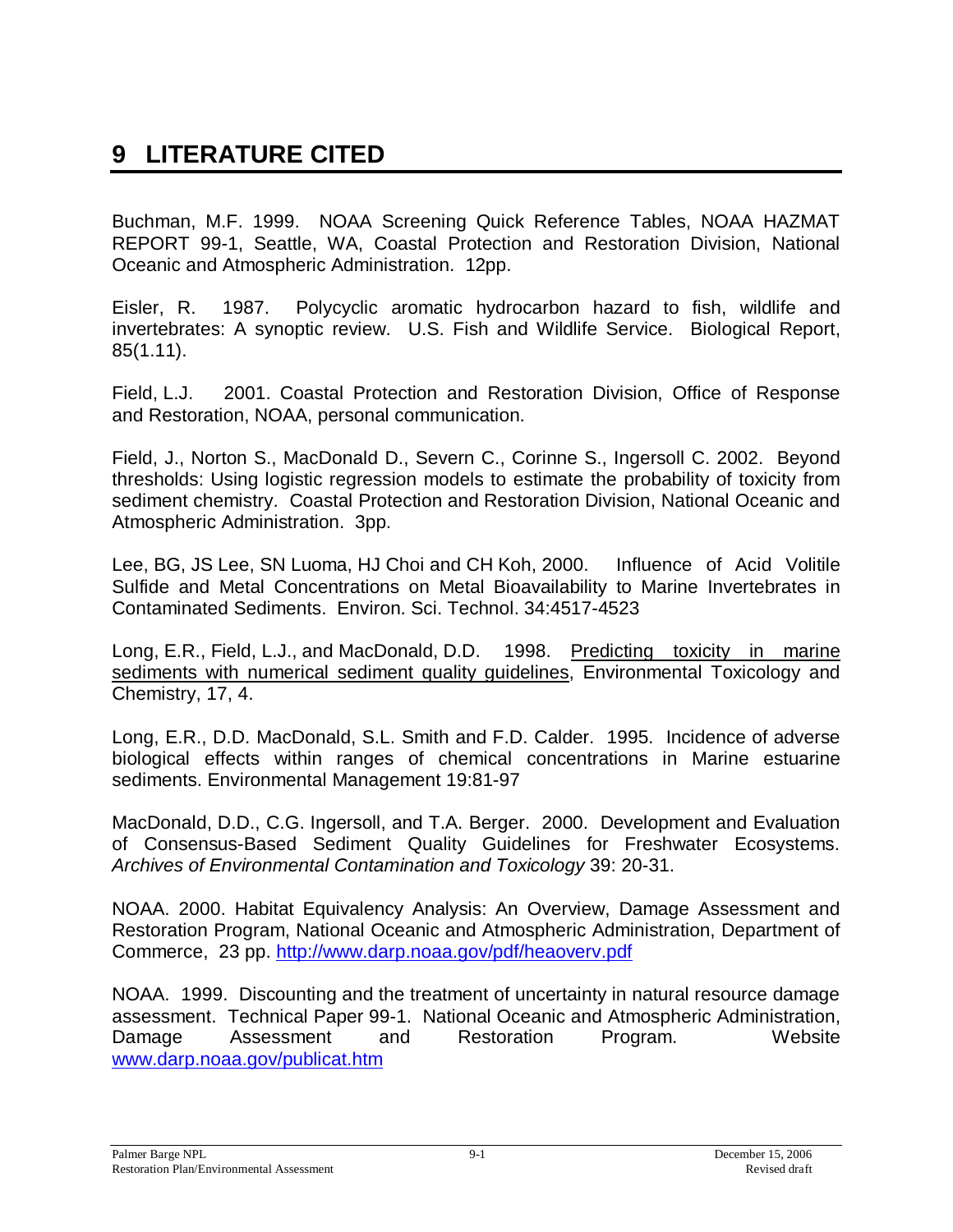# 9 LITERATURE CITED

Buchman, M.F. 1999. NOAA Screening Quick Reference Tables, NOAA HAZMAT REPORT 99-1, Seattle, WA, Coastal Protection and Restoration Division, National Oceanic and Atmospheric Administration. 12pp.

Eisler, R. 1987. Polycyclic aromatic hydrocarbon hazard to fish, wildlife and invertebrates: A synoptic review. U.S. Fish and Wildlife Service. Biological Report, 85(1.11).

Field, L.J. 2001. Coastal Protection and Restoration Division, Office of Response and Restoration, NOAA, personal communication.

Field, J., Norton S., MacDonald D., Severn C., Corinne S., Ingersoll C. 2002. Beyond thresholds: Using logistic regression models to estimate the probability of toxicity from sediment chemistry. Coastal Protection and Restoration Division, National Oceanic and Atmospheric Administration. 3pp.

Lee, BG, JS Lee, SN Luoma, HJ Choi and CH Koh, 2000. Influence of Acid Volitile Sulfide and Metal Concentrations on Metal Bioavailability to Marine Invertebrates in Contaminated Sediments. Environ. Sci. Technol. 34:4517-4523

Long, E.R., Field, L.J., and MacDonald, D.D. 1998. Predicting toxicity in marine sediments with numerical sediment quality guidelines, Environmental Toxicology and Chemistry, 17, 4.

Long, E.R., D.D. MacDonald, S.L. Smith and F.D. Calder. 1995. Incidence of adverse biological effects within ranges of chemical concentrations in Marine estuarine sediments. Environmental Management 19:81-97

MacDonald, D.D., C.G. Ingersoll, and T.A. Berger. 2000. Development and Evaluation of Consensus-Based Sediment Quality Guidelines for Freshwater Ecosystems. *Archives of Environmental Contamination and Toxicology* 39: 20-31.

NOAA. 2000. Habitat Equivalency Analysis: An Overview, Damage Assessment and Restoration Program, National Oceanic and Atmospheric Administration, Department of Commerce, 23 pp. http://www.darp.noaa.gov/pdf/heaoverv.pdf

NOAA. 1999. Discounting and the treatment of uncertainty in natural resource damage assessment. Technical Paper 99-1. National Oceanic and Atmospheric Administration, Damage Assessment and Restoration Program. Website www.darp.noaa.gov/publicat.htm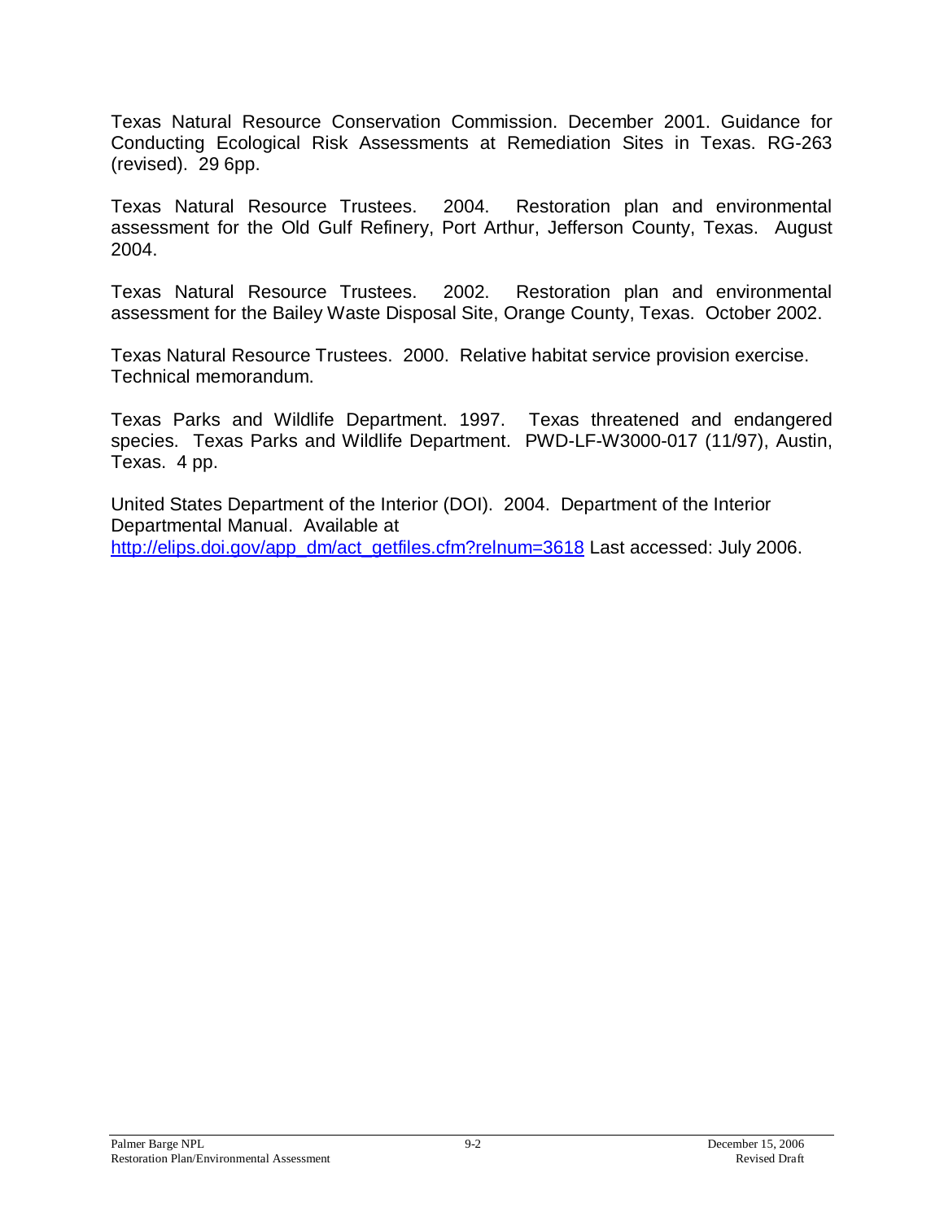Texas Natural Resource Conservation Commission. December 2001. Guidance for Conducting Ecological Risk Assessments at Remediation Sites in Texas. RG-263 (revised). 29 6pp.

Texas Natural Resource Trustees. 2004. Restoration plan and environmental assessment for the Old Gulf Refinery, Port Arthur, Jefferson County, Texas. August 2004.

Texas Natural Resource Trustees. 2002. Restoration plan and environmental assessment for the Bailey Waste Disposal Site, Orange County, Texas. October 2002.

Texas Natural Resource Trustees. 2000. Relative habitat service provision exercise. Technical memorandum.

Texas Parks and Wildlife Department. 1997. Texas threatened and endangered species. Texas Parks and Wildlife Department. PWD-LF-W3000-017 (11/97), Austin, Texas. 4 pp.

United States Department of the Interior (DOI). 2004. Department of the Interior Departmental Manual. Available at http://elips.doi.gov/app_dm/act_getfiles.cfm?relnum=3618 Last accessed: July 2006.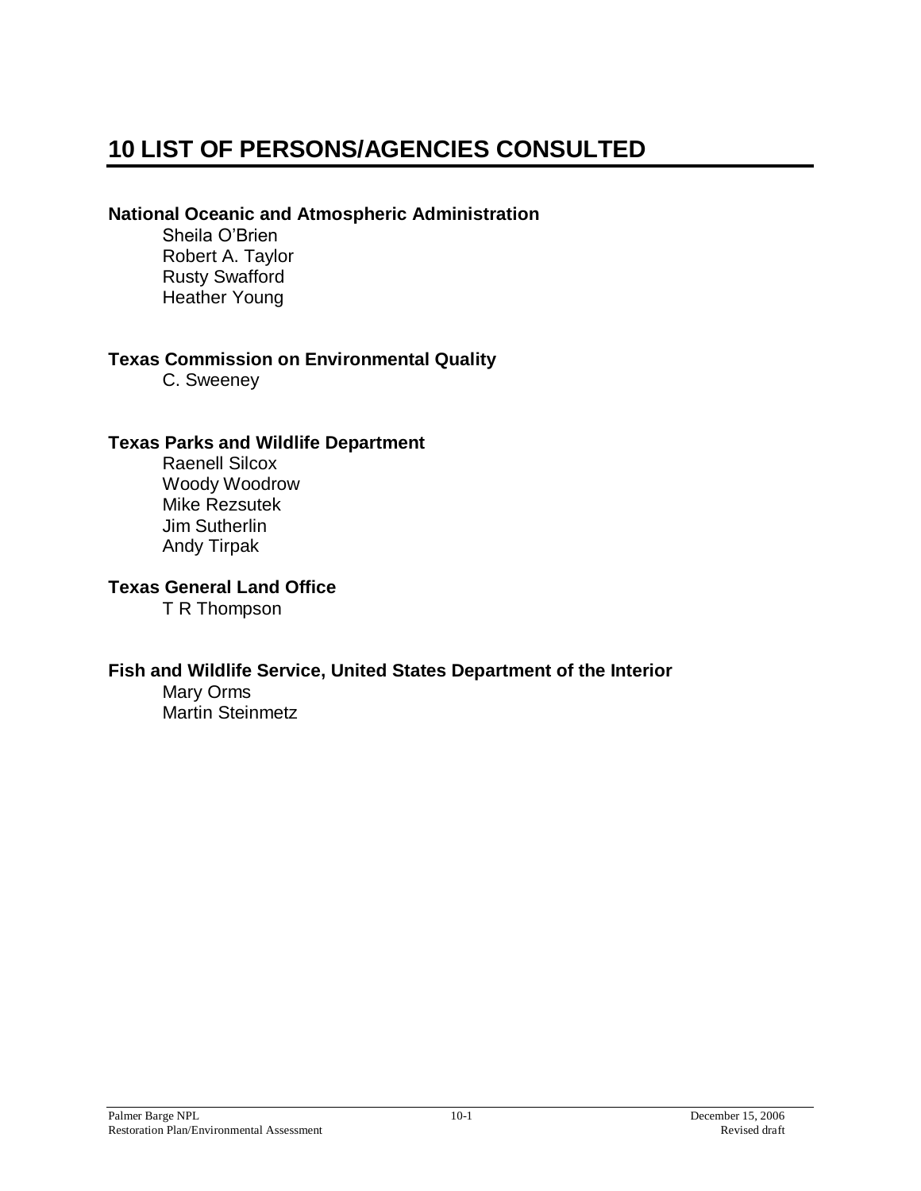# 10 LIST OF PERSONS/AGENCIES CONSULTED

**National Oceanic and Atmospheric Administration**

Sheila O'Brien
Robert A. Taylor
Rusty Swafford
Heather Young

**Texas Commission on Environmental Quality**

C. Sweeney

**Texas Parks and Wildlife Department**

Raenell Silcox
Woody Woodrow
Mike Rezsutek
Jim Sutherlin
Andy Tirpak

**Texas General Land Office**

T R Thompson

**Fish and Wildlife Service, United States Department of the Interior**

Mary Orms
Martin Steinmetz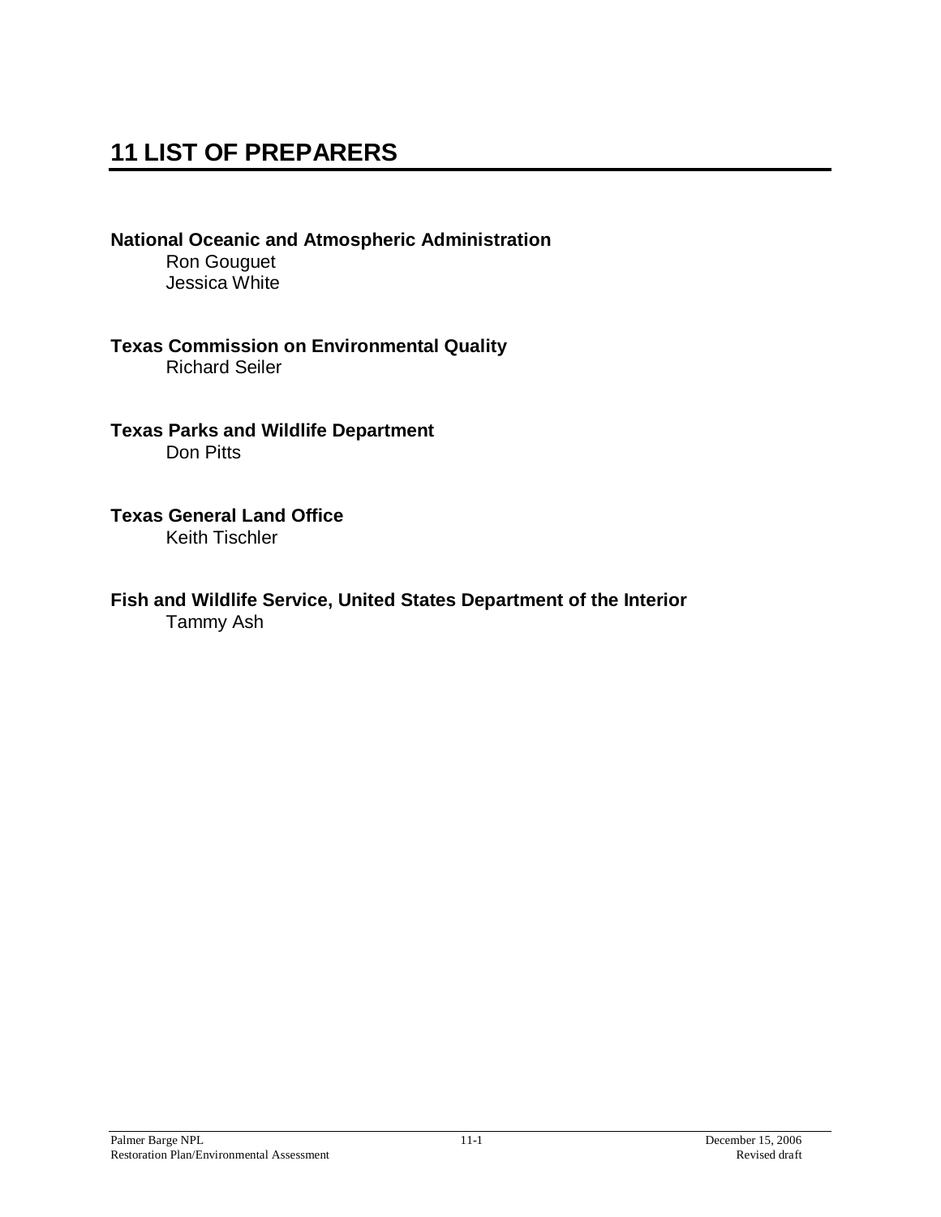# 11 LIST OF PREPARERS

**National Oceanic and Atmospheric Administration**

Ron Gouguet
Jessica White

**Texas Commission on Environmental Quality**

Richard Seiler

**Texas Parks and Wildlife Department**

Don Pitts

**Texas General Land Office**

Keith Tischler

**Fish and Wildlife Service, United States Department of the Interior**

Tammy Ash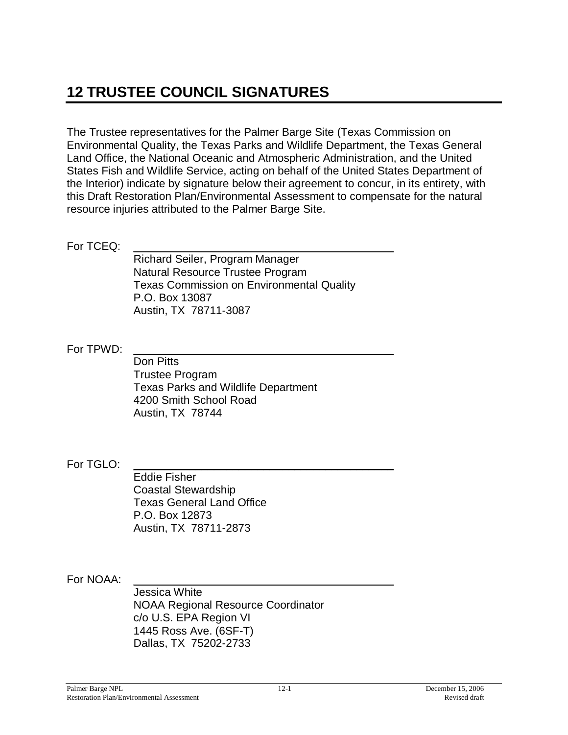# 12 TRUSTEE COUNCIL SIGNATURES

The Trustee representatives for the Palmer Barge Site (Texas Commission on Environmental Quality, the Texas Parks and Wildlife Department, the Texas General Land Office, the National Oceanic and Atmospheric Administration, and the United States Fish and Wildlife Service, acting on behalf of the United States Department of the Interior) indicate by signature below their agreement to concur, in its entirety, with this Draft Restoration Plan/Environmental Assessment to compensate for the natural resource injuries attributed to the Palmer Barge Site.

For TCEQ: \_\_\_\_\_\_\_\_\_\_\_\_\_\_\_\_\_\_\_\_\_\_\_\_\_\_\_\_\_\_\_\_\_\_\_\_\_\_\_\_

Richard Seiler, Program Manager
Natural Resource Trustee Program
Texas Commission on Environmental Quality
P.O. Box 13087
Austin, TX 78711-3087

For TPWD: \_\_\_\_\_\_\_\_\_\_\_\_\_\_\_\_\_\_\_\_\_\_\_\_\_\_\_\_\_\_\_\_\_\_\_\_\_\_\_\_

Don Pitts
Trustee Program
Texas Parks and Wildlife Department
4200 Smith School Road
Austin, TX 78744

For TGLO: \_\_\_\_\_\_\_\_\_\_\_\_\_\_\_\_\_\_\_\_\_\_\_\_\_\_\_\_\_\_\_\_\_\_\_\_\_\_\_\_

Eddie Fisher
Coastal Stewardship
Texas General Land Office
P.O. Box 12873
Austin, TX 78711-2873

For NOAA: \_\_\_\_\_\_\_\_\_\_\_\_\_\_\_\_\_\_\_\_\_\_\_\_\_\_\_\_\_\_\_\_\_\_\_\_\_\_\_\_

Jessica White
NOAA Regional Resource Coordinator
c/o U.S. EPA Region VI
1445 Ross Ave. (6SF-T)
Dallas, TX 75202-2733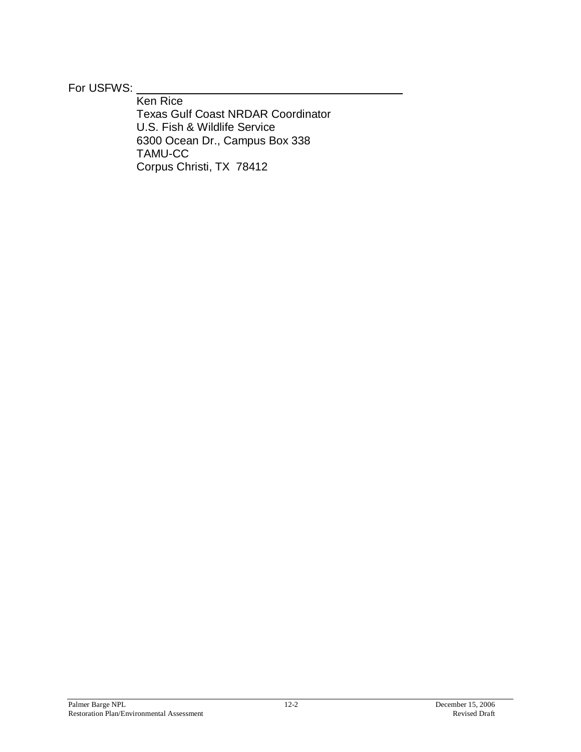For USFWS: ________________________________________

Ken Rice
Texas Gulf Coast NRDAR Coordinator
U.S. Fish & Wildlife Service
6300 Ocean Dr., Campus Box 338
TAMU-CC
Corpus Christi, TX  78412